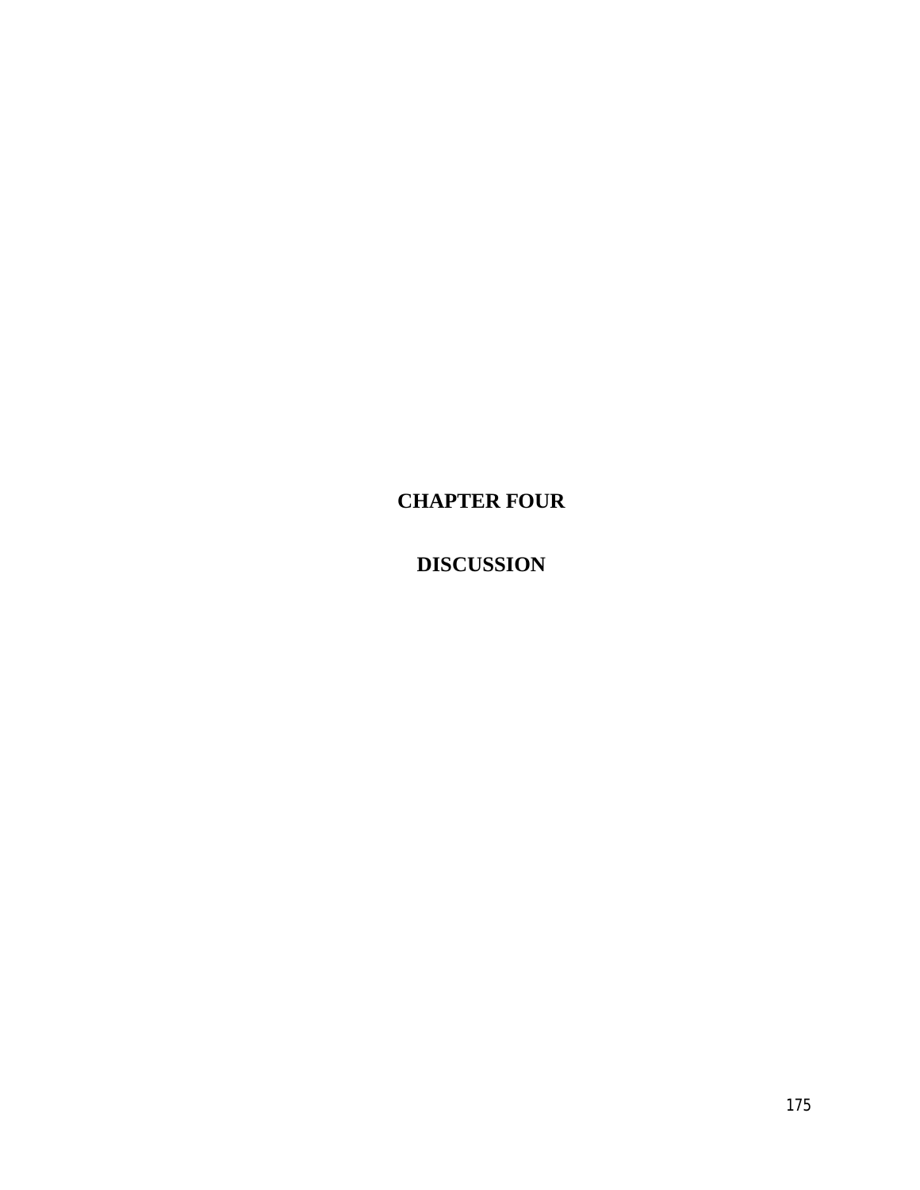# CHAPTER FOUR

# DISCUSSION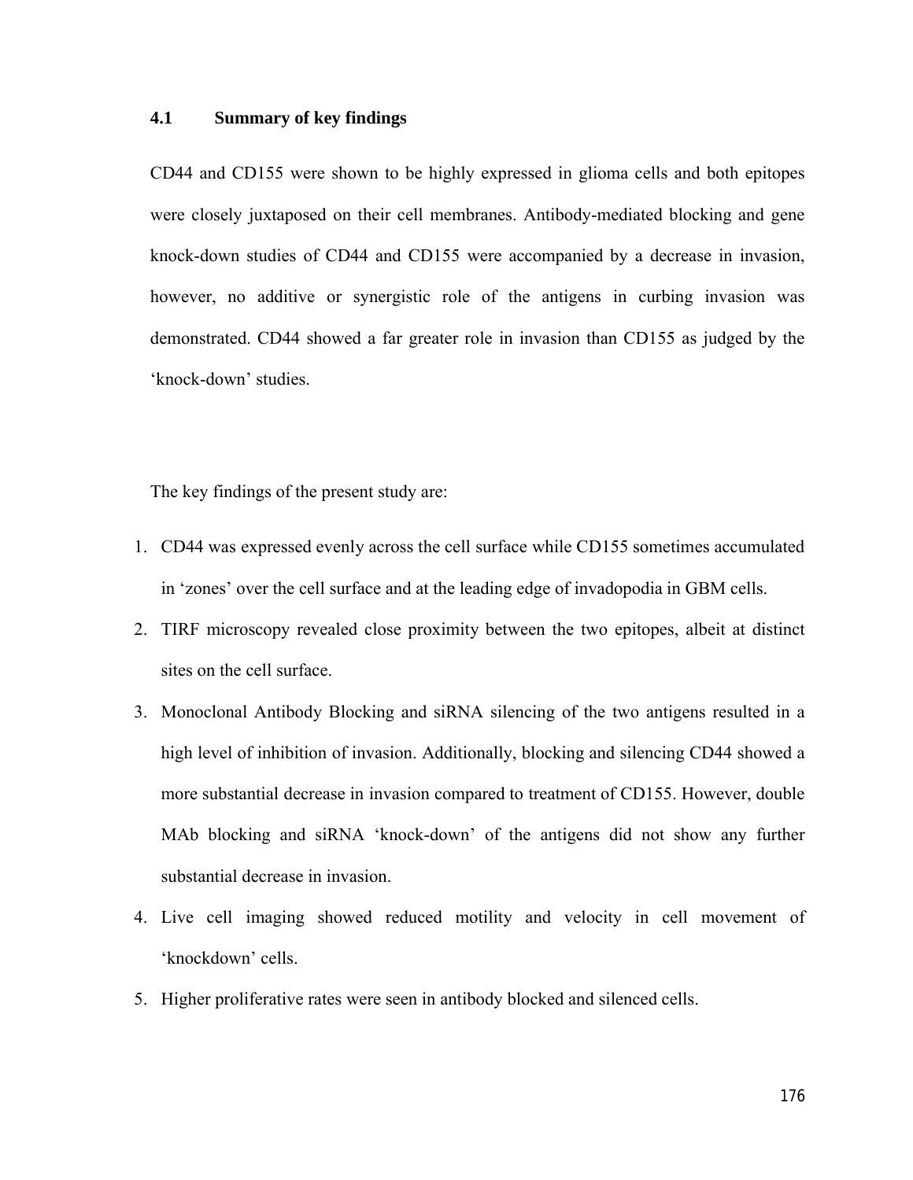### 4.1 Summary of key findings

CD44 and CD155 were shown to be highly expressed in glioma cells and both epitopes were closely juxtaposed on their cell membranes. Antibody-mediated blocking and gene knock-down studies of CD44 and CD155 were accompanied by a decrease in invasion, however, no additive or synergistic role of the antigens in curbing invasion was demonstrated. CD44 showed a far greater role in invasion than CD155 as judged by the 'knock-down' studies.

The key findings of the present study are:

1. CD44 was expressed evenly across the cell surface while CD155 sometimes accumulated in 'zones' over the cell surface and at the leading edge of invadopodia in GBM cells.
2. TIRF microscopy revealed close proximity between the two epitopes, albeit at distinct sites on the cell surface.
3. Monoclonal Antibody Blocking and siRNA silencing of the two antigens resulted in a high level of inhibition of invasion. Additionally, blocking and silencing CD44 showed a more substantial decrease in invasion compared to treatment of CD155. However, double MAb blocking and siRNA 'knock-down' of the antigens did not show any further substantial decrease in invasion.
4. Live cell imaging showed reduced motility and velocity in cell movement of 'knockdown' cells.
5. Higher proliferative rates were seen in antibody blocked and silenced cells.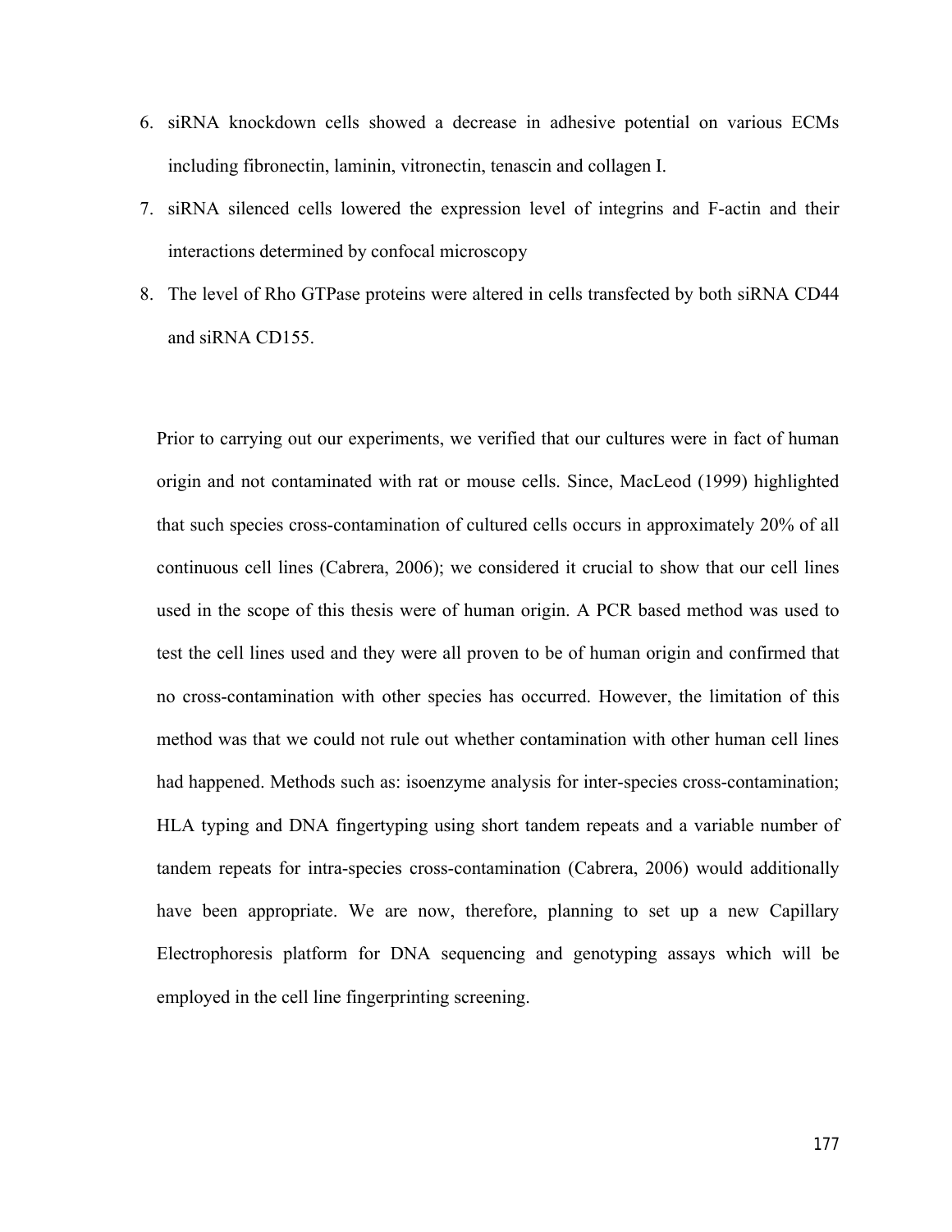6. siRNA knockdown cells showed a decrease in adhesive potential on various ECMs including fibronectin, laminin, vitronectin, tenascin and collagen I.
7. siRNA silenced cells lowered the expression level of integrins and F-actin and their interactions determined by confocal microscopy
8. The level of Rho GTPase proteins were altered in cells transfected by both siRNA CD44 and siRNA CD155.

Prior to carrying out our experiments, we verified that our cultures were in fact of human origin and not contaminated with rat or mouse cells. Since, MacLeod (1999) highlighted that such species cross-contamination of cultured cells occurs in approximately 20% of all continuous cell lines (Cabrera, 2006); we considered it crucial to show that our cell lines used in the scope of this thesis were of human origin. A PCR based method was used to test the cell lines used and they were all proven to be of human origin and confirmed that no cross-contamination with other species has occurred. However, the limitation of this method was that we could not rule out whether contamination with other human cell lines had happened. Methods such as: isoenzyme analysis for inter-species cross-contamination; HLA typing and DNA fingertyping using short tandem repeats and a variable number of tandem repeats for intra-species cross-contamination (Cabrera, 2006) would additionally have been appropriate. We are now, therefore, planning to set up a new Capillary Electrophoresis platform for DNA sequencing and genotyping assays which will be employed in the cell line fingerprinting screening.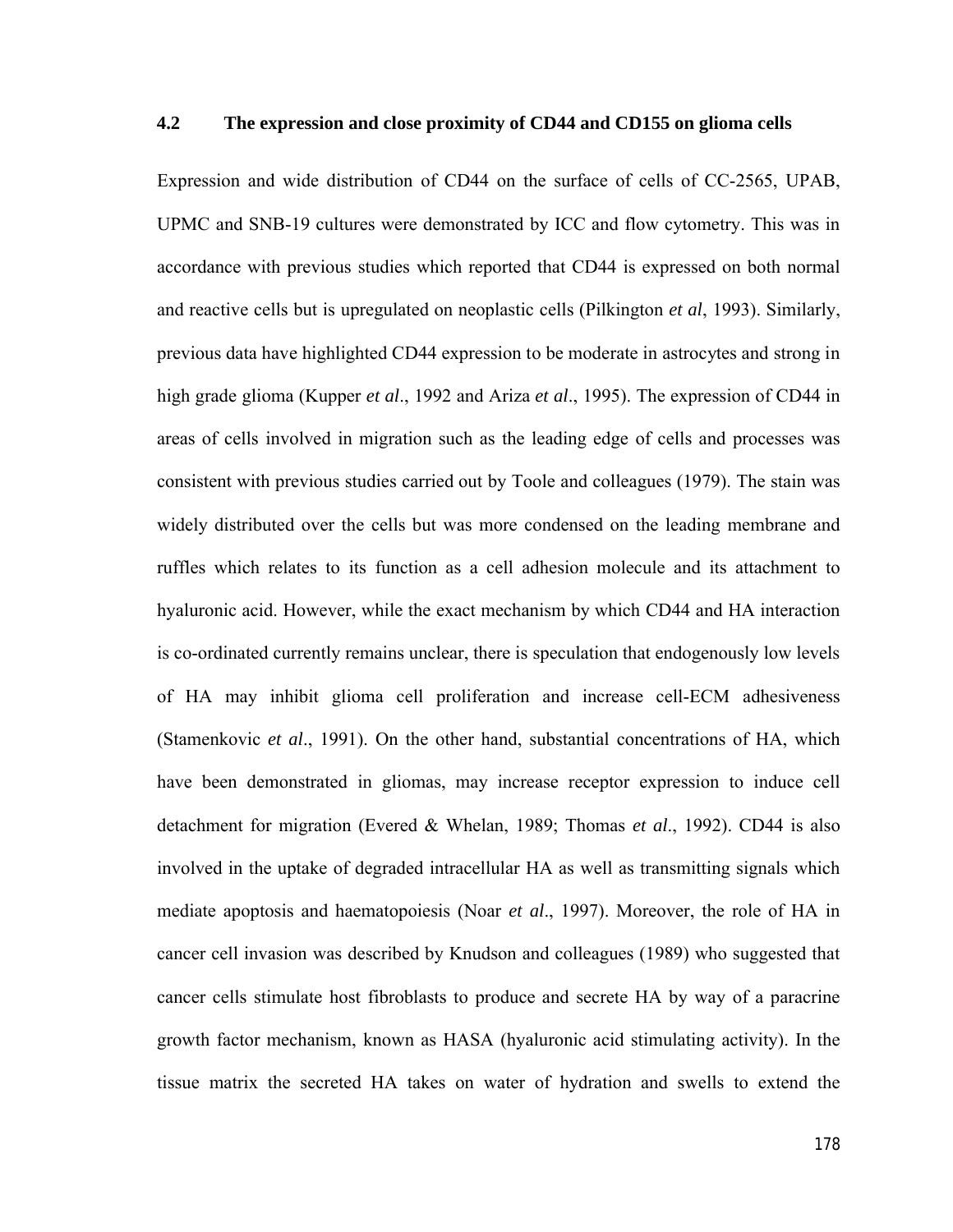## 4.2 The expression and close proximity of CD44 and CD155 on glioma cells

Expression and wide distribution of CD44 on the surface of cells of CC-2565, UPAB, UPMC and SNB-19 cultures were demonstrated by ICC and flow cytometry. This was in accordance with previous studies which reported that CD44 is expressed on both normal and reactive cells but is upregulated on neoplastic cells (Pilkington *et al*, 1993). Similarly, previous data have highlighted CD44 expression to be moderate in astrocytes and strong in high grade glioma (Kupper *et al*., 1992 and Ariza *et al*., 1995). The expression of CD44 in areas of cells involved in migration such as the leading edge of cells and processes was consistent with previous studies carried out by Toole and colleagues (1979). The stain was widely distributed over the cells but was more condensed on the leading membrane and ruffles which relates to its function as a cell adhesion molecule and its attachment to hyaluronic acid. However, while the exact mechanism by which CD44 and HA interaction is co-ordinated currently remains unclear, there is speculation that endogenously low levels of HA may inhibit glioma cell proliferation and increase cell-ECM adhesiveness (Stamenkovic *et al*., 1991). On the other hand, substantial concentrations of HA, which have been demonstrated in gliomas, may increase receptor expression to induce cell detachment for migration (Evered & Whelan, 1989; Thomas *et al*., 1992). CD44 is also involved in the uptake of degraded intracellular HA as well as transmitting signals which mediate apoptosis and haematopoiesis (Noar *et al*., 1997). Moreover, the role of HA in cancer cell invasion was described by Knudson and colleagues (1989) who suggested that cancer cells stimulate host fibroblasts to produce and secrete HA by way of a paracrine growth factor mechanism, known as HASA (hyaluronic acid stimulating activity). In the tissue matrix the secreted HA takes on water of hydration and swells to extend the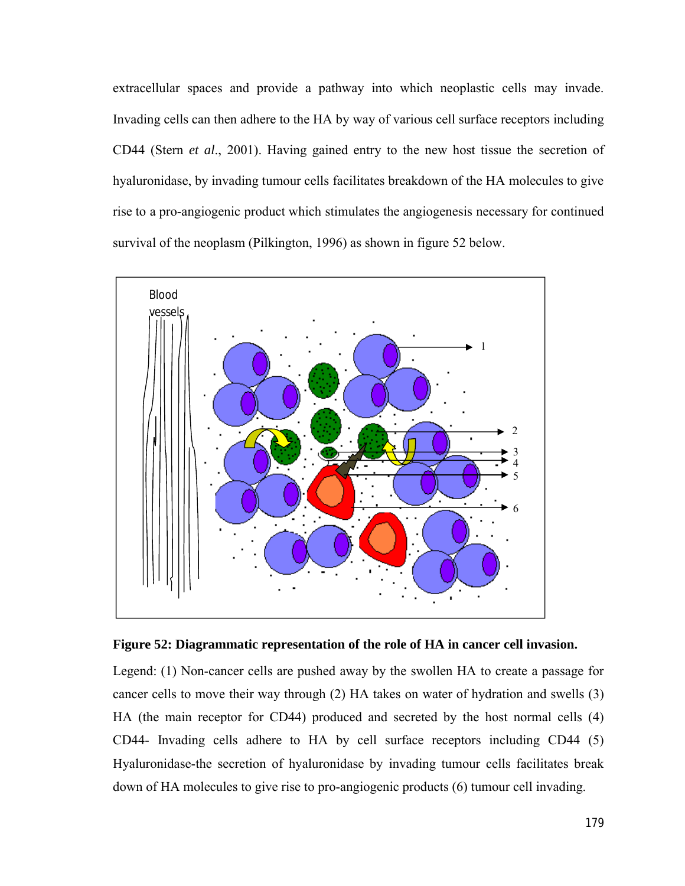extracellular spaces and provide a pathway into which neoplastic cells may invade. Invading cells can then adhere to the HA by way of various cell surface receptors including CD44 (Stern *et al*., 2001). Having gained entry to the new host tissue the secretion of hyaluronidase, by invading tumour cells facilitates breakdown of the HA molecules to give rise to a pro-angiogenic product which stimulates the angiogenesis necessary for continued survival of the neoplasm (Pilkington, 1996) as shown in figure 52 below.

**Figure 52: Diagrammatic representation of the role of HA in cancer cell invasion.**

Legend: (1) Non-cancer cells are pushed away by the swollen HA to create a passage for cancer cells to move their way through (2) HA takes on water of hydration and swells (3) HA (the main receptor for CD44) produced and secreted by the host normal cells (4) CD44- Invading cells adhere to HA by cell surface receptors including CD44 (5) Hyaluronidase-the secretion of hyaluronidase by invading tumour cells facilitates break down of HA molecules to give rise to pro-angiogenic products (6) tumour cell invading.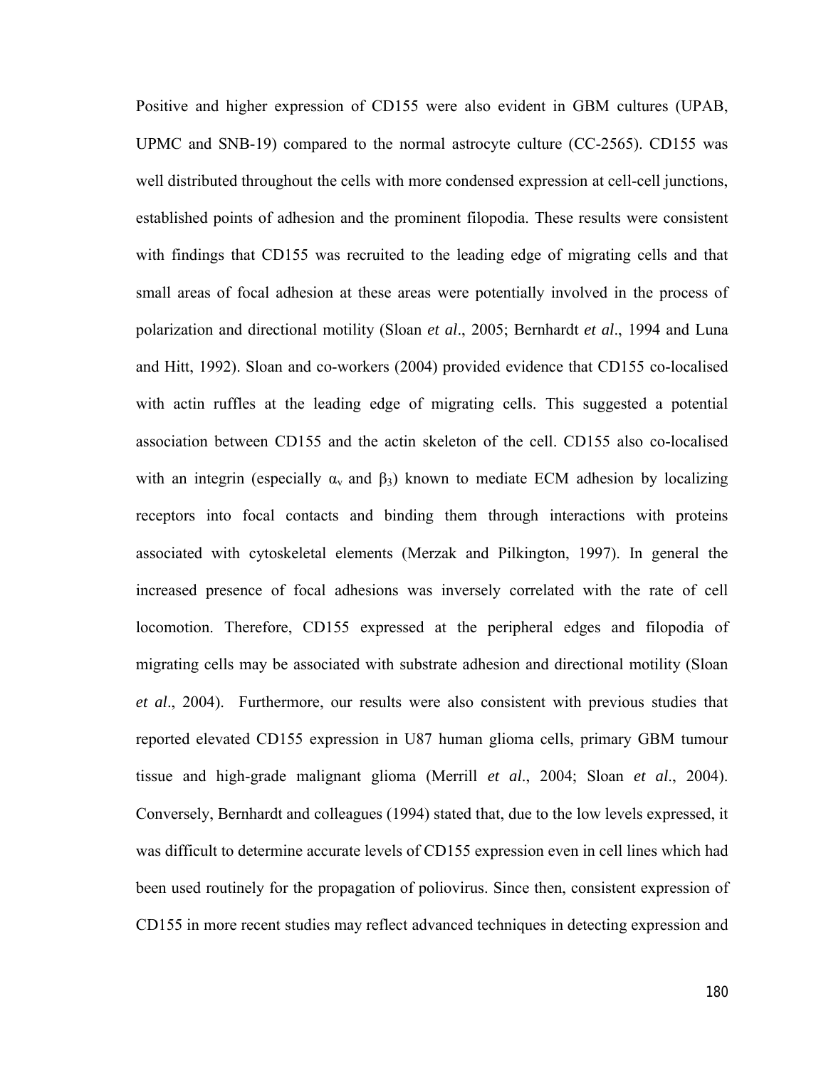Positive and higher expression of CD155 were also evident in GBM cultures (UPAB, UPMC and SNB-19) compared to the normal astrocyte culture (CC-2565). CD155 was well distributed throughout the cells with more condensed expression at cell-cell junctions, established points of adhesion and the prominent filopodia. These results were consistent with findings that CD155 was recruited to the leading edge of migrating cells and that small areas of focal adhesion at these areas were potentially involved in the process of polarization and directional motility (Sloan *et al*., 2005; Bernhardt *et al*., 1994 and Luna and Hitt, 1992). Sloan and co-workers (2004) provided evidence that CD155 co-localised with actin ruffles at the leading edge of migrating cells. This suggested a potential association between CD155 and the actin skeleton of the cell. CD155 also co-localised with an integrin (especially $\alpha_v$ and $\beta_3$) known to mediate ECM adhesion by localizing receptors into focal contacts and binding them through interactions with proteins associated with cytoskeletal elements (Merzak and Pilkington, 1997). In general the increased presence of focal adhesions was inversely correlated with the rate of cell locomotion. Therefore, CD155 expressed at the peripheral edges and filopodia of migrating cells may be associated with substrate adhesion and directional motility (Sloan *et al*., 2004). Furthermore, our results were also consistent with previous studies that reported elevated CD155 expression in U87 human glioma cells, primary GBM tumour tissue and high-grade malignant glioma (Merrill *et al*., 2004; Sloan *et al*., 2004). Conversely, Bernhardt and colleagues (1994) stated that, due to the low levels expressed, it was difficult to determine accurate levels of CD155 expression even in cell lines which had been used routinely for the propagation of poliovirus. Since then, consistent expression of CD155 in more recent studies may reflect advanced techniques in detecting expression and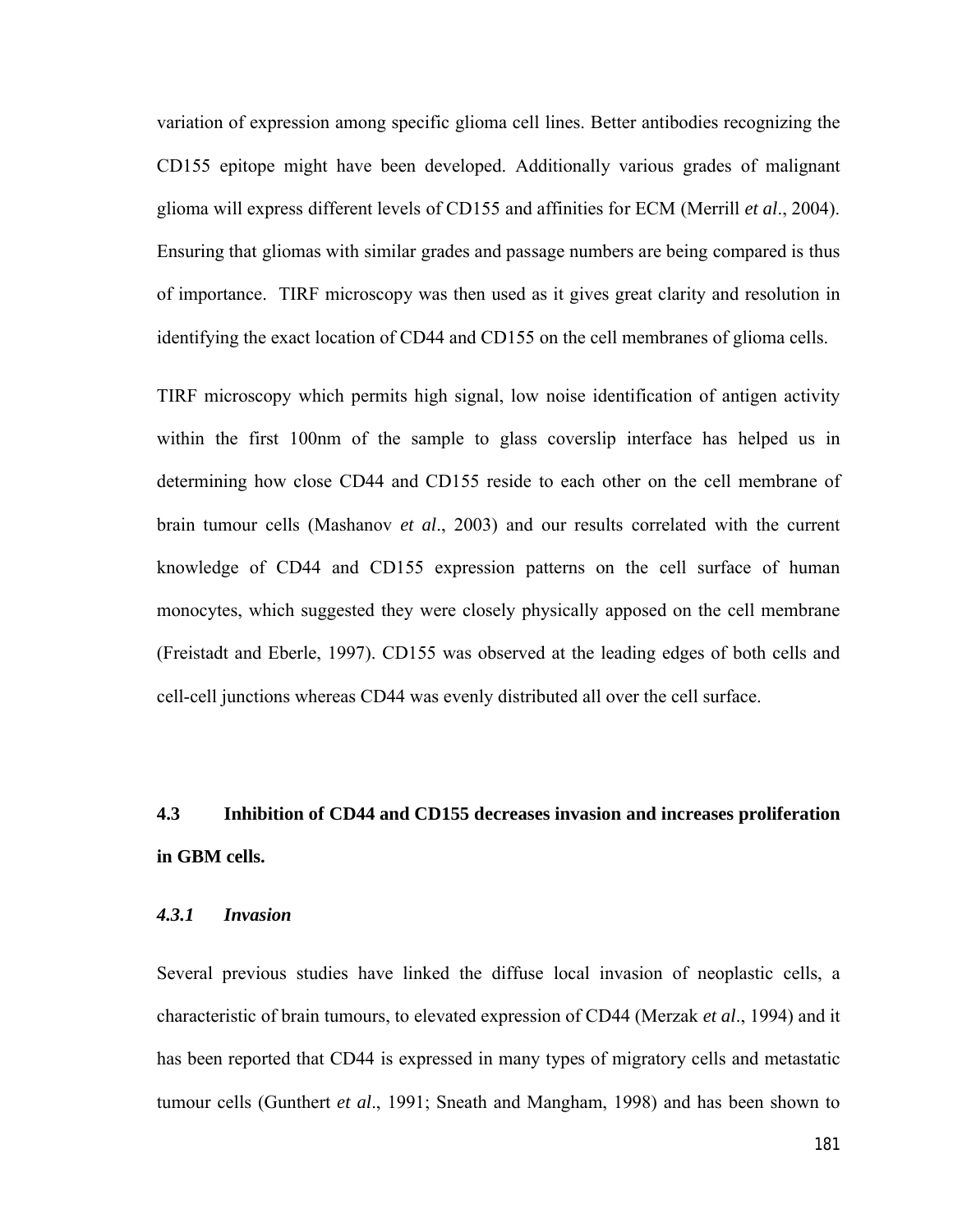variation of expression among specific glioma cell lines. Better antibodies recognizing the CD155 epitope might have been developed. Additionally various grades of malignant glioma will express different levels of CD155 and affinities for ECM (Merrill *et al*., 2004). Ensuring that gliomas with similar grades and passage numbers are being compared is thus of importance. TIRF microscopy was then used as it gives great clarity and resolution in identifying the exact location of CD44 and CD155 on the cell membranes of glioma cells.

TIRF microscopy which permits high signal, low noise identification of antigen activity within the first 100nm of the sample to glass coverslip interface has helped us in determining how close CD44 and CD155 reside to each other on the cell membrane of brain tumour cells (Mashanov *et al*., 2003) and our results correlated with the current knowledge of CD44 and CD155 expression patterns on the cell surface of human monocytes, which suggested they were closely physically apposed on the cell membrane (Freistadt and Eberle, 1997). CD155 was observed at the leading edges of both cells and cell-cell junctions whereas CD44 was evenly distributed all over the cell surface.

## 4.3 Inhibition of CD44 and CD155 decreases invasion and increases proliferation in GBM cells.

### *4.3.1 Invasion*

Several previous studies have linked the diffuse local invasion of neoplastic cells, a characteristic of brain tumours, to elevated expression of CD44 (Merzak *et al*., 1994) and it has been reported that CD44 is expressed in many types of migratory cells and metastatic tumour cells (Gunthert *et al*., 1991; Sneath and Mangham, 1998) and has been shown to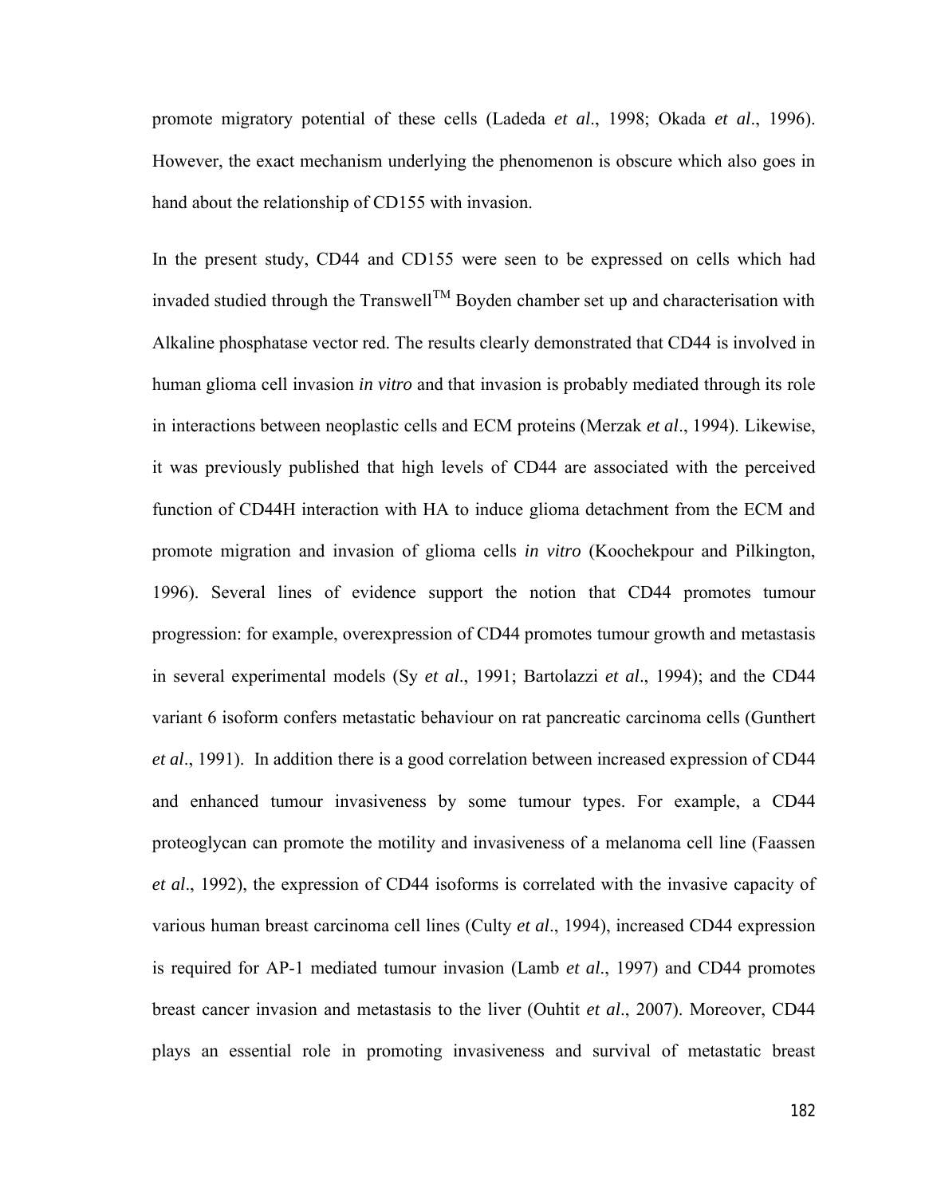promote migratory potential of these cells (Ladeda *et al*., 1998; Okada *et al*., 1996). However, the exact mechanism underlying the phenomenon is obscure which also goes in hand about the relationship of CD155 with invasion.

In the present study, CD44 and CD155 were seen to be expressed on cells which had invaded studied through the Transwell™ Boyden chamber set up and characterisation with Alkaline phosphatase vector red. The results clearly demonstrated that CD44 is involved in human glioma cell invasion *in vitro* and that invasion is probably mediated through its role in interactions between neoplastic cells and ECM proteins (Merzak *et al*., 1994). Likewise, it was previously published that high levels of CD44 are associated with the perceived function of CD44H interaction with HA to induce glioma detachment from the ECM and promote migration and invasion of glioma cells *in vitro* (Koochekpour and Pilkington, 1996). Several lines of evidence support the notion that CD44 promotes tumour progression: for example, overexpression of CD44 promotes tumour growth and metastasis in several experimental models (Sy *et al*., 1991; Bartolazzi *et al*., 1994); and the CD44 variant 6 isoform confers metastatic behaviour on rat pancreatic carcinoma cells (Gunthert *et al*., 1991). In addition there is a good correlation between increased expression of CD44 and enhanced tumour invasiveness by some tumour types. For example, a CD44 proteoglycan can promote the motility and invasiveness of a melanoma cell line (Faassen *et al*., 1992), the expression of CD44 isoforms is correlated with the invasive capacity of various human breast carcinoma cell lines (Culty *et al*., 1994), increased CD44 expression is required for AP-1 mediated tumour invasion (Lamb *et al*., 1997) and CD44 promotes breast cancer invasion and metastasis to the liver (Ouhtit *et al*., 2007). Moreover, CD44 plays an essential role in promoting invasiveness and survival of metastatic breast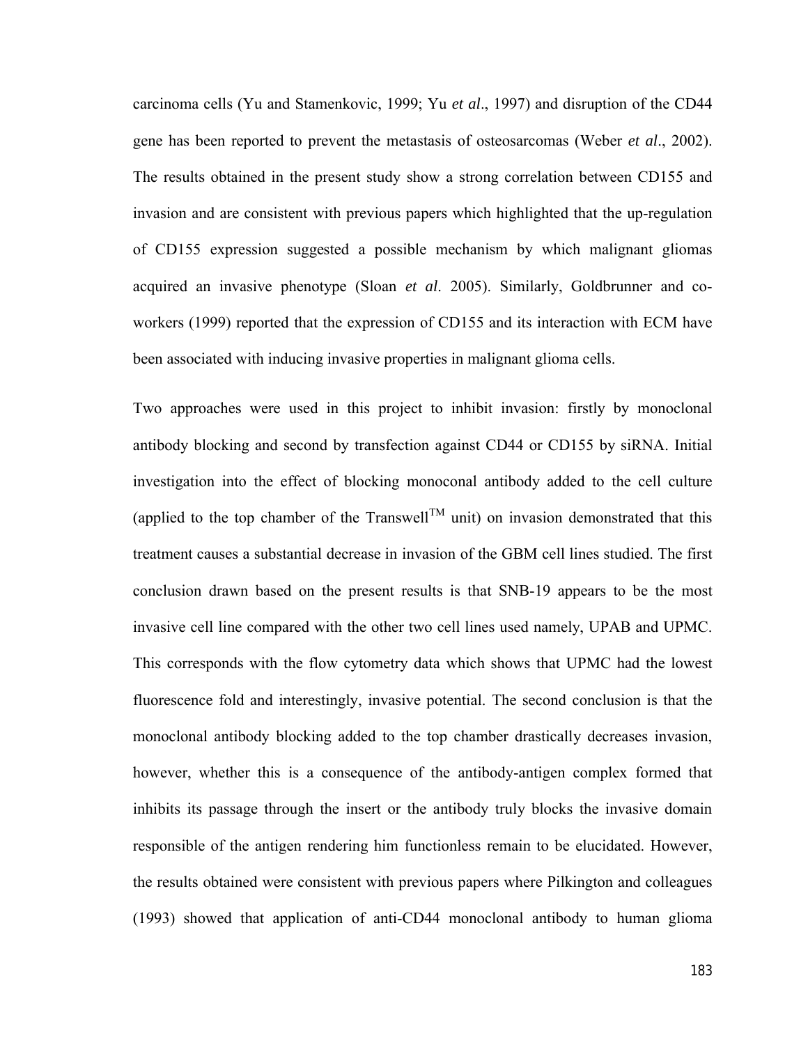carcinoma cells (Yu and Stamenkovic, 1999; Yu *et al*., 1997) and disruption of the CD44 gene has been reported to prevent the metastasis of osteosarcomas (Weber *et al*., 2002). The results obtained in the present study show a strong correlation between CD155 and invasion and are consistent with previous papers which highlighted that the up-regulation of CD155 expression suggested a possible mechanism by which malignant gliomas acquired an invasive phenotype (Sloan *et al*. 2005). Similarly, Goldbrunner and co-workers (1999) reported that the expression of CD155 and its interaction with ECM have been associated with inducing invasive properties in malignant glioma cells.

Two approaches were used in this project to inhibit invasion: firstly by monoclonal antibody blocking and second by transfection against CD44 or CD155 by siRNA. Initial investigation into the effect of blocking monoconal antibody added to the cell culture (applied to the top chamber of the Transwell$^{TM}$ unit) on invasion demonstrated that this treatment causes a substantial decrease in invasion of the GBM cell lines studied. The first conclusion drawn based on the present results is that SNB-19 appears to be the most invasive cell line compared with the other two cell lines used namely, UPAB and UPMC. This corresponds with the flow cytometry data which shows that UPMC had the lowest fluorescence fold and interestingly, invasive potential. The second conclusion is that the monoclonal antibody blocking added to the top chamber drastically decreases invasion, however, whether this is a consequence of the antibody-antigen complex formed that inhibits its passage through the insert or the antibody truly blocks the invasive domain responsible of the antigen rendering him functionless remain to be elucidated. However, the results obtained were consistent with previous papers where Pilkington and colleagues (1993) showed that application of anti-CD44 monoclonal antibody to human glioma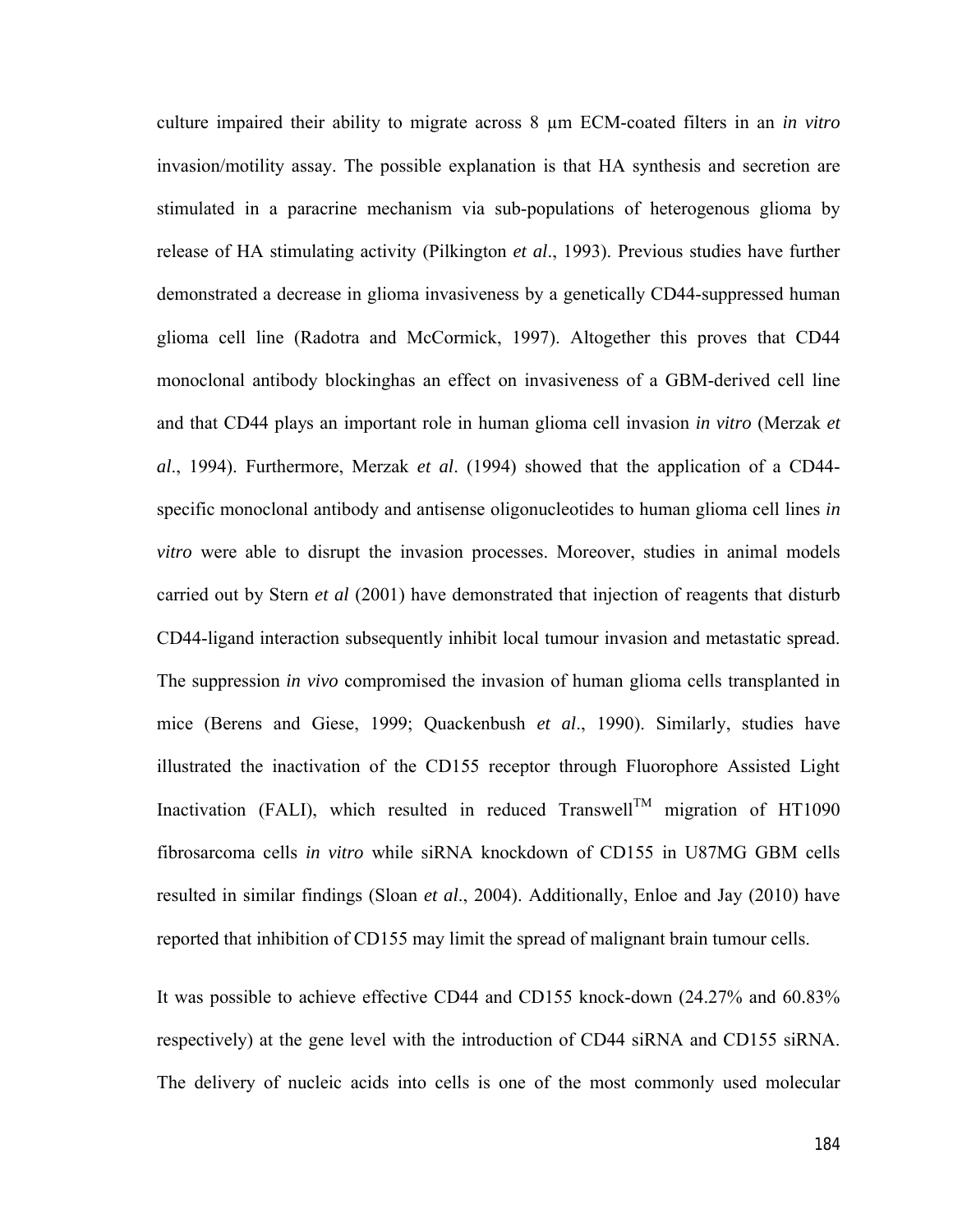culture impaired their ability to migrate across 8 μm ECM-coated filters in an *in vitro* invasion/motility assay. The possible explanation is that HA synthesis and secretion are stimulated in a paracrine mechanism via sub-populations of heterogenous glioma by release of HA stimulating activity (Pilkington *et al*., 1993). Previous studies have further demonstrated a decrease in glioma invasiveness by a genetically CD44-suppressed human glioma cell line (Radotra and McCormick, 1997). Altogether this proves that CD44 monoclonal antibody blockinghas an effect on invasiveness of a GBM-derived cell line and that CD44 plays an important role in human glioma cell invasion *in vitro* (Merzak *et al*., 1994). Furthermore, Merzak *et al*. (1994) showed that the application of a CD44-specific monoclonal antibody and antisense oligonucleotides to human glioma cell lines *in vitro* were able to disrupt the invasion processes. Moreover, studies in animal models carried out by Stern *et al* (2001) have demonstrated that injection of reagents that disturb CD44-ligand interaction subsequently inhibit local tumour invasion and metastatic spread. The suppression *in vivo* compromised the invasion of human glioma cells transplanted in mice (Berens and Giese, 1999; Quackenbush *et al*., 1990). Similarly, studies have illustrated the inactivation of the CD155 receptor through Fluorophore Assisted Light Inactivation (FALI), which resulted in reduced Transwell™ migration of HT1090 fibrosarcoma cells *in vitro* while siRNA knockdown of CD155 in U87MG GBM cells resulted in similar findings (Sloan *et al*., 2004). Additionally, Enloe and Jay (2010) have reported that inhibition of CD155 may limit the spread of malignant brain tumour cells.

It was possible to achieve effective CD44 and CD155 knock-down (24.27% and 60.83% respectively) at the gene level with the introduction of CD44 siRNA and CD155 siRNA. The delivery of nucleic acids into cells is one of the most commonly used molecular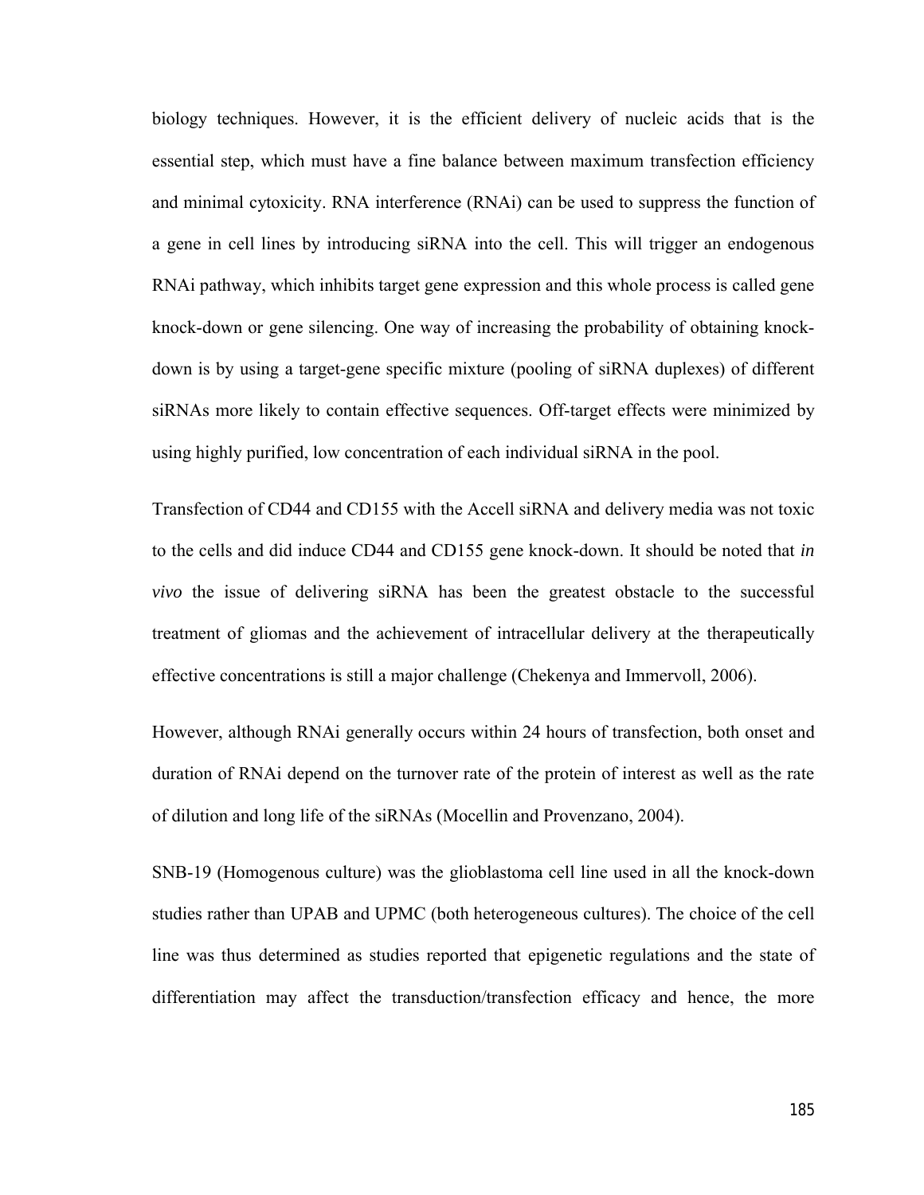biology techniques. However, it is the efficient delivery of nucleic acids that is the essential step, which must have a fine balance between maximum transfection efficiency and minimal cytoxicity. RNA interference (RNAi) can be used to suppress the function of a gene in cell lines by introducing siRNA into the cell. This will trigger an endogenous RNAi pathway, which inhibits target gene expression and this whole process is called gene knock-down or gene silencing. One way of increasing the probability of obtaining knock-down is by using a target-gene specific mixture (pooling of siRNA duplexes) of different siRNAs more likely to contain effective sequences. Off-target effects were minimized by using highly purified, low concentration of each individual siRNA in the pool.

Transfection of CD44 and CD155 with the Accell siRNA and delivery media was not toxic to the cells and did induce CD44 and CD155 gene knock-down. It should be noted that *in vivo* the issue of delivering siRNA has been the greatest obstacle to the successful treatment of gliomas and the achievement of intracellular delivery at the therapeutically effective concentrations is still a major challenge (Chekenya and Immervoll, 2006).

However, although RNAi generally occurs within 24 hours of transfection, both onset and duration of RNAi depend on the turnover rate of the protein of interest as well as the rate of dilution and long life of the siRNAs (Mocellin and Provenzano, 2004).

SNB-19 (Homogenous culture) was the glioblastoma cell line used in all the knock-down studies rather than UPAB and UPMC (both heterogeneous cultures). The choice of the cell line was thus determined as studies reported that epigenetic regulations and the state of differentiation may affect the transduction/transfection efficacy and hence, the more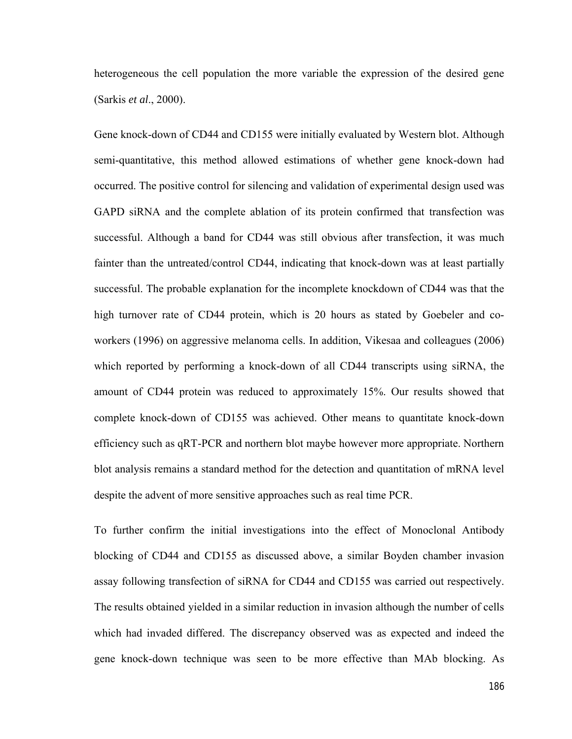heterogeneous the cell population the more variable the expression of the desired gene (Sarkis *et al*., 2000).

Gene knock-down of CD44 and CD155 were initially evaluated by Western blot. Although semi-quantitative, this method allowed estimations of whether gene knock-down had occurred. The positive control for silencing and validation of experimental design used was GAPD siRNA and the complete ablation of its protein confirmed that transfection was successful. Although a band for CD44 was still obvious after transfection, it was much fainter than the untreated/control CD44, indicating that knock-down was at least partially successful. The probable explanation for the incomplete knockdown of CD44 was that the high turnover rate of CD44 protein, which is 20 hours as stated by Goebeler and co-workers (1996) on aggressive melanoma cells. In addition, Vikesaa and colleagues (2006) which reported by performing a knock-down of all CD44 transcripts using siRNA, the amount of CD44 protein was reduced to approximately 15%. Our results showed that complete knock-down of CD155 was achieved. Other means to quantitate knock-down efficiency such as qRT-PCR and northern blot maybe however more appropriate. Northern blot analysis remains a standard method for the detection and quantitation of mRNA level despite the advent of more sensitive approaches such as real time PCR.

To further confirm the initial investigations into the effect of Monoclonal Antibody blocking of CD44 and CD155 as discussed above, a similar Boyden chamber invasion assay following transfection of siRNA for CD44 and CD155 was carried out respectively. The results obtained yielded in a similar reduction in invasion although the number of cells which had invaded differed. The discrepancy observed was as expected and indeed the gene knock-down technique was seen to be more effective than MAb blocking. As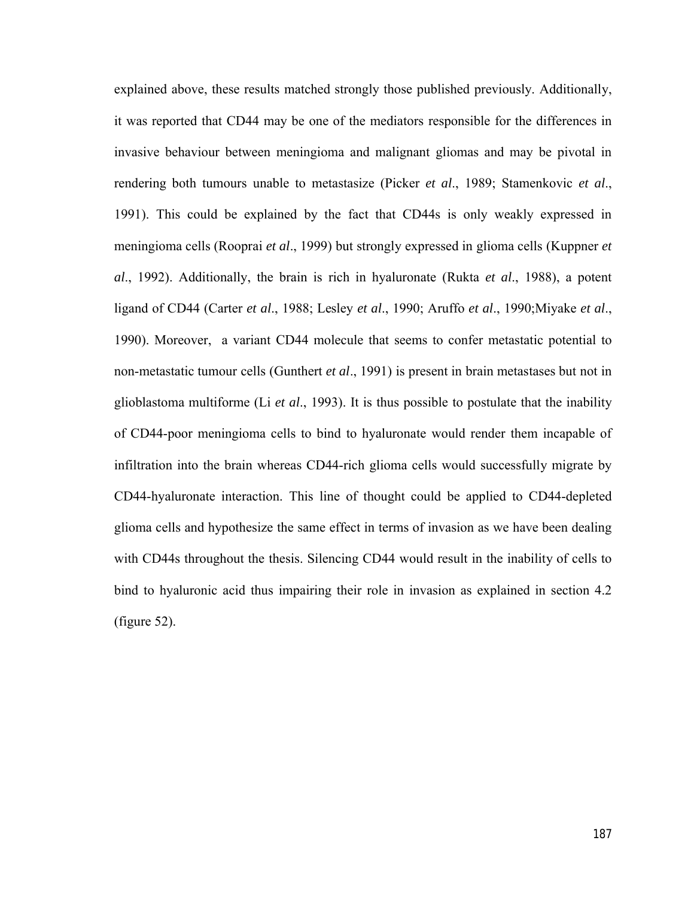explained above, these results matched strongly those published previously. Additionally, it was reported that CD44 may be one of the mediators responsible for the differences in invasive behaviour between meningioma and malignant gliomas and may be pivotal in rendering both tumours unable to metastasize (Picker *et al*., 1989; Stamenkovic *et al*., 1991). This could be explained by the fact that CD44s is only weakly expressed in meningioma cells (Rooprai *et al*., 1999) but strongly expressed in glioma cells (Kuppner *et al*., 1992). Additionally, the brain is rich in hyaluronate (Rukta *et al*., 1988), a potent ligand of CD44 (Carter *et al*., 1988; Lesley *et al*., 1990; Aruffo *et al*., 1990;Miyake *et al*., 1990). Moreover, a variant CD44 molecule that seems to confer metastatic potential to non-metastatic tumour cells (Gunthert *et al*., 1991) is present in brain metastases but not in glioblastoma multiforme (Li *et al*., 1993). It is thus possible to postulate that the inability of CD44-poor meningioma cells to bind to hyaluronate would render them incapable of infiltration into the brain whereas CD44-rich glioma cells would successfully migrate by CD44-hyaluronate interaction. This line of thought could be applied to CD44-depleted glioma cells and hypothesize the same effect in terms of invasion as we have been dealing with CD44s throughout the thesis. Silencing CD44 would result in the inability of cells to bind to hyaluronic acid thus impairing their role in invasion as explained in section 4.2 (figure 52).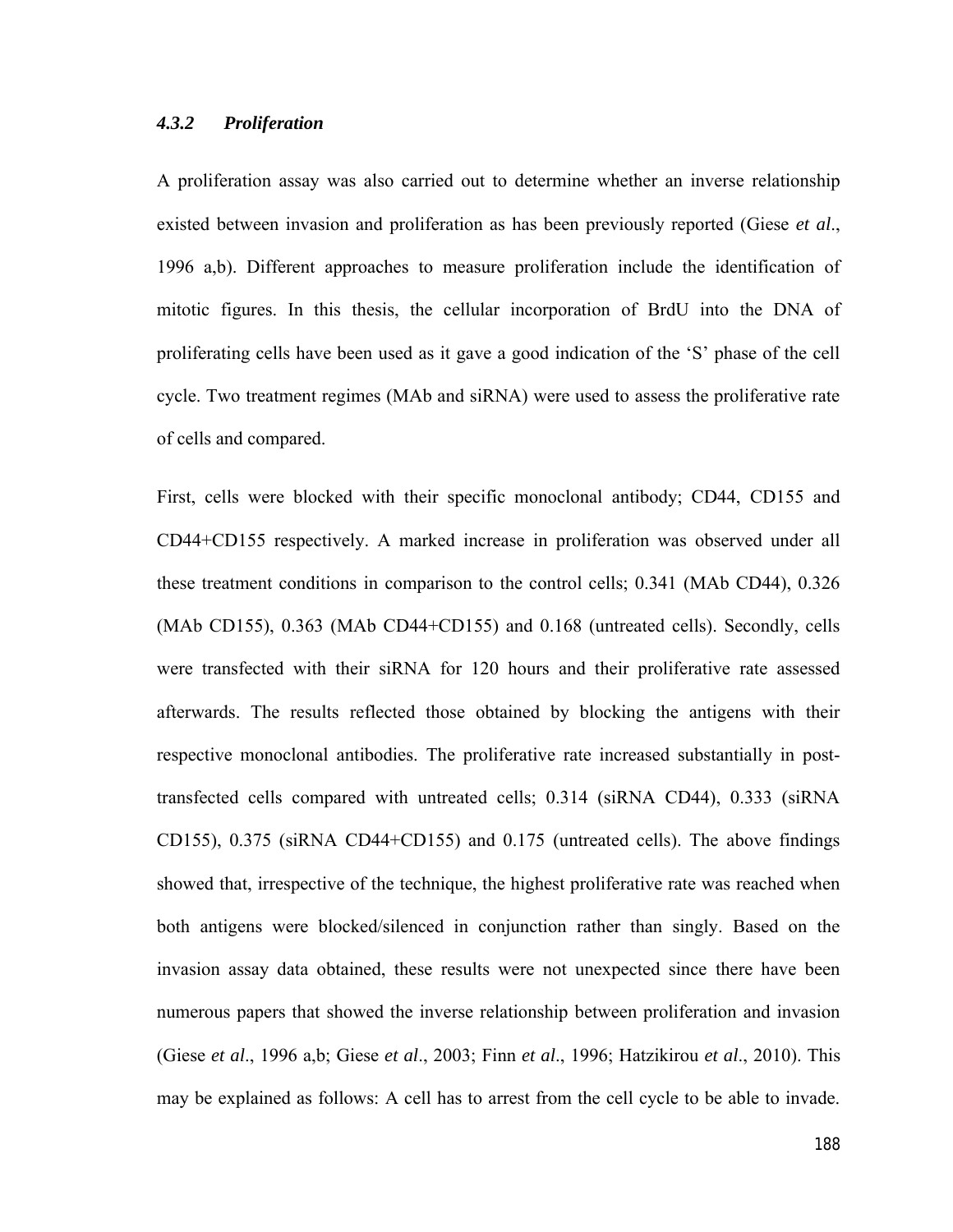### *4.3.2 Proliferation*

A proliferation assay was also carried out to determine whether an inverse relationship existed between invasion and proliferation as has been previously reported (Giese *et al*., 1996 a,b). Different approaches to measure proliferation include the identification of mitotic figures. In this thesis, the cellular incorporation of BrdU into the DNA of proliferating cells have been used as it gave a good indication of the 'S' phase of the cell cycle. Two treatment regimes (MAb and siRNA) were used to assess the proliferative rate of cells and compared.

First, cells were blocked with their specific monoclonal antibody; CD44, CD155 and CD44+CD155 respectively. A marked increase in proliferation was observed under all these treatment conditions in comparison to the control cells; 0.341 (MAb CD44), 0.326 (MAb CD155), 0.363 (MAb CD44+CD155) and 0.168 (untreated cells). Secondly, cells were transfected with their siRNA for 120 hours and their proliferative rate assessed afterwards. The results reflected those obtained by blocking the antigens with their respective monoclonal antibodies. The proliferative rate increased substantially in post-transfected cells compared with untreated cells; 0.314 (siRNA CD44), 0.333 (siRNA CD155), 0.375 (siRNA CD44+CD155) and 0.175 (untreated cells). The above findings showed that, irrespective of the technique, the highest proliferative rate was reached when both antigens were blocked/silenced in conjunction rather than singly. Based on the invasion assay data obtained, these results were not unexpected since there have been numerous papers that showed the inverse relationship between proliferation and invasion (Giese *et al*., 1996 a,b; Giese *et al*., 2003; Finn *et al*., 1996; Hatzikirou *et al*., 2010). This may be explained as follows: A cell has to arrest from the cell cycle to be able to invade.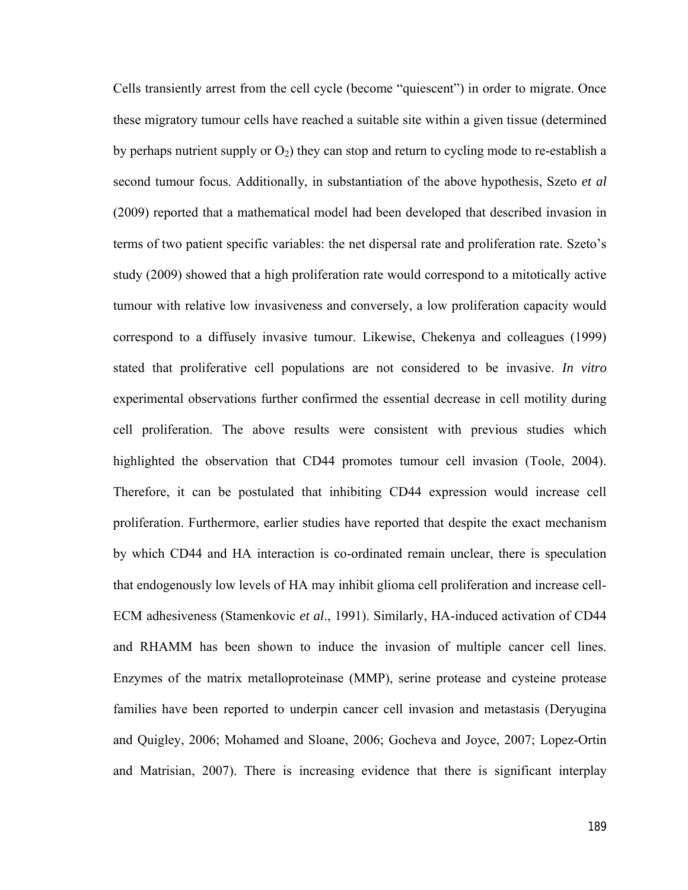Cells transiently arrest from the cell cycle (become "quiescent") in order to migrate. Once these migratory tumour cells have reached a suitable site within a given tissue (determined by perhaps nutrient supply or $O_2$) they can stop and return to cycling mode to re-establish a second tumour focus. Additionally, in substantiation of the above hypothesis, Szeto *et al* (2009) reported that a mathematical model had been developed that described invasion in terms of two patient specific variables: the net dispersal rate and proliferation rate. Szeto's study (2009) showed that a high proliferation rate would correspond to a mitotically active tumour with relative low invasiveness and conversely, a low proliferation capacity would correspond to a diffusely invasive tumour. Likewise, Chekenya and colleagues (1999) stated that proliferative cell populations are not considered to be invasive. *In vitro* experimental observations further confirmed the essential decrease in cell motility during cell proliferation. The above results were consistent with previous studies which highlighted the observation that CD44 promotes tumour cell invasion (Toole, 2004). Therefore, it can be postulated that inhibiting CD44 expression would increase cell proliferation. Furthermore, earlier studies have reported that despite the exact mechanism by which CD44 and HA interaction is co-ordinated remain unclear, there is speculation that endogenously low levels of HA may inhibit glioma cell proliferation and increase cell-ECM adhesiveness (Stamenkovic *et al*., 1991). Similarly, HA-induced activation of CD44 and RHAMM has been shown to induce the invasion of multiple cancer cell lines. Enzymes of the matrix metalloproteinase (MMP), serine protease and cysteine protease families have been reported to underpin cancer cell invasion and metastasis (Deryugina and Quigley, 2006; Mohamed and Sloane, 2006; Gocheva and Joyce, 2007; Lopez-Ortin and Matrisian, 2007). There is increasing evidence that there is significant interplay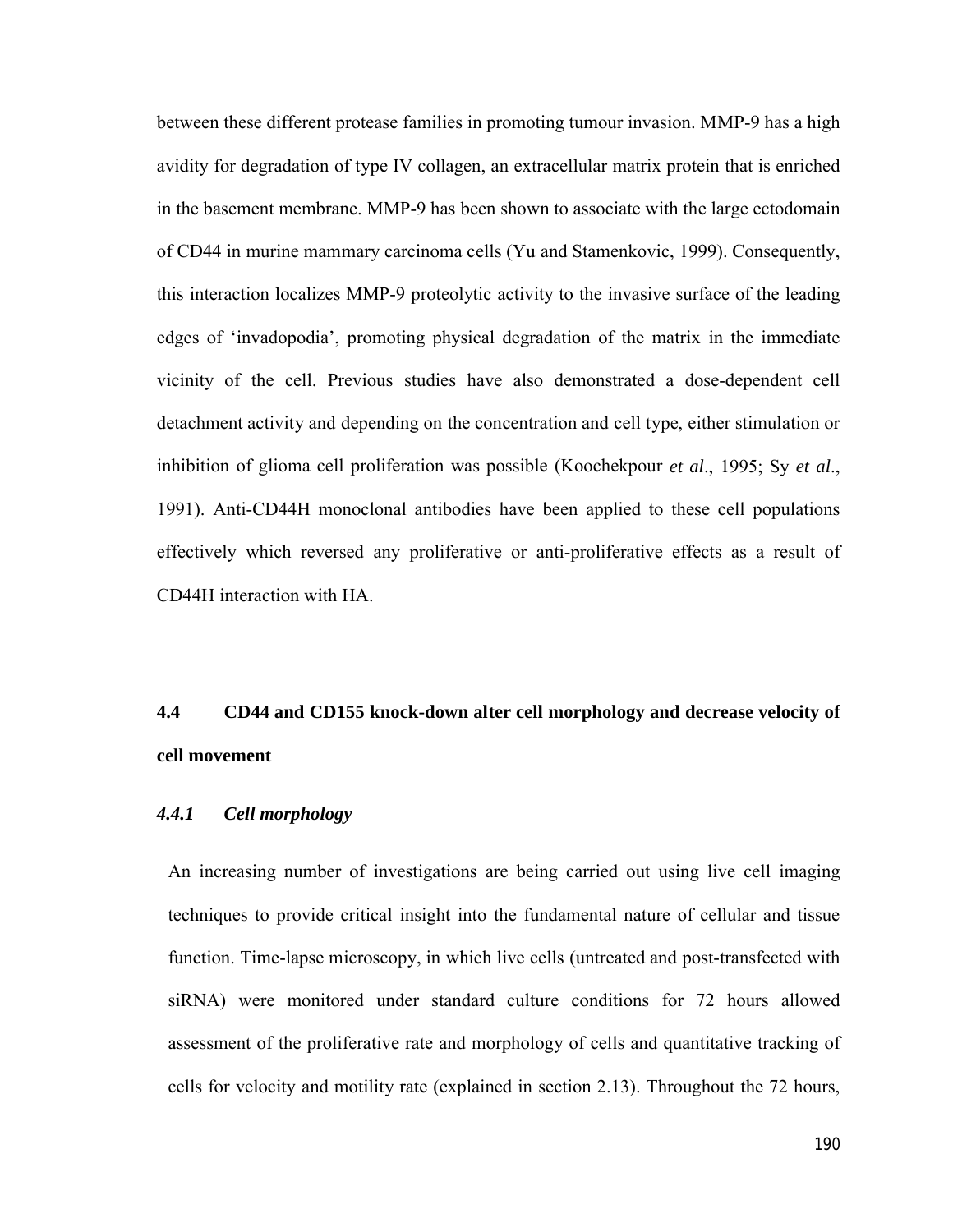between these different protease families in promoting tumour invasion. MMP-9 has a high avidity for degradation of type IV collagen, an extracellular matrix protein that is enriched in the basement membrane. MMP-9 has been shown to associate with the large ectodomain of CD44 in murine mammary carcinoma cells (Yu and Stamenkovic, 1999). Consequently, this interaction localizes MMP-9 proteolytic activity to the invasive surface of the leading edges of 'invadopodia', promoting physical degradation of the matrix in the immediate vicinity of the cell. Previous studies have also demonstrated a dose-dependent cell detachment activity and depending on the concentration and cell type, either stimulation or inhibition of glioma cell proliferation was possible (Koochekpour *et al*., 1995; Sy *et al*., 1991). Anti-CD44H monoclonal antibodies have been applied to these cell populations effectively which reversed any proliferative or anti-proliferative effects as a result of CD44H interaction with HA.

## 4.4 CD44 and CD155 knock-down alter cell morphology and decrease velocity of cell movement

### *4.4.1 Cell morphology*

An increasing number of investigations are being carried out using live cell imaging techniques to provide critical insight into the fundamental nature of cellular and tissue function. Time-lapse microscopy, in which live cells (untreated and post-transfected with siRNA) were monitored under standard culture conditions for 72 hours allowed assessment of the proliferative rate and morphology of cells and quantitative tracking of cells for velocity and motility rate (explained in section 2.13). Throughout the 72 hours,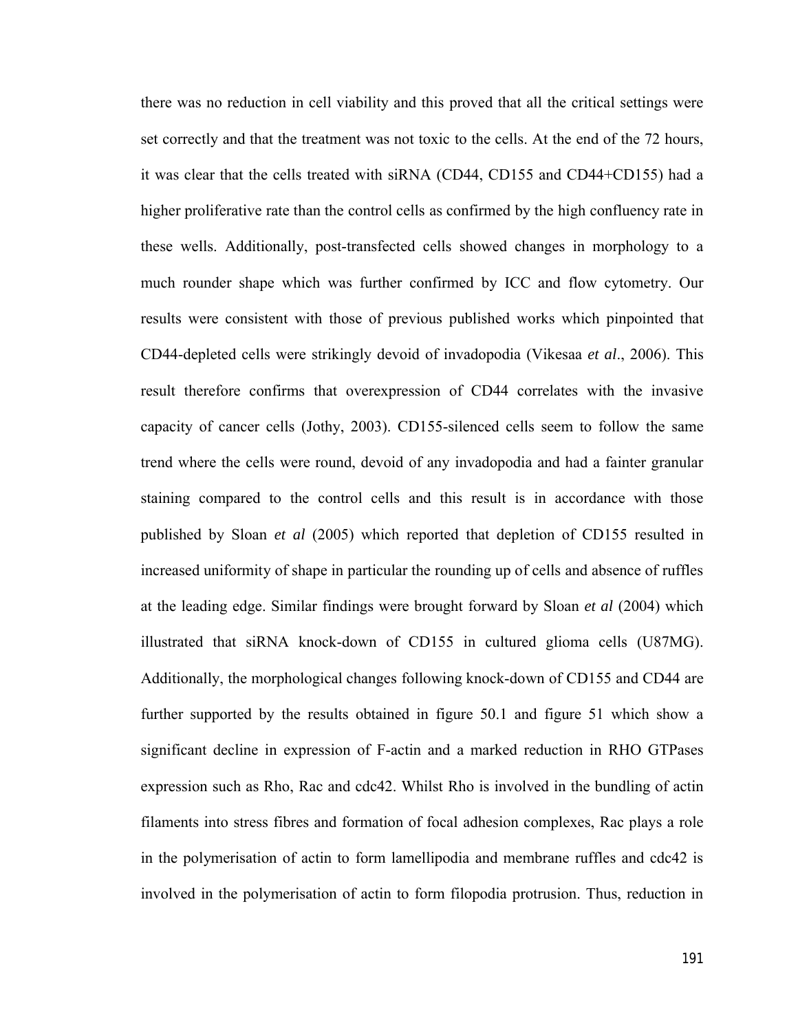there was no reduction in cell viability and this proved that all the critical settings were set correctly and that the treatment was not toxic to the cells. At the end of the 72 hours, it was clear that the cells treated with siRNA (CD44, CD155 and CD44+CD155) had a higher proliferative rate than the control cells as confirmed by the high confluency rate in these wells. Additionally, post-transfected cells showed changes in morphology to a much rounder shape which was further confirmed by ICC and flow cytometry. Our results were consistent with those of previous published works which pinpointed that CD44-depleted cells were strikingly devoid of invadopodia (Vikesaa *et al*., 2006). This result therefore confirms that overexpression of CD44 correlates with the invasive capacity of cancer cells (Jothy, 2003). CD155-silenced cells seem to follow the same trend where the cells were round, devoid of any invadopodia and had a fainter granular staining compared to the control cells and this result is in accordance with those published by Sloan *et al* (2005) which reported that depletion of CD155 resulted in increased uniformity of shape in particular the rounding up of cells and absence of ruffles at the leading edge. Similar findings were brought forward by Sloan *et al* (2004) which illustrated that siRNA knock-down of CD155 in cultured glioma cells (U87MG). Additionally, the morphological changes following knock-down of CD155 and CD44 are further supported by the results obtained in figure 50.1 and figure 51 which show a significant decline in expression of F-actin and a marked reduction in RHO GTPases expression such as Rho, Rac and cdc42. Whilst Rho is involved in the bundling of actin filaments into stress fibres and formation of focal adhesion complexes, Rac plays a role in the polymerisation of actin to form lamellipodia and membrane ruffles and cdc42 is involved in the polymerisation of actin to form filopodia protrusion. Thus, reduction in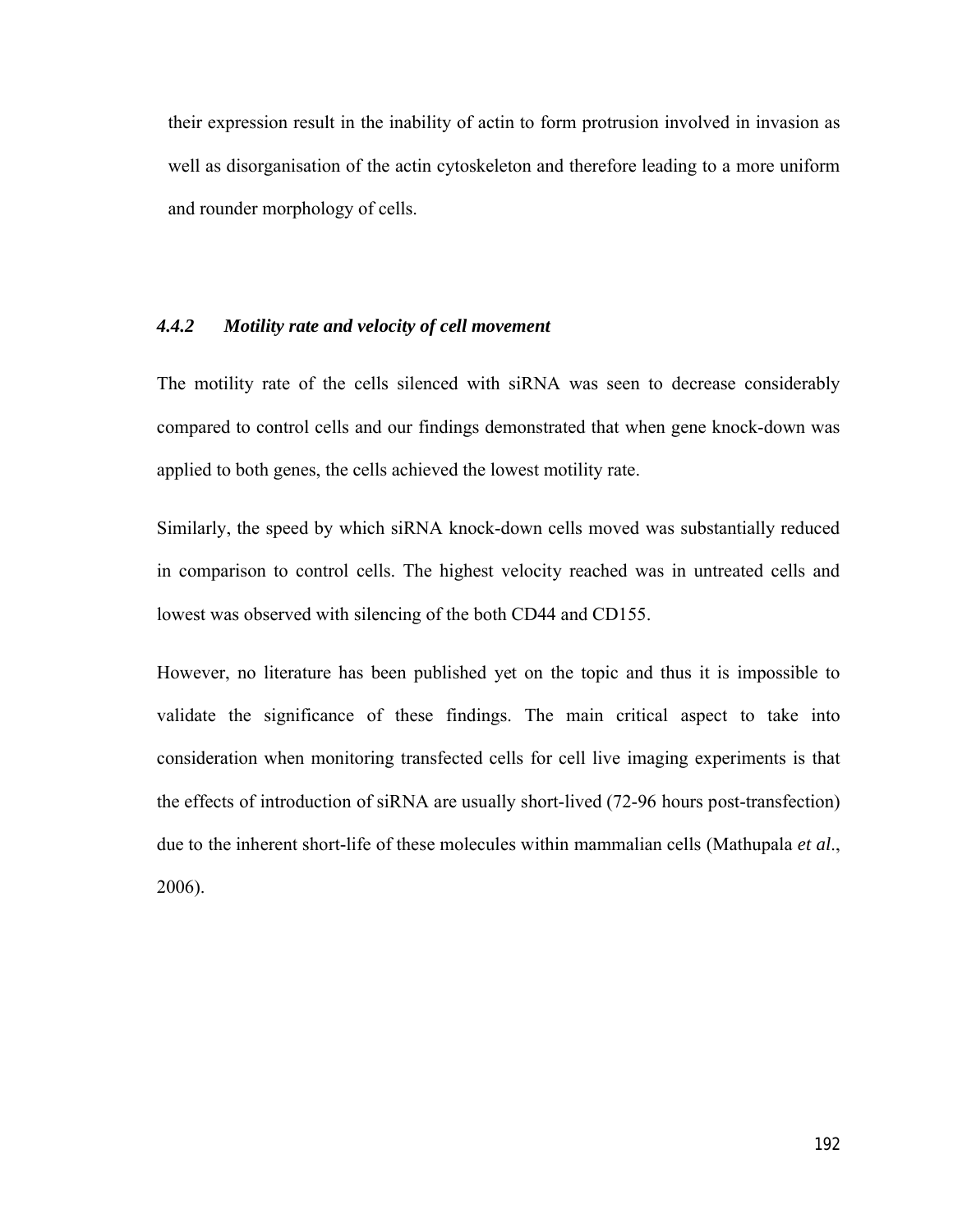their expression result in the inability of actin to form protrusion involved in invasion as well as disorganisation of the actin cytoskeleton and therefore leading to a more uniform and rounder morphology of cells.

### *4.4.2 Motility rate and velocity of cell movement*

The motility rate of the cells silenced with siRNA was seen to decrease considerably compared to control cells and our findings demonstrated that when gene knock-down was applied to both genes, the cells achieved the lowest motility rate.

Similarly, the speed by which siRNA knock-down cells moved was substantially reduced in comparison to control cells. The highest velocity reached was in untreated cells and lowest was observed with silencing of the both CD44 and CD155.

However, no literature has been published yet on the topic and thus it is impossible to validate the significance of these findings. The main critical aspect to take into consideration when monitoring transfected cells for cell live imaging experiments is that the effects of introduction of siRNA are usually short-lived (72-96 hours post-transfection) due to the inherent short-life of these molecules within mammalian cells (Mathupala *et al*., 2006).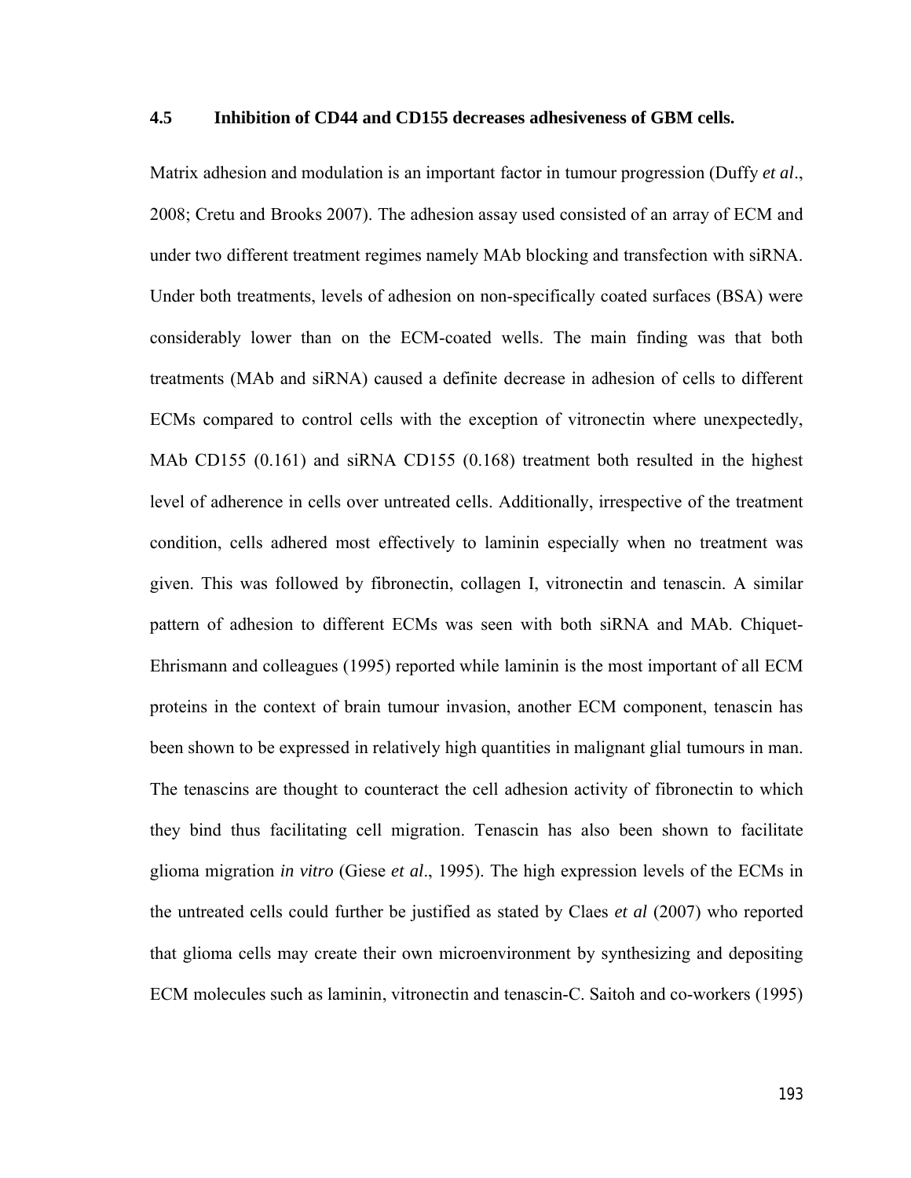### 4.5 Inhibition of CD44 and CD155 decreases adhesiveness of GBM cells.

Matrix adhesion and modulation is an important factor in tumour progression (Duffy *et al*., 2008; Cretu and Brooks 2007). The adhesion assay used consisted of an array of ECM and under two different treatment regimes namely MAb blocking and transfection with siRNA. Under both treatments, levels of adhesion on non-specifically coated surfaces (BSA) were considerably lower than on the ECM-coated wells. The main finding was that both treatments (MAb and siRNA) caused a definite decrease in adhesion of cells to different ECMs compared to control cells with the exception of vitronectin where unexpectedly, MAb CD155 (0.161) and siRNA CD155 (0.168) treatment both resulted in the highest level of adherence in cells over untreated cells. Additionally, irrespective of the treatment condition, cells adhered most effectively to laminin especially when no treatment was given. This was followed by fibronectin, collagen I, vitronectin and tenascin. A similar pattern of adhesion to different ECMs was seen with both siRNA and MAb. Chiquet-Ehrismann and colleagues (1995) reported while laminin is the most important of all ECM proteins in the context of brain tumour invasion, another ECM component, tenascin has been shown to be expressed in relatively high quantities in malignant glial tumours in man. The tenascins are thought to counteract the cell adhesion activity of fibronectin to which they bind thus facilitating cell migration. Tenascin has also been shown to facilitate glioma migration *in vitro* (Giese *et al*., 1995). The high expression levels of the ECMs in the untreated cells could further be justified as stated by Claes *et al* (2007) who reported that glioma cells may create their own microenvironment by synthesizing and depositing ECM molecules such as laminin, vitronectin and tenascin-C. Saitoh and co-workers (1995)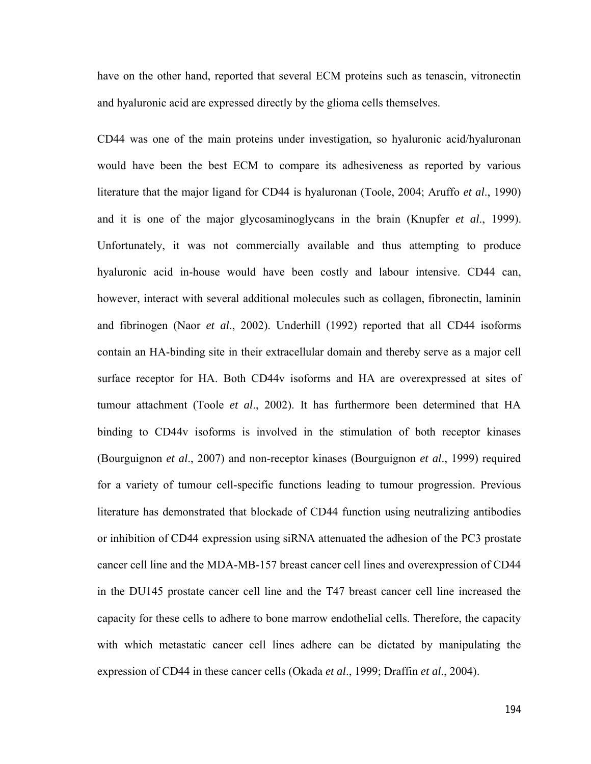have on the other hand, reported that several ECM proteins such as tenascin, vitronectin and hyaluronic acid are expressed directly by the glioma cells themselves.

CD44 was one of the main proteins under investigation, so hyaluronic acid/hyaluronan would have been the best ECM to compare its adhesiveness as reported by various literature that the major ligand for CD44 is hyaluronan (Toole, 2004; Aruffo *et al*., 1990) and it is one of the major glycosaminoglycans in the brain (Knupfer *et al*., 1999). Unfortunately, it was not commercially available and thus attempting to produce hyaluronic acid in-house would have been costly and labour intensive. CD44 can, however, interact with several additional molecules such as collagen, fibronectin, laminin and fibrinogen (Naor *et al*., 2002). Underhill (1992) reported that all CD44 isoforms contain an HA-binding site in their extracellular domain and thereby serve as a major cell surface receptor for HA. Both CD44v isoforms and HA are overexpressed at sites of tumour attachment (Toole *et al*., 2002). It has furthermore been determined that HA binding to CD44v isoforms is involved in the stimulation of both receptor kinases (Bourguignon *et al*., 2007) and non-receptor kinases (Bourguignon *et al*., 1999) required for a variety of tumour cell-specific functions leading to tumour progression. Previous literature has demonstrated that blockade of CD44 function using neutralizing antibodies or inhibition of CD44 expression using siRNA attenuated the adhesion of the PC3 prostate cancer cell line and the MDA-MB-157 breast cancer cell lines and overexpression of CD44 in the DU145 prostate cancer cell line and the T47 breast cancer cell line increased the capacity for these cells to adhere to bone marrow endothelial cells. Therefore, the capacity with which metastatic cancer cell lines adhere can be dictated by manipulating the expression of CD44 in these cancer cells (Okada *et al*., 1999; Draffin *et al*., 2004).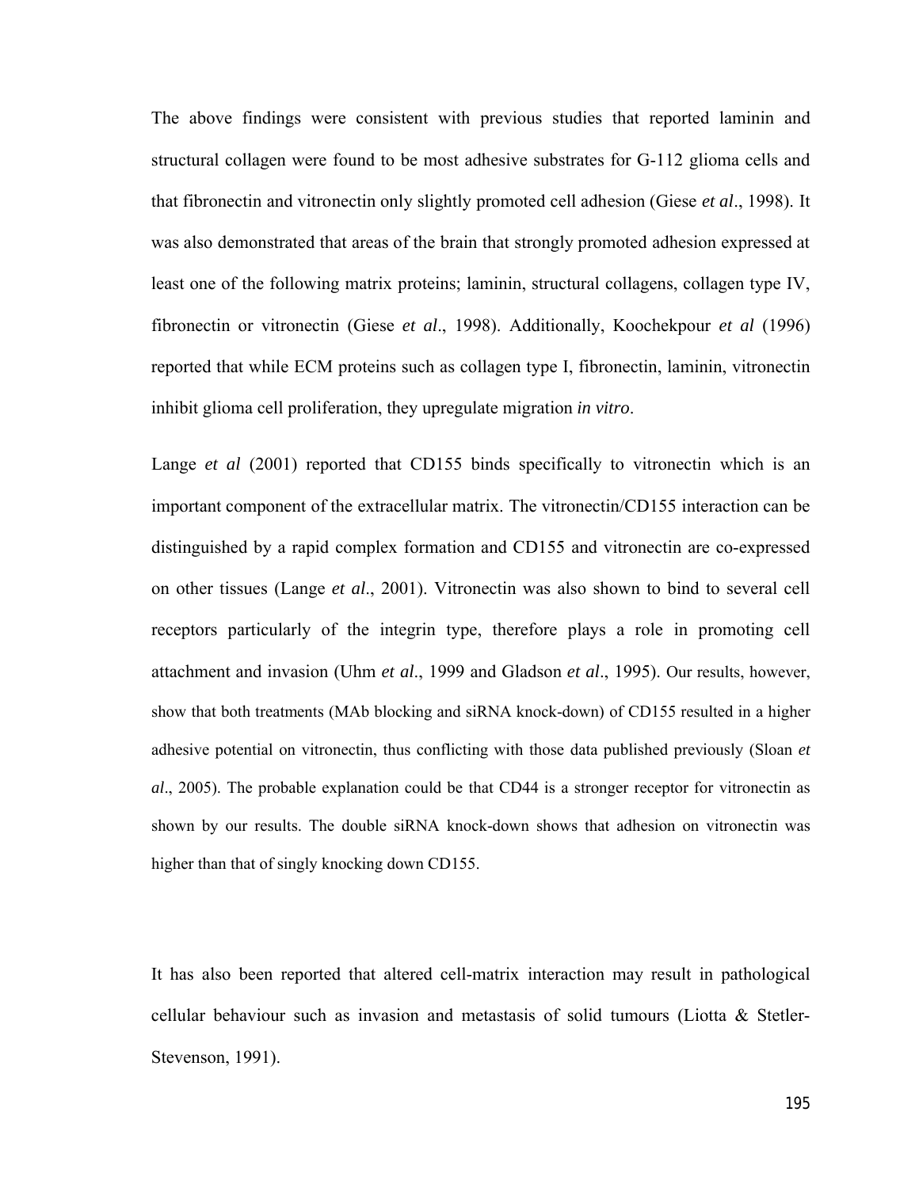The above findings were consistent with previous studies that reported laminin and structural collagen were found to be most adhesive substrates for G-112 glioma cells and that fibronectin and vitronectin only slightly promoted cell adhesion (Giese *et al*., 1998). It was also demonstrated that areas of the brain that strongly promoted adhesion expressed at least one of the following matrix proteins; laminin, structural collagens, collagen type IV, fibronectin or vitronectin (Giese *et al*., 1998). Additionally, Koochekpour *et al* (1996) reported that while ECM proteins such as collagen type I, fibronectin, laminin, vitronectin inhibit glioma cell proliferation, they upregulate migration *in vitro*.

Lange *et al* (2001) reported that CD155 binds specifically to vitronectin which is an important component of the extracellular matrix. The vitronectin/CD155 interaction can be distinguished by a rapid complex formation and CD155 and vitronectin are co-expressed on other tissues (Lange *et al*., 2001). Vitronectin was also shown to bind to several cell receptors particularly of the integrin type, therefore plays a role in promoting cell attachment and invasion (Uhm *et al*., 1999 and Gladson *et al*., 1995). Our results, however, show that both treatments (MAb blocking and siRNA knock-down) of CD155 resulted in a higher adhesive potential on vitronectin, thus conflicting with those data published previously (Sloan *et al*., 2005). The probable explanation could be that CD44 is a stronger receptor for vitronectin as shown by our results. The double siRNA knock-down shows that adhesion on vitronectin was higher than that of singly knocking down CD155.

It has also been reported that altered cell-matrix interaction may result in pathological cellular behaviour such as invasion and metastasis of solid tumours (Liotta & Stetler-Stevenson, 1991).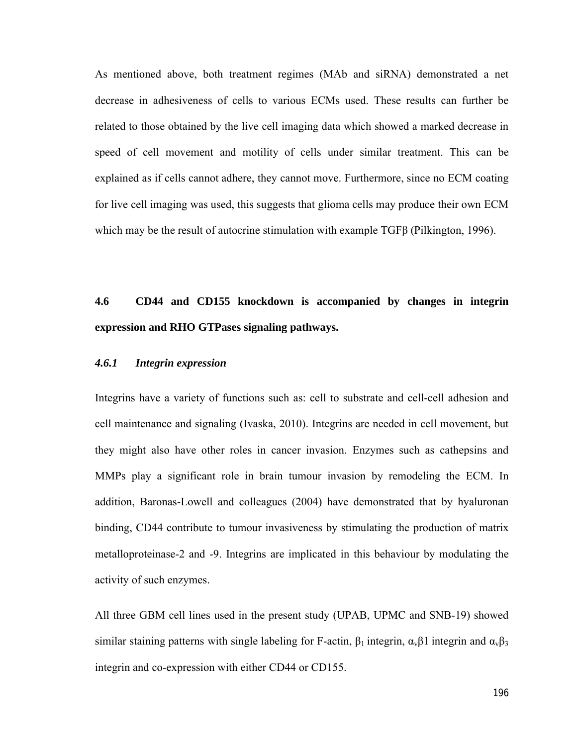As mentioned above, both treatment regimes (MAb and siRNA) demonstrated a net decrease in adhesiveness of cells to various ECMs used. These results can further be related to those obtained by the live cell imaging data which showed a marked decrease in speed of cell movement and motility of cells under similar treatment. This can be explained as if cells cannot adhere, they cannot move. Furthermore, since no ECM coating for live cell imaging was used, this suggests that glioma cells may produce their own ECM which may be the result of autocrine stimulation with example TGFβ (Pilkington, 1996).

## 4.6 CD44 and CD155 knockdown is accompanied by changes in integrin expression and RHO GTPases signaling pathways.

### *4.6.1 Integrin expression*

Integrins have a variety of functions such as: cell to substrate and cell-cell adhesion and cell maintenance and signaling (Ivaska, 2010). Integrins are needed in cell movement, but they might also have other roles in cancer invasion. Enzymes such as cathepsins and MMPs play a significant role in brain tumour invasion by remodeling the ECM. In addition, Baronas-Lowell and colleagues (2004) have demonstrated that by hyaluronan binding, CD44 contribute to tumour invasiveness by stimulating the production of matrix metalloproteinase-2 and -9. Integrins are implicated in this behaviour by modulating the activity of such enzymes.

All three GBM cell lines used in the present study (UPAB, UPMC and SNB-19) showed similar staining patterns with single labeling for F-actin, $\beta_1$ integrin, $\alpha_v\beta1$ integrin and $\alpha_v\beta_3$ integrin and co-expression with either CD44 or CD155.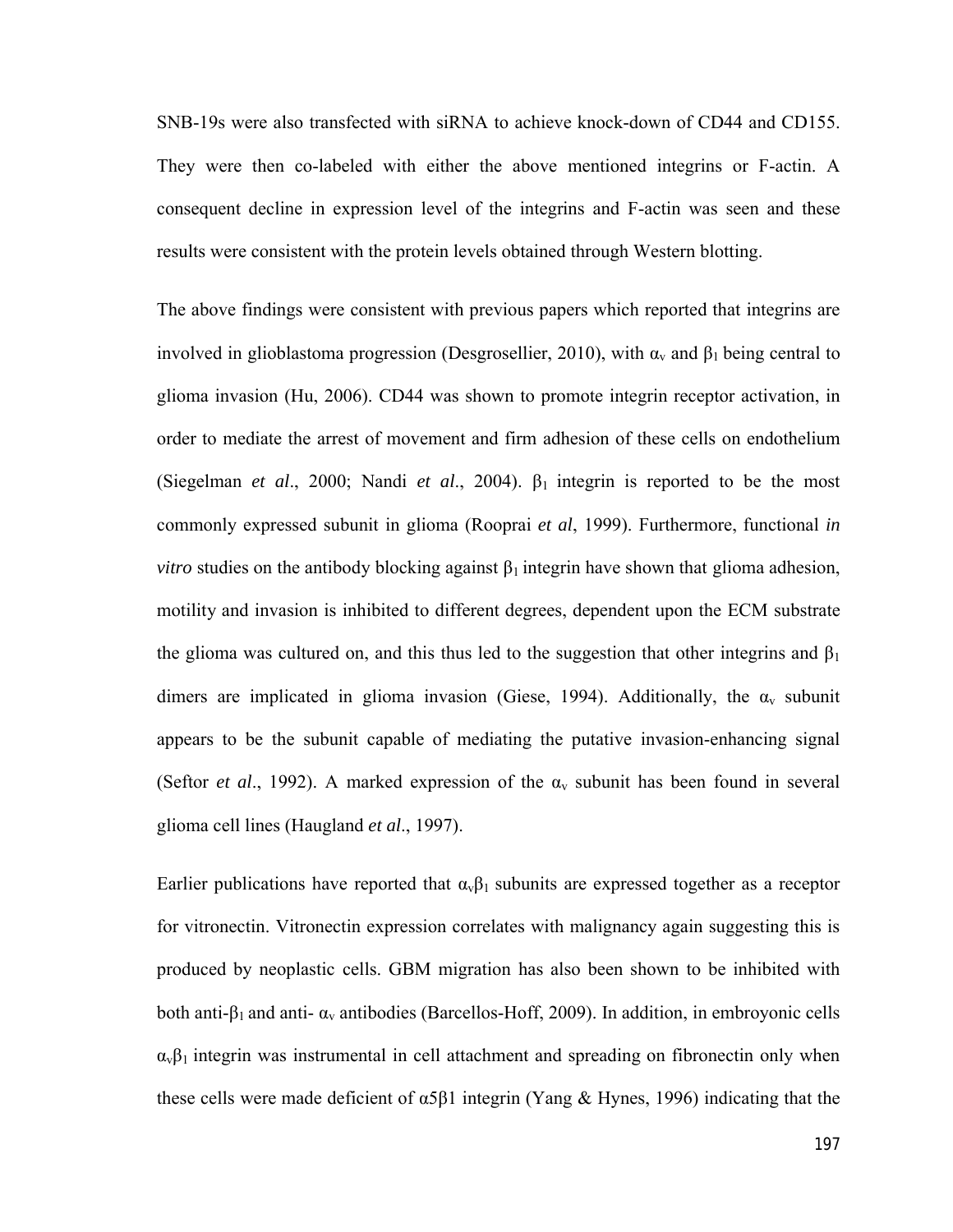SNB-19s were also transfected with siRNA to achieve knock-down of CD44 and CD155. They were then co-labeled with either the above mentioned integrins or F-actin. A consequent decline in expression level of the integrins and F-actin was seen and these results were consistent with the protein levels obtained through Western blotting.

The above findings were consistent with previous papers which reported that integrins are involved in glioblastoma progression (Desgrosellier, 2010), with $\alpha_v$ and $\beta_1$ being central to glioma invasion (Hu, 2006). CD44 was shown to promote integrin receptor activation, in order to mediate the arrest of movement and firm adhesion of these cells on endothelium (Siegelman *et al*., 2000; Nandi *et al*., 2004). $\beta_1$ integrin is reported to be the most commonly expressed subunit in glioma (Rooprai *et al*, 1999). Furthermore, functional *in vitro* studies on the antibody blocking against $\beta_1$ integrin have shown that glioma adhesion, motility and invasion is inhibited to different degrees, dependent upon the ECM substrate the glioma was cultured on, and this thus led to the suggestion that other integrins and $\beta_1$ dimers are implicated in glioma invasion (Giese, 1994). Additionally, the $\alpha_v$ subunit appears to be the subunit capable of mediating the putative invasion-enhancing signal (Seftor *et al*., 1992). A marked expression of the $\alpha_v$ subunit has been found in several glioma cell lines (Haugland *et al*., 1997).

Earlier publications have reported that $\alpha_v\beta_1$ subunits are expressed together as a receptor for vitronectin. Vitronectin expression correlates with malignancy again suggesting this is produced by neoplastic cells. GBM migration has also been shown to be inhibited with both anti-$\beta_1$ and anti- $\alpha_v$ antibodies (Barcellos-Hoff, 2009). In addition, in embroyonic cells $\alpha_v\beta_1$ integrin was instrumental in cell attachment and spreading on fibronectin only when these cells were made deficient of $\alpha5\beta1$ integrin (Yang & Hynes, 1996) indicating that the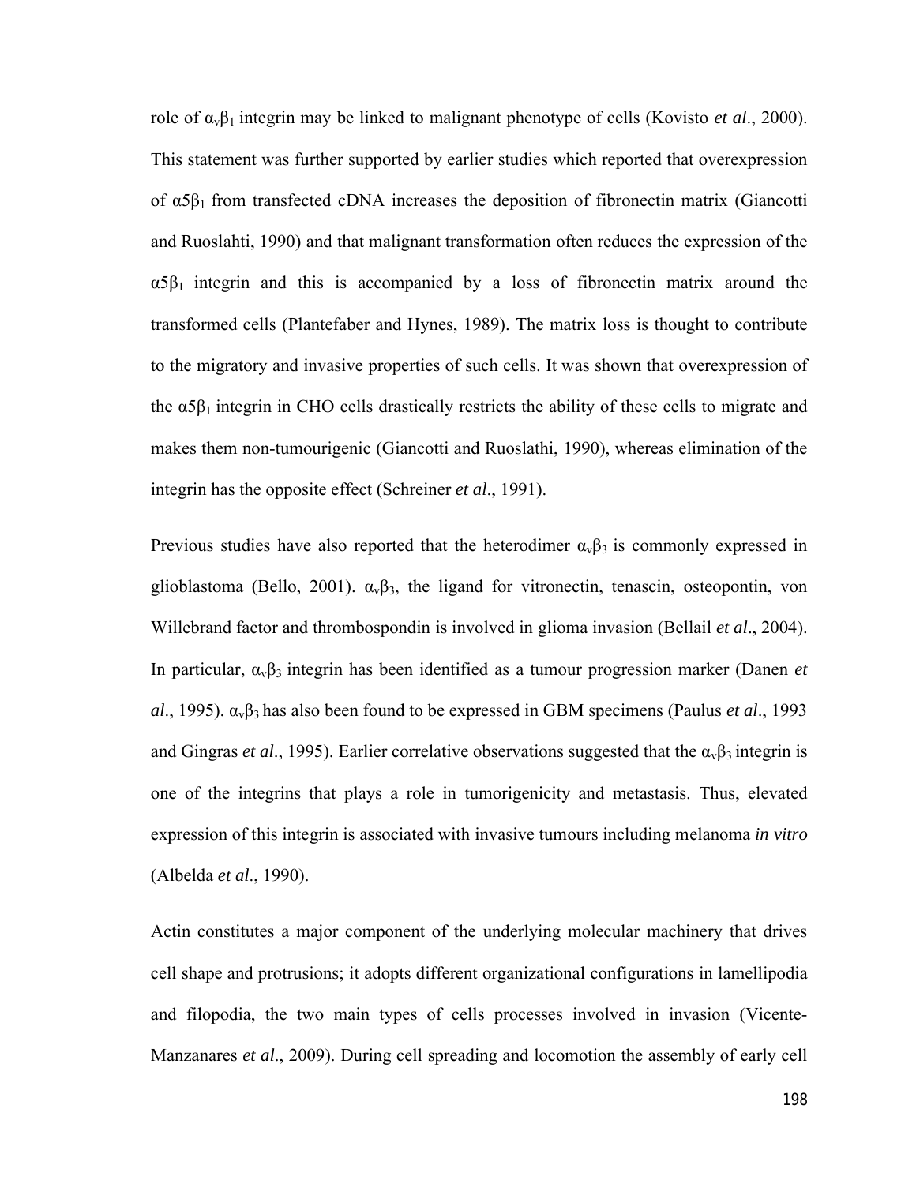role of $\alpha_v\beta_1$ integrin may be linked to malignant phenotype of cells (Kovisto *et al*., 2000). This statement was further supported by earlier studies which reported that overexpression of $\alpha5\beta_1$ from transfected cDNA increases the deposition of fibronectin matrix (Giancotti and Ruoslahti, 1990) and that malignant transformation often reduces the expression of the $\alpha5\beta_1$ integrin and this is accompanied by a loss of fibronectin matrix around the transformed cells (Plantefaber and Hynes, 1989). The matrix loss is thought to contribute to the migratory and invasive properties of such cells. It was shown that overexpression of the $\alpha5\beta_1$ integrin in CHO cells drastically restricts the ability of these cells to migrate and makes them non-tumourigenic (Giancotti and Ruoslathi, 1990), whereas elimination of the integrin has the opposite effect (Schreiner *et al*., 1991).

Previous studies have also reported that the heterodimer $\alpha_v\beta_3$ is commonly expressed in glioblastoma (Bello, 2001). $\alpha_v\beta_3$, the ligand for vitronectin, tenascin, osteopontin, von Willebrand factor and thrombospondin is involved in glioma invasion (Bellail *et al*., 2004). In particular, $\alpha_v\beta_3$ integrin has been identified as a tumour progression marker (Danen *et al*., 1995). $\alpha_v\beta_3$ has also been found to be expressed in GBM specimens (Paulus *et al*., 1993 and Gingras *et al*., 1995). Earlier correlative observations suggested that the $\alpha_v\beta_3$ integrin is one of the integrins that plays a role in tumorigenicity and metastasis. Thus, elevated expression of this integrin is associated with invasive tumours including melanoma *in vitro* (Albelda *et al*., 1990).

Actin constitutes a major component of the underlying molecular machinery that drives cell shape and protrusions; it adopts different organizational configurations in lamellipodia and filopodia, the two main types of cells processes involved in invasion (Vicente-Manzanares *et al*., 2009). During cell spreading and locomotion the assembly of early cell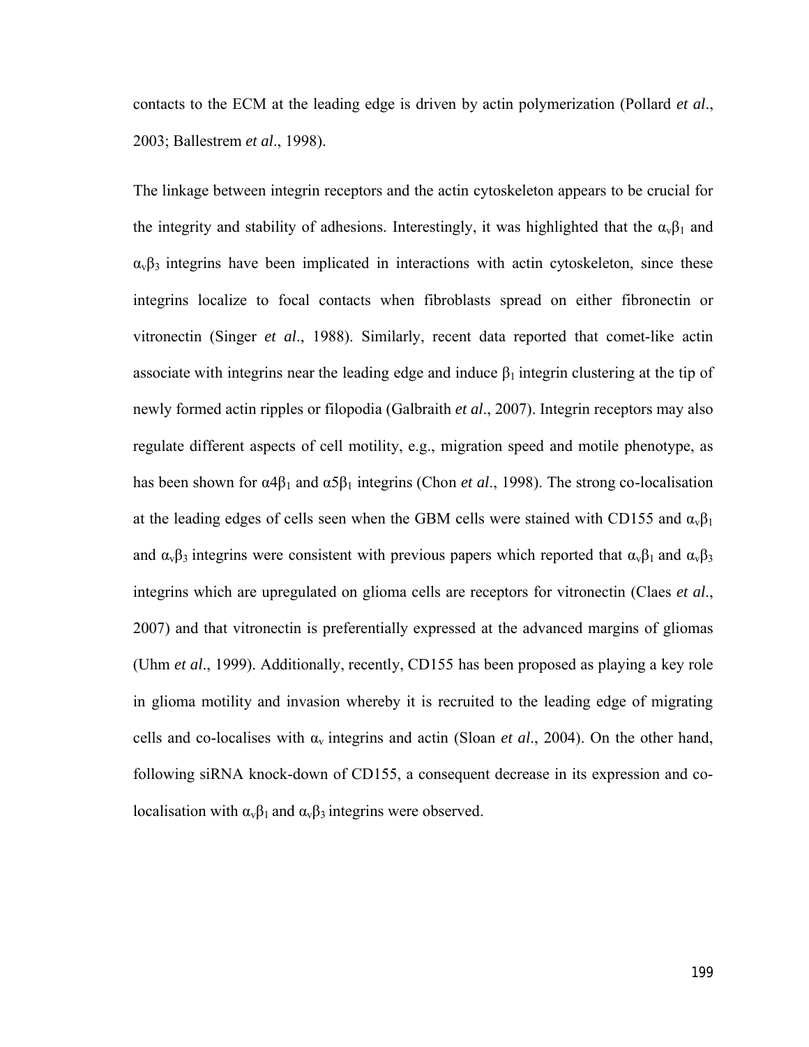contacts to the ECM at the leading edge is driven by actin polymerization (Pollard *et al*., 2003; Ballestrem *et al*., 1998).

The linkage between integrin receptors and the actin cytoskeleton appears to be crucial for the integrity and stability of adhesions. Interestingly, it was highlighted that the $\alpha_v\beta_1$ and $\alpha_v\beta_3$ integrins have been implicated in interactions with actin cytoskeleton, since these integrins localize to focal contacts when fibroblasts spread on either fibronectin or vitronectin (Singer *et al*., 1988). Similarly, recent data reported that comet-like actin associate with integrins near the leading edge and induce $\beta_1$ integrin clustering at the tip of newly formed actin ripples or filopodia (Galbraith *et al*., 2007). Integrin receptors may also regulate different aspects of cell motility, e.g., migration speed and motile phenotype, as has been shown for $\alpha4\beta_1$ and $\alpha5\beta_1$ integrins (Chon *et al*., 1998). The strong co-localisation at the leading edges of cells seen when the GBM cells were stained with CD155 and $\alpha_v\beta_1$ and $\alpha_v\beta_3$ integrins were consistent with previous papers which reported that $\alpha_v\beta_1$ and $\alpha_v\beta_3$ integrins which are upregulated on glioma cells are receptors for vitronectin (Claes *et al*., 2007) and that vitronectin is preferentially expressed at the advanced margins of gliomas (Uhm *et al*., 1999). Additionally, recently, CD155 has been proposed as playing a key role in glioma motility and invasion whereby it is recruited to the leading edge of migrating cells and co-localises with $\alpha_v$ integrins and actin (Sloan *et al*., 2004). On the other hand, following siRNA knock-down of CD155, a consequent decrease in its expression and co-localisation with $\alpha_v\beta_1$ and $\alpha_v\beta_3$ integrins were observed.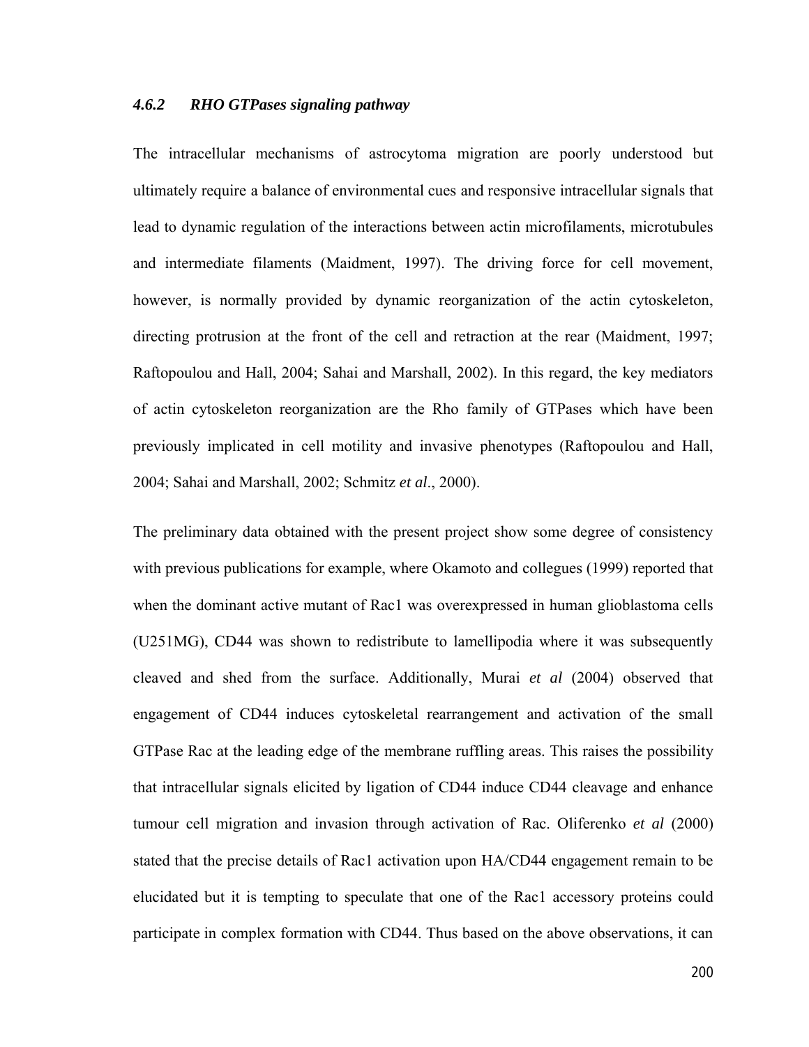### *4.6.2 RHO GTPases signaling pathway*

The intracellular mechanisms of astrocytoma migration are poorly understood but ultimately require a balance of environmental cues and responsive intracellular signals that lead to dynamic regulation of the interactions between actin microfilaments, microtubules and intermediate filaments (Maidment, 1997). The driving force for cell movement, however, is normally provided by dynamic reorganization of the actin cytoskeleton, directing protrusion at the front of the cell and retraction at the rear (Maidment, 1997; Raftopoulou and Hall, 2004; Sahai and Marshall, 2002). In this regard, the key mediators of actin cytoskeleton reorganization are the Rho family of GTPases which have been previously implicated in cell motility and invasive phenotypes (Raftopoulou and Hall, 2004; Sahai and Marshall, 2002; Schmitz *et al*., 2000).

The preliminary data obtained with the present project show some degree of consistency with previous publications for example, where Okamoto and collegues (1999) reported that when the dominant active mutant of Rac1 was overexpressed in human glioblastoma cells (U251MG), CD44 was shown to redistribute to lamellipodia where it was subsequently cleaved and shed from the surface. Additionally, Murai *et al* (2004) observed that engagement of CD44 induces cytoskeletal rearrangement and activation of the small GTPase Rac at the leading edge of the membrane ruffling areas. This raises the possibility that intracellular signals elicited by ligation of CD44 induce CD44 cleavage and enhance tumour cell migration and invasion through activation of Rac. Oliferenko *et al* (2000) stated that the precise details of Rac1 activation upon HA/CD44 engagement remain to be elucidated but it is tempting to speculate that one of the Rac1 accessory proteins could participate in complex formation with CD44. Thus based on the above observations, it can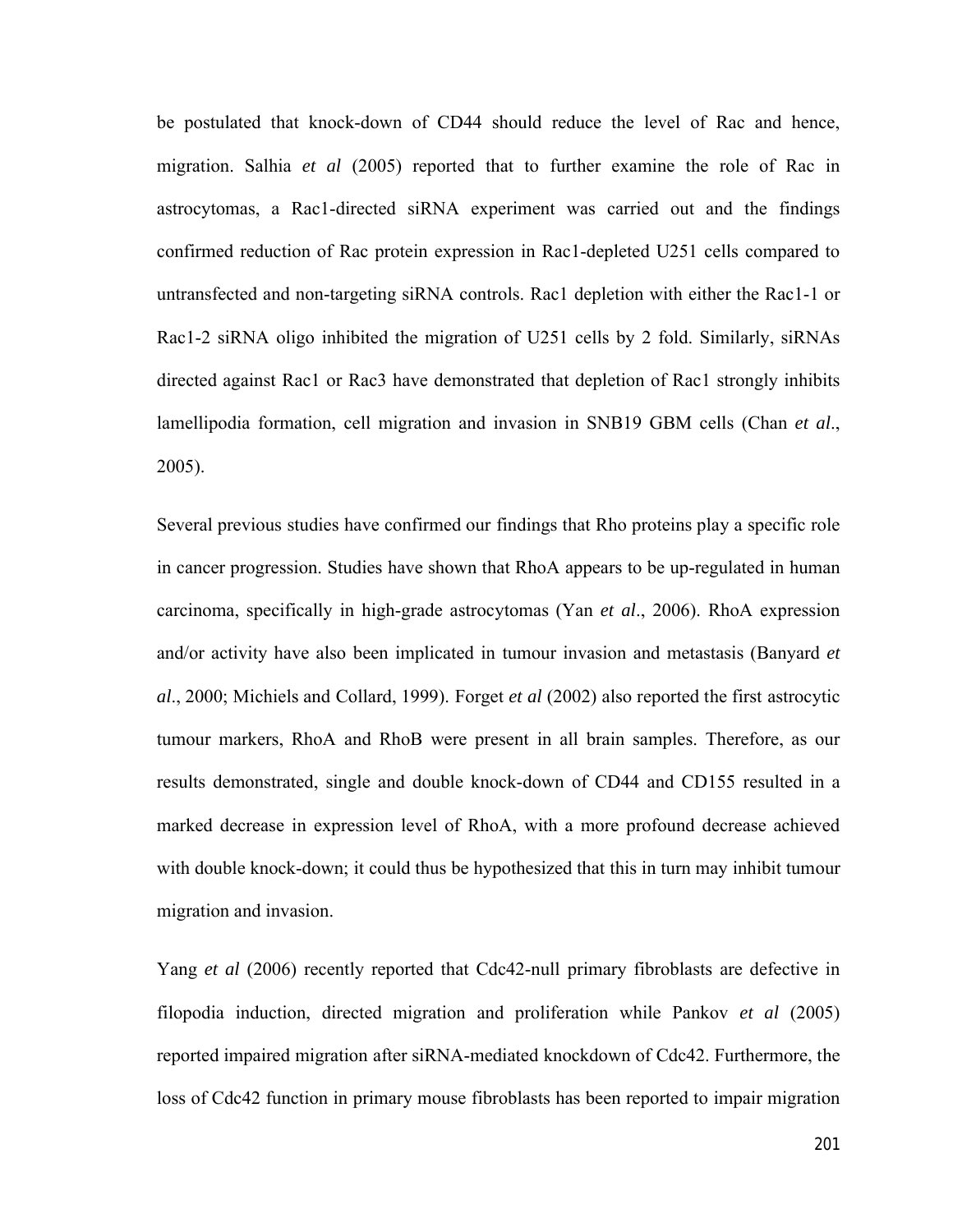be postulated that knock-down of CD44 should reduce the level of Rac and hence, migration. Salhia *et al* (2005) reported that to further examine the role of Rac in astrocytomas, a Rac1-directed siRNA experiment was carried out and the findings confirmed reduction of Rac protein expression in Rac1-depleted U251 cells compared to untransfected and non-targeting siRNA controls. Rac1 depletion with either the Rac1-1 or Rac1-2 siRNA oligo inhibited the migration of U251 cells by 2 fold. Similarly, siRNAs directed against Rac1 or Rac3 have demonstrated that depletion of Rac1 strongly inhibits lamellipodia formation, cell migration and invasion in SNB19 GBM cells (Chan *et al*., 2005).

Several previous studies have confirmed our findings that Rho proteins play a specific role in cancer progression. Studies have shown that RhoA appears to be up-regulated in human carcinoma, specifically in high-grade astrocytomas (Yan *et al*., 2006). RhoA expression and/or activity have also been implicated in tumour invasion and metastasis (Banyard *et al*., 2000; Michiels and Collard, 1999). Forget *et al* (2002) also reported the first astrocytic tumour markers, RhoA and RhoB were present in all brain samples. Therefore, as our results demonstrated, single and double knock-down of CD44 and CD155 resulted in a marked decrease in expression level of RhoA, with a more profound decrease achieved with double knock-down; it could thus be hypothesized that this in turn may inhibit tumour migration and invasion.

Yang *et al* (2006) recently reported that Cdc42-null primary fibroblasts are defective in filopodia induction, directed migration and proliferation while Pankov *et al* (2005) reported impaired migration after siRNA-mediated knockdown of Cdc42. Furthermore, the loss of Cdc42 function in primary mouse fibroblasts has been reported to impair migration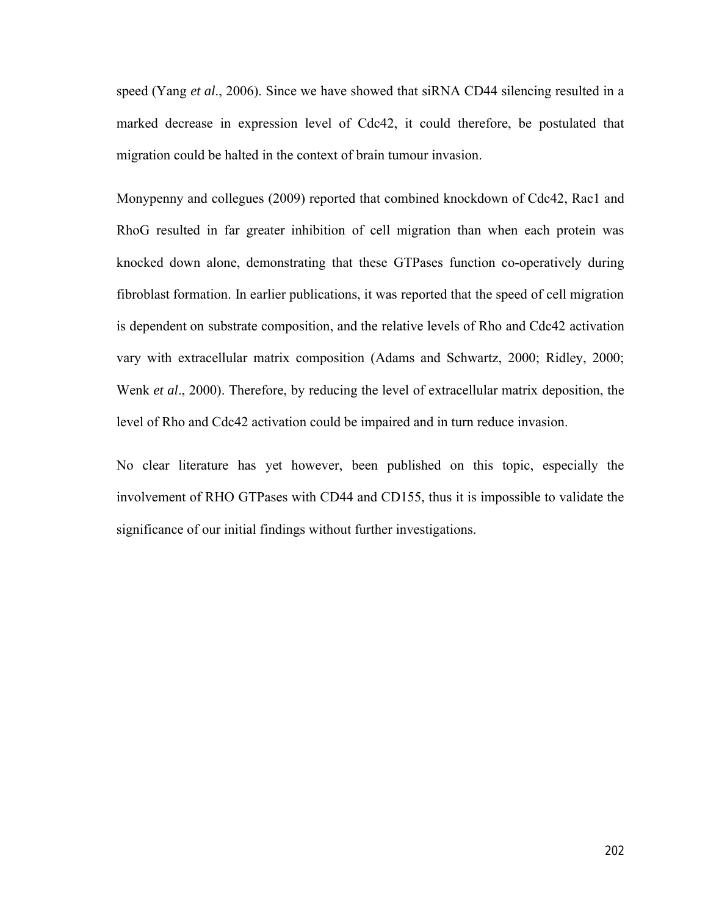speed (Yang *et al*., 2006). Since we have showed that siRNA CD44 silencing resulted in a marked decrease in expression level of Cdc42, it could therefore, be postulated that migration could be halted in the context of brain tumour invasion.

Monypenny and collegues (2009) reported that combined knockdown of Cdc42, Rac1 and RhoG resulted in far greater inhibition of cell migration than when each protein was knocked down alone, demonstrating that these GTPases function co-operatively during fibroblast formation. In earlier publications, it was reported that the speed of cell migration is dependent on substrate composition, and the relative levels of Rho and Cdc42 activation vary with extracellular matrix composition (Adams and Schwartz, 2000; Ridley, 2000; Wenk *et al*., 2000). Therefore, by reducing the level of extracellular matrix deposition, the level of Rho and Cdc42 activation could be impaired and in turn reduce invasion.

No clear literature has yet however, been published on this topic, especially the involvement of RHO GTPases with CD44 and CD155, thus it is impossible to validate the significance of our initial findings without further investigations.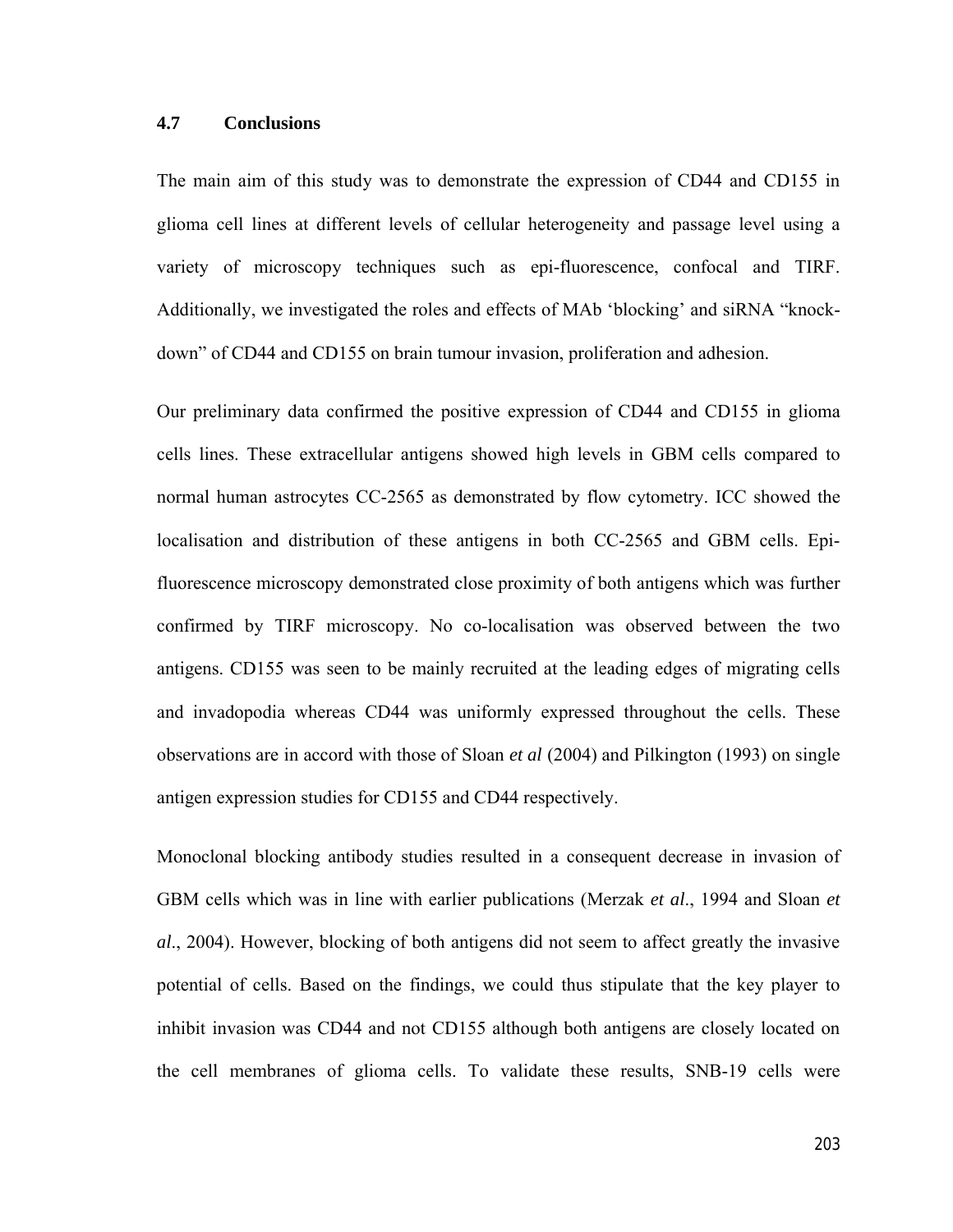### 4.7 Conclusions

The main aim of this study was to demonstrate the expression of CD44 and CD155 in glioma cell lines at different levels of cellular heterogeneity and passage level using a variety of microscopy techniques such as epi-fluorescence, confocal and TIRF. Additionally, we investigated the roles and effects of MAb 'blocking' and siRNA "knock-down" of CD44 and CD155 on brain tumour invasion, proliferation and adhesion.

Our preliminary data confirmed the positive expression of CD44 and CD155 in glioma cells lines. These extracellular antigens showed high levels in GBM cells compared to normal human astrocytes CC-2565 as demonstrated by flow cytometry. ICC showed the localisation and distribution of these antigens in both CC-2565 and GBM cells. Epi-fluorescence microscopy demonstrated close proximity of both antigens which was further confirmed by TIRF microscopy. No co-localisation was observed between the two antigens. CD155 was seen to be mainly recruited at the leading edges of migrating cells and invadopodia whereas CD44 was uniformly expressed throughout the cells. These observations are in accord with those of Sloan *et al* (2004) and Pilkington (1993) on single antigen expression studies for CD155 and CD44 respectively.

Monoclonal blocking antibody studies resulted in a consequent decrease in invasion of GBM cells which was in line with earlier publications (Merzak *et al*., 1994 and Sloan *et al*., 2004). However, blocking of both antigens did not seem to affect greatly the invasive potential of cells. Based on the findings, we could thus stipulate that the key player to inhibit invasion was CD44 and not CD155 although both antigens are closely located on the cell membranes of glioma cells. To validate these results, SNB-19 cells were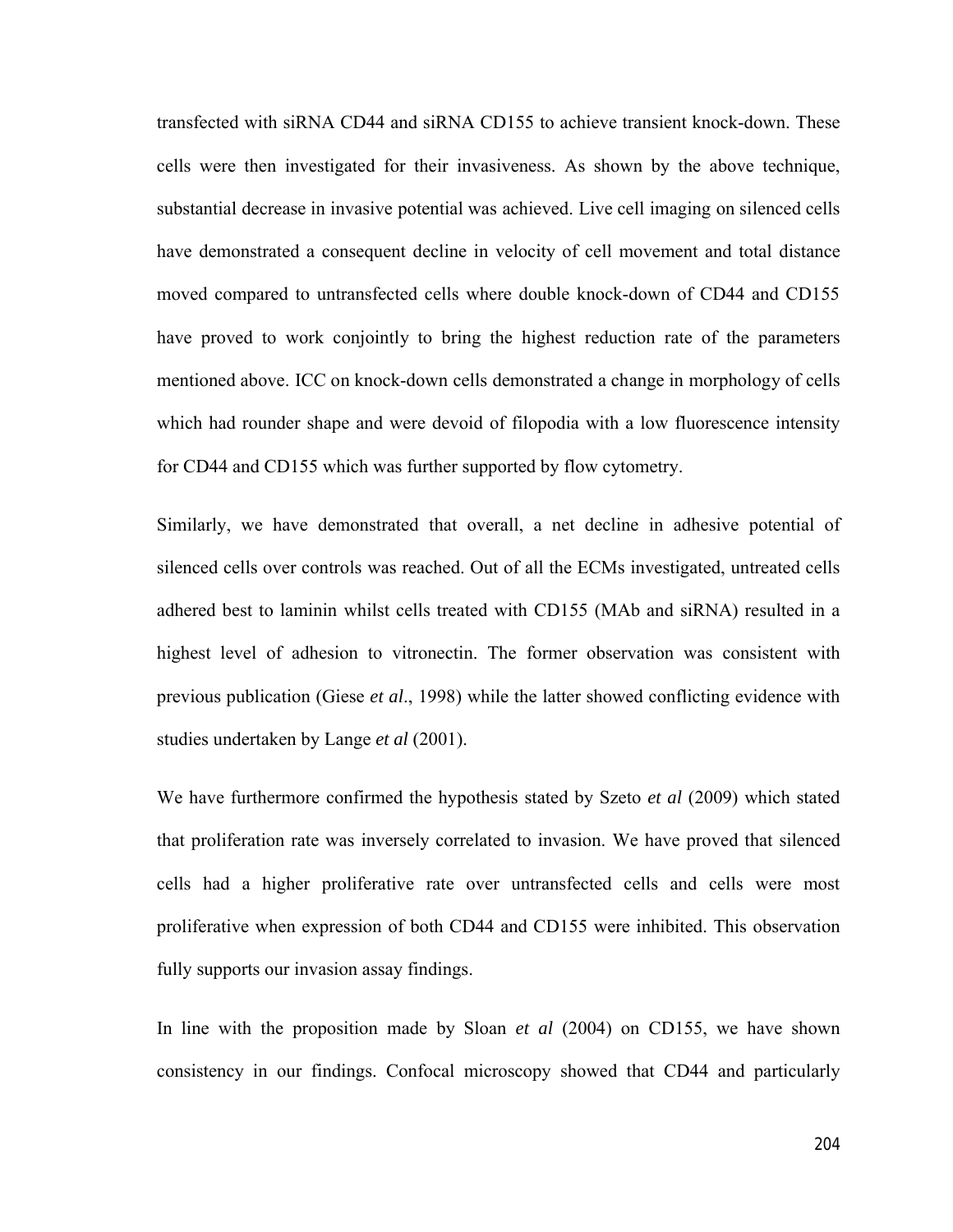transfected with siRNA CD44 and siRNA CD155 to achieve transient knock-down. These cells were then investigated for their invasiveness. As shown by the above technique, substantial decrease in invasive potential was achieved. Live cell imaging on silenced cells have demonstrated a consequent decline in velocity of cell movement and total distance moved compared to untransfected cells where double knock-down of CD44 and CD155 have proved to work conjointly to bring the highest reduction rate of the parameters mentioned above. ICC on knock-down cells demonstrated a change in morphology of cells which had rounder shape and were devoid of filopodia with a low fluorescence intensity for CD44 and CD155 which was further supported by flow cytometry.

Similarly, we have demonstrated that overall, a net decline in adhesive potential of silenced cells over controls was reached. Out of all the ECMs investigated, untreated cells adhered best to laminin whilst cells treated with CD155 (MAb and siRNA) resulted in a highest level of adhesion to vitronectin. The former observation was consistent with previous publication (Giese *et al*., 1998) while the latter showed conflicting evidence with studies undertaken by Lange *et al* (2001).

We have furthermore confirmed the hypothesis stated by Szeto *et al* (2009) which stated that proliferation rate was inversely correlated to invasion. We have proved that silenced cells had a higher proliferative rate over untransfected cells and cells were most proliferative when expression of both CD44 and CD155 were inhibited. This observation fully supports our invasion assay findings.

In line with the proposition made by Sloan *et al* (2004) on CD155, we have shown consistency in our findings. Confocal microscopy showed that CD44 and particularly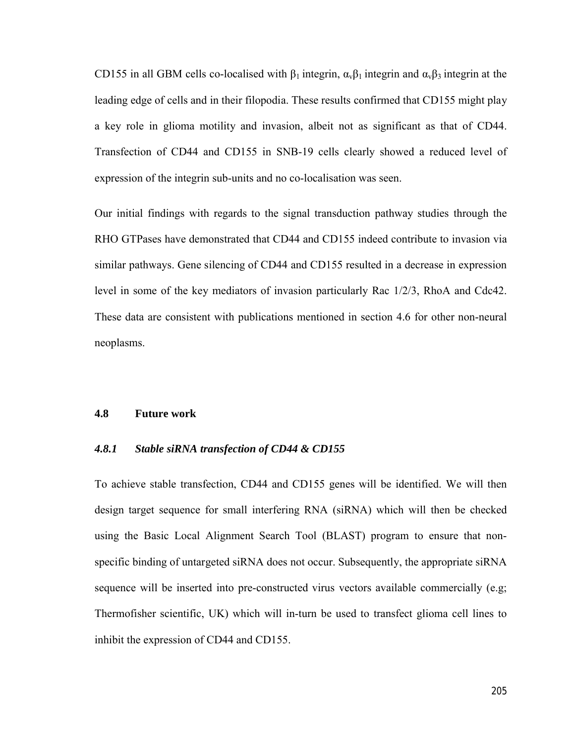CD155 in all GBM cells co-localised with $\beta_1$ integrin, $\alpha_v\beta_1$ integrin and $\alpha_v\beta_3$ integrin at the leading edge of cells and in their filopodia. These results confirmed that CD155 might play a key role in glioma motility and invasion, albeit not as significant as that of CD44. Transfection of CD44 and CD155 in SNB-19 cells clearly showed a reduced level of expression of the integrin sub-units and no co-localisation was seen.

Our initial findings with regards to the signal transduction pathway studies through the RHO GTPases have demonstrated that CD44 and CD155 indeed contribute to invasion via similar pathways. Gene silencing of CD44 and CD155 resulted in a decrease in expression level in some of the key mediators of invasion particularly Rac 1/2/3, RhoA and Cdc42. These data are consistent with publications mentioned in section 4.6 for other non-neural neoplasms.

## 4.8 Future work

### *4.8.1 Stable siRNA transfection of CD44 & CD155*

To achieve stable transfection, CD44 and CD155 genes will be identified. We will then design target sequence for small interfering RNA (siRNA) which will then be checked using the Basic Local Alignment Search Tool (BLAST) program to ensure that non-specific binding of untargeted siRNA does not occur. Subsequently, the appropriate siRNA sequence will be inserted into pre-constructed virus vectors available commercially (e.g; Thermofisher scientific, UK) which will in-turn be used to transfect glioma cell lines to inhibit the expression of CD44 and CD155.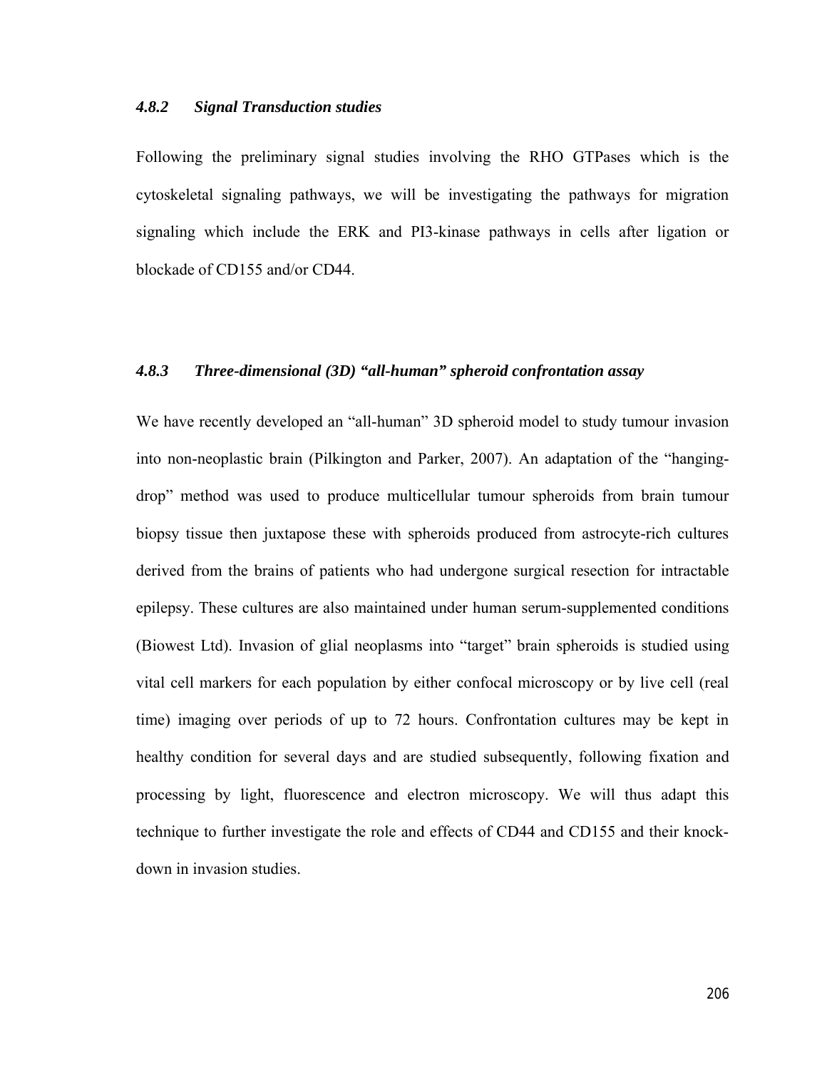#### *4.8.2 Signal Transduction studies*

Following the preliminary signal studies involving the RHO GTPases which is the cytoskeletal signaling pathways, we will be investigating the pathways for migration signaling which include the ERK and PI3-kinase pathways in cells after ligation or blockade of CD155 and/or CD44.

#### *4.8.3 Three-dimensional (3D) "all-human" spheroid confrontation assay*

We have recently developed an "all-human" 3D spheroid model to study tumour invasion into non-neoplastic brain (Pilkington and Parker, 2007). An adaptation of the "hanging-drop" method was used to produce multicellular tumour spheroids from brain tumour biopsy tissue then juxtapose these with spheroids produced from astrocyte-rich cultures derived from the brains of patients who had undergone surgical resection for intractable epilepsy. These cultures are also maintained under human serum-supplemented conditions (Biowest Ltd). Invasion of glial neoplasms into "target" brain spheroids is studied using vital cell markers for each population by either confocal microscopy or by live cell (real time) imaging over periods of up to 72 hours. Confrontation cultures may be kept in healthy condition for several days and are studied subsequently, following fixation and processing by light, fluorescence and electron microscopy. We will thus adapt this technique to further investigate the role and effects of CD44 and CD155 and their knock-down in invasion studies.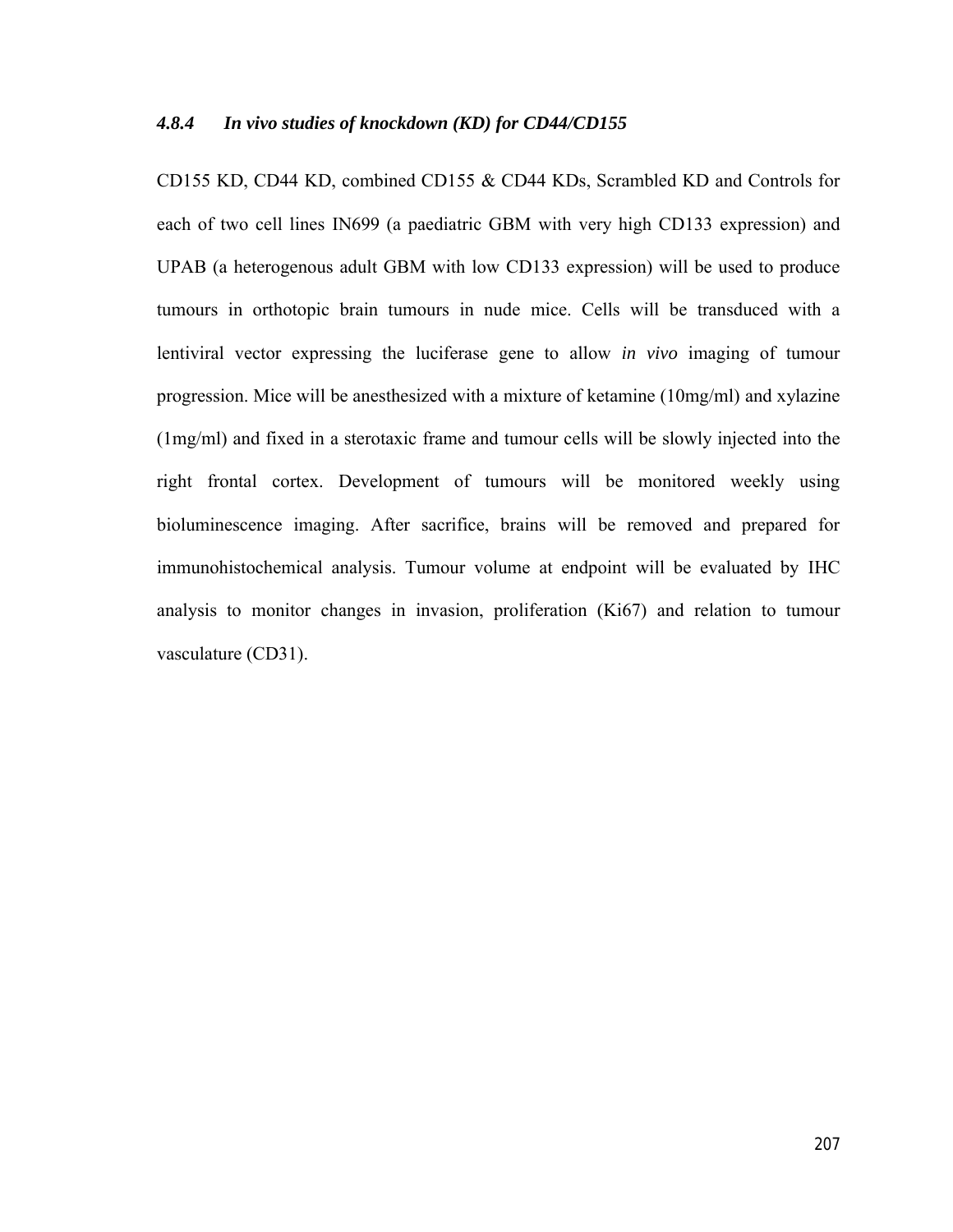#### *4.8.4 In vivo studies of knockdown (KD) for CD44/CD155*

CD155 KD, CD44 KD, combined CD155 & CD44 KDs, Scrambled KD and Controls for each of two cell lines IN699 (a paediatric GBM with very high CD133 expression) and UPAB (a heterogenous adult GBM with low CD133 expression) will be used to produce tumours in orthotopic brain tumours in nude mice. Cells will be transduced with a lentiviral vector expressing the luciferase gene to allow *in vivo* imaging of tumour progression. Mice will be anesthesized with a mixture of ketamine (10mg/ml) and xylazine (1mg/ml) and fixed in a sterotaxic frame and tumour cells will be slowly injected into the right frontal cortex. Development of tumours will be monitored weekly using bioluminescence imaging. After sacrifice, brains will be removed and prepared for immunohistochemical analysis. Tumour volume at endpoint will be evaluated by IHC analysis to monitor changes in invasion, proliferation (Ki67) and relation to tumour vasculature (CD31).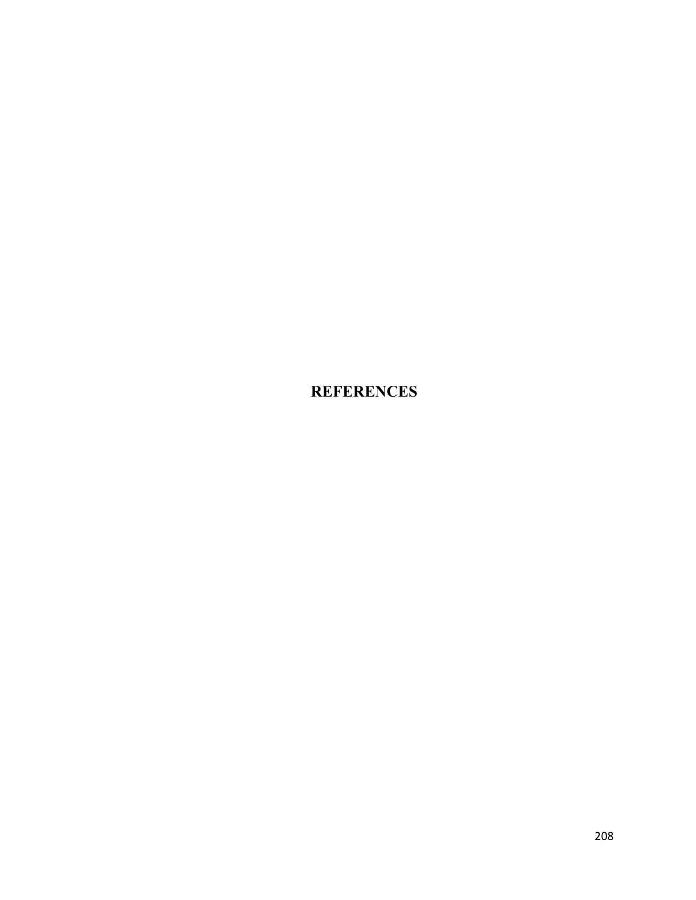# REFERENCES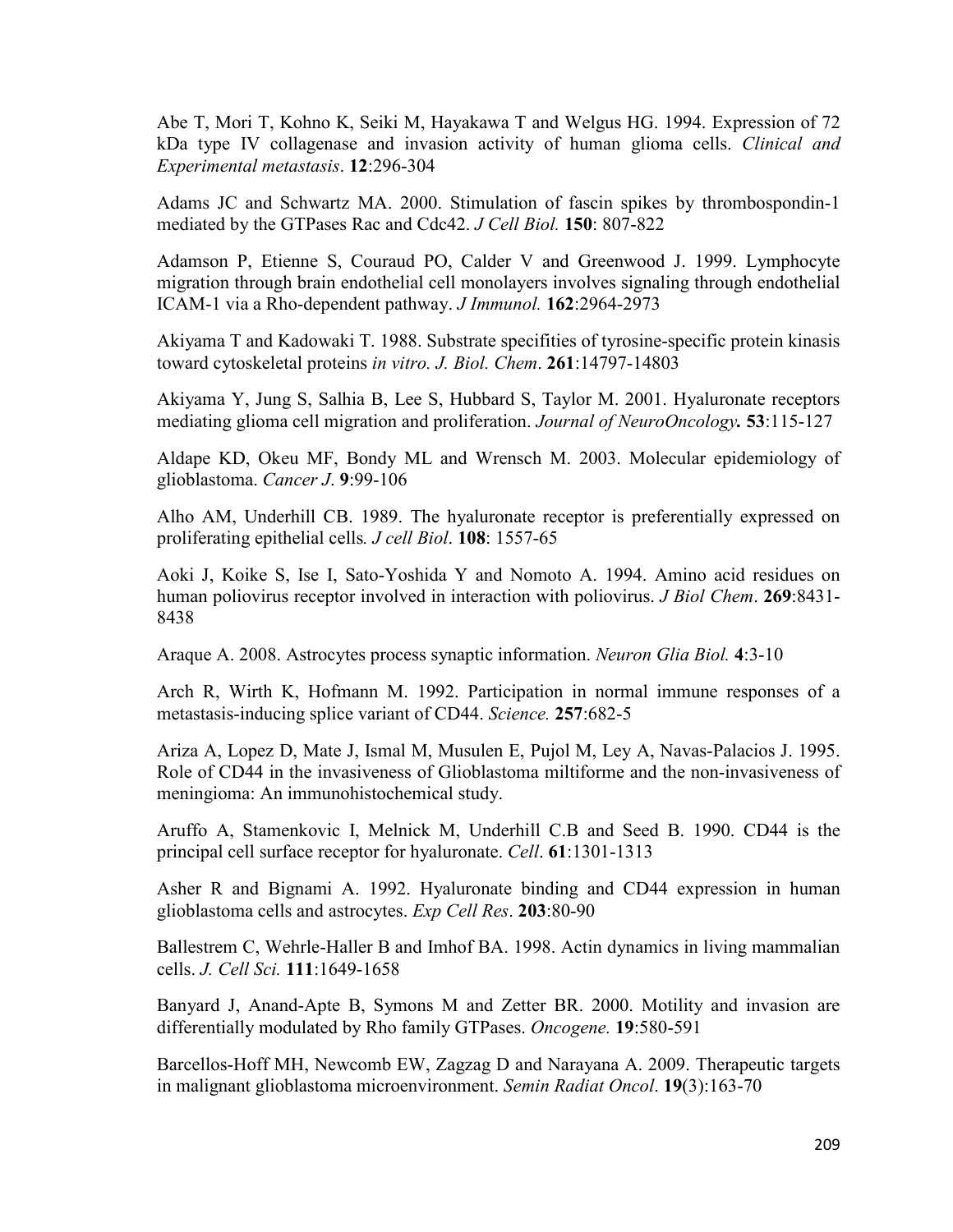Abe T, Mori T, Kohno K, Seiki M, Hayakawa T and Welgus HG. 1994. Expression of 72 kDa type IV collagenase and invasion activity of human glioma cells. *Clinical and Experimental metastasis*. **12**:296-304

Adams JC and Schwartz MA. 2000. Stimulation of fascin spikes by thrombospondin-1 mediated by the GTPases Rac and Cdc42. *J Cell Biol.* **150**: 807-822

Adamson P, Etienne S, Couraud PO, Calder V and Greenwood J. 1999. Lymphocyte migration through brain endothelial cell monolayers involves signaling through endothelial ICAM-1 via a Rho-dependent pathway. *J Immunol.* **162**:2964-2973

Akiyama T and Kadowaki T. 1988. Substrate specifities of tyrosine-specific protein kinasis toward cytoskeletal proteins *in vitro*. *J. Biol. Chem*. **261**:14797-14803

Akiyama Y, Jung S, Salhia B, Lee S, Hubbard S, Taylor M. 2001. Hyaluronate receptors mediating glioma cell migration and proliferation. *Journal of NeuroOncology***. 53**:115-127

Aldape KD, Okeu MF, Bondy ML and Wrensch M. 2003. Molecular epidemiology of glioblastoma. *Cancer J*. **9**:99-106

Alho AM, Underhill CB. 1989. The hyaluronate receptor is preferentially expressed on proliferating epithelial cells*. J cell Biol*. **108**: 1557-65

Aoki J, Koike S, Ise I, Sato-Yoshida Y and Nomoto A. 1994. Amino acid residues on human poliovirus receptor involved in interaction with poliovirus. *J Biol Chem*. **269**:8431-8438

Araque A. 2008. Astrocytes process synaptic information. *Neuron Glia Biol.* **4**:3-10

Arch R, Wirth K, Hofmann M. 1992. Participation in normal immune responses of a metastasis-inducing splice variant of CD44. *Science.* **257**:682-5

Ariza A, Lopez D, Mate J, Ismal M, Musulen E, Pujol M, Ley A, Navas-Palacios J. 1995. Role of CD44 in the invasiveness of Glioblastoma miltiforme and the non-invasiveness of meningioma: An immunohistochemical study.

Aruffo A, Stamenkovic I, Melnick M, Underhill C.B and Seed B. 1990. CD44 is the principal cell surface receptor for hyaluronate. *Cell*. **61**:1301-1313

Asher R and Bignami A. 1992. Hyaluronate binding and CD44 expression in human glioblastoma cells and astrocytes. *Exp Cell Res*. **203**:80-90

Ballestrem C, Wehrle-Haller B and Imhof BA. 1998. Actin dynamics in living mammalian cells. *J. Cell Sci.* **111**:1649-1658

Banyard J, Anand-Apte B, Symons M and Zetter BR. 2000. Motility and invasion are differentially modulated by Rho family GTPases. *Oncogene.* **19**:580-591

Barcellos-Hoff MH, Newcomb EW, Zagzag D and Narayana A. 2009. Therapeutic targets in malignant glioblastoma microenvironment. *Semin Radiat Oncol*. **19**(3):163-70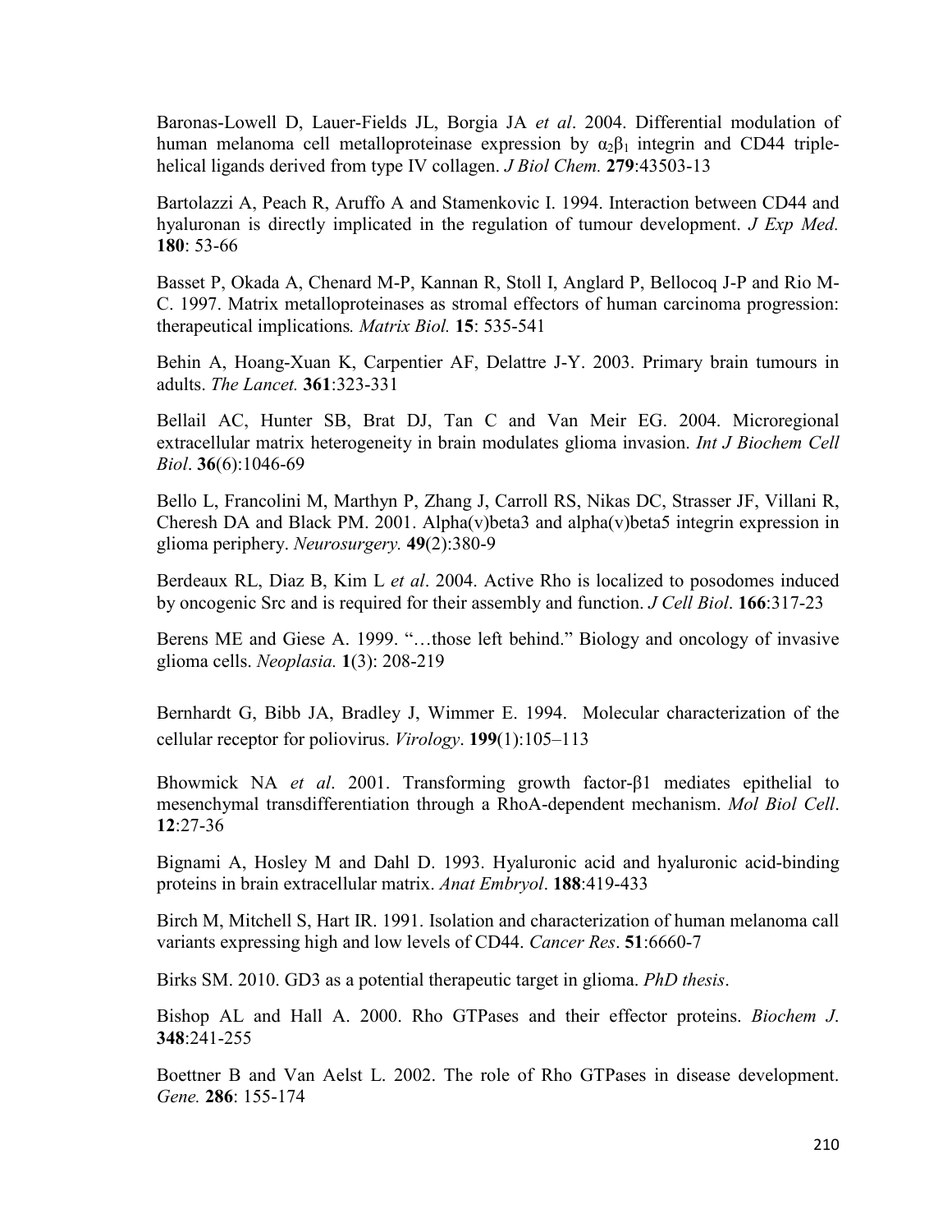Baronas-Lowell D, Lauer-Fields JL, Borgia JA *et al*. 2004. Differential modulation of human melanoma cell metalloproteinase expression by $\alpha_2\beta_1$ integrin and CD44 triple-helical ligands derived from type IV collagen. *J Biol Chem.* **279**:43503-13

Bartolazzi A, Peach R, Aruffo A and Stamenkovic I. 1994. Interaction between CD44 and hyaluronan is directly implicated in the regulation of tumour development. *J Exp Med.* **180**: 53-66

Basset P, Okada A, Chenard M-P, Kannan R, Stoll I, Anglard P, Bellocoq J-P and Rio M-C. 1997. Matrix metalloproteinases as stromal effectors of human carcinoma progression: therapeutical implications*. Matrix Biol.* **15**: 535-541

Behin A, Hoang-Xuan K, Carpentier AF, Delattre J-Y. 2003. Primary brain tumours in adults. *The Lancet.* **361**:323-331

Bellail AC, Hunter SB, Brat DJ, Tan C and Van Meir EG. 2004. Microregional extracellular matrix heterogeneity in brain modulates glioma invasion. *Int J Biochem Cell Biol*. **36**(6):1046-69

Bello L, Francolini M, Marthyn P, Zhang J, Carroll RS, Nikas DC, Strasser JF, Villani R, Cheresh DA and Black PM. 2001. Alpha(v)beta3 and alpha(v)beta5 integrin expression in glioma periphery. *Neurosurgery.* **49**(2):380-9

Berdeaux RL, Diaz B, Kim L *et al*. 2004. Active Rho is localized to posodomes induced by oncogenic Src and is required for their assembly and function. *J Cell Biol*. **166**:317-23

Berens ME and Giese A. 1999. "…those left behind." Biology and oncology of invasive glioma cells. *Neoplasia.* **1**(3): 208-219

Bernhardt G, Bibb JA, Bradley J, Wimmer E. 1994. Molecular characterization of the cellular receptor for poliovirus. *Virology*. **199**(1):105–113

Bhowmick NA *et al*. 2001. Transforming growth factor-β1 mediates epithelial to mesenchymal transdifferentiation through a RhoA-dependent mechanism. *Mol Biol Cell*. **12**:27-36

Bignami A, Hosley M and Dahl D. 1993. Hyaluronic acid and hyaluronic acid-binding proteins in brain extracellular matrix. *Anat Embryol*. **188**:419-433

Birch M, Mitchell S, Hart IR. 1991. Isolation and characterization of human melanoma call variants expressing high and low levels of CD44. *Cancer Res*. **51**:6660-7

Birks SM. 2010. GD3 as a potential therapeutic target in glioma. *PhD thesis*.

Bishop AL and Hall A. 2000. Rho GTPases and their effector proteins. *Biochem J*. **348**:241-255

Boettner B and Van Aelst L. 2002. The role of Rho GTPases in disease development. *Gene.* **286**: 155-174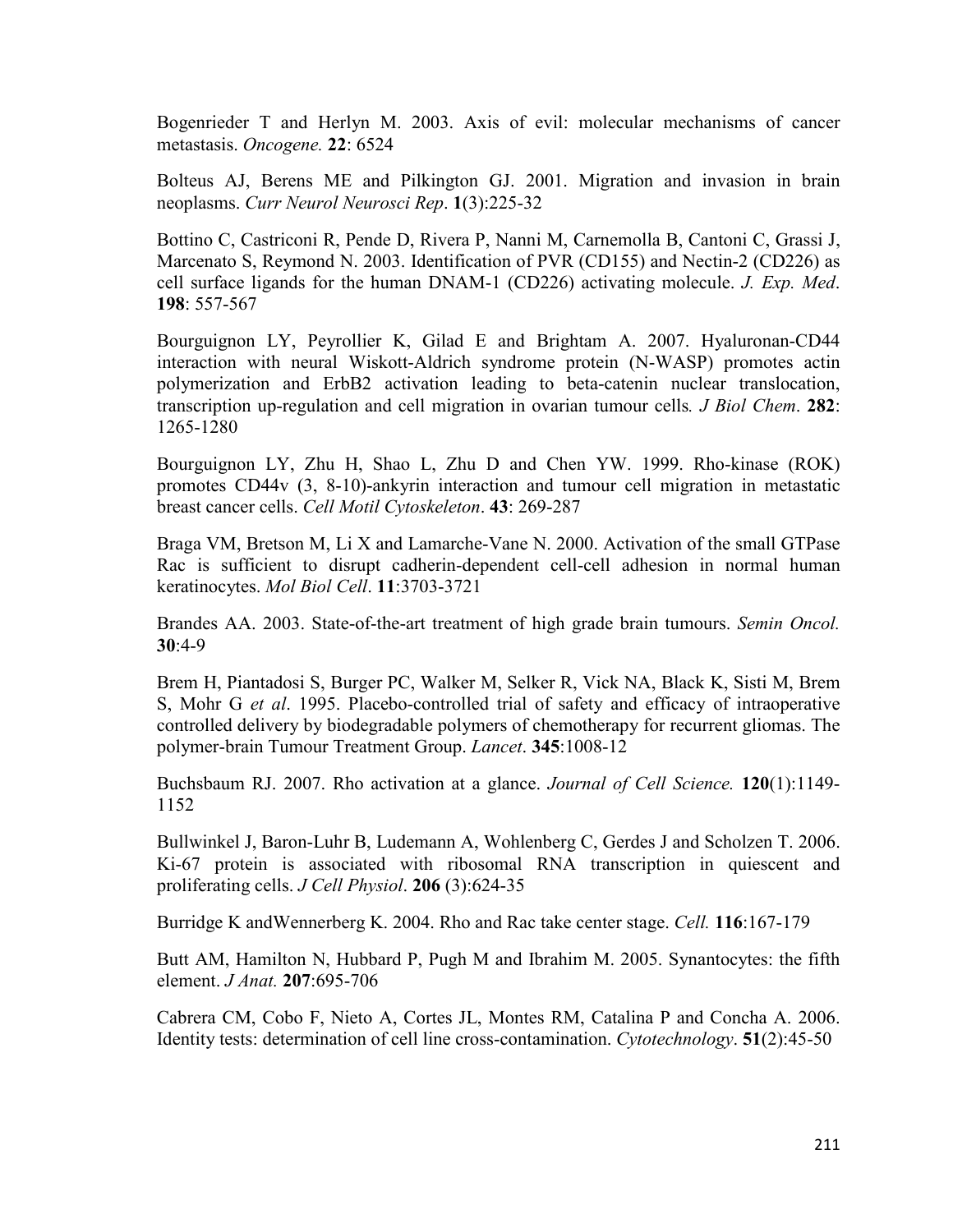Bogenrieder T and Herlyn M. 2003. Axis of evil: molecular mechanisms of cancer metastasis. *Oncogene.* **22**: 6524

Bolteus AJ, Berens ME and Pilkington GJ. 2001. Migration and invasion in brain neoplasms. *Curr Neurol Neurosci Rep*. **1**(3):225-32

Bottino C, Castriconi R, Pende D, Rivera P, Nanni M, Carnemolla B, Cantoni C, Grassi J, Marcenato S, Reymond N. 2003. Identification of PVR (CD155) and Nectin-2 (CD226) as cell surface ligands for the human DNAM-1 (CD226) activating molecule. *J. Exp. Med*. **198**: 557-567

Bourguignon LY, Peyrollier K, Gilad E and Brightam A. 2007. Hyaluronan-CD44 interaction with neural Wiskott-Aldrich syndrome protein (N-WASP) promotes actin polymerization and ErbB2 activation leading to beta-catenin nuclear translocation, transcription up-regulation and cell migration in ovarian tumour cells*. J Biol Chem*. **282**: 1265-1280

Bourguignon LY, Zhu H, Shao L, Zhu D and Chen YW. 1999. Rho-kinase (ROK) promotes CD44v (3, 8-10)-ankyrin interaction and tumour cell migration in metastatic breast cancer cells. *Cell Motil Cytoskeleton*. **43**: 269-287

Braga VM, Bretson M, Li X and Lamarche-Vane N. 2000. Activation of the small GTPase Rac is sufficient to disrupt cadherin-dependent cell-cell adhesion in normal human keratinocytes. *Mol Biol Cell*. **11**:3703-3721

Brandes AA. 2003. State-of-the-art treatment of high grade brain tumours. *Semin Oncol.* **30**:4-9

Brem H, Piantadosi S, Burger PC, Walker M, Selker R, Vick NA, Black K, Sisti M, Brem S, Mohr G *et al*. 1995. Placebo-controlled trial of safety and efficacy of intraoperative controlled delivery by biodegradable polymers of chemotherapy for recurrent gliomas. The polymer-brain Tumour Treatment Group. *Lancet*. **345**:1008-12

Buchsbaum RJ. 2007. Rho activation at a glance. *Journal of Cell Science.* **120**(1):1149-1152

Bullwinkel J, Baron-Luhr B, Ludemann A, Wohlenberg C, Gerdes J and Scholzen T. 2006. Ki-67 protein is associated with ribosomal RNA transcription in quiescent and proliferating cells. *J Cell Physiol*. **206** (3):624-35

Burridge K andWennerberg K. 2004. Rho and Rac take center stage. *Cell.* **116**:167-179

Butt AM, Hamilton N, Hubbard P, Pugh M and Ibrahim M. 2005. Synantocytes: the fifth element. *J Anat.* **207**:695-706

Cabrera CM, Cobo F, Nieto A, Cortes JL, Montes RM, Catalina P and Concha A. 2006. Identity tests: determination of cell line cross-contamination. *Cytotechnology*. **51**(2):45-50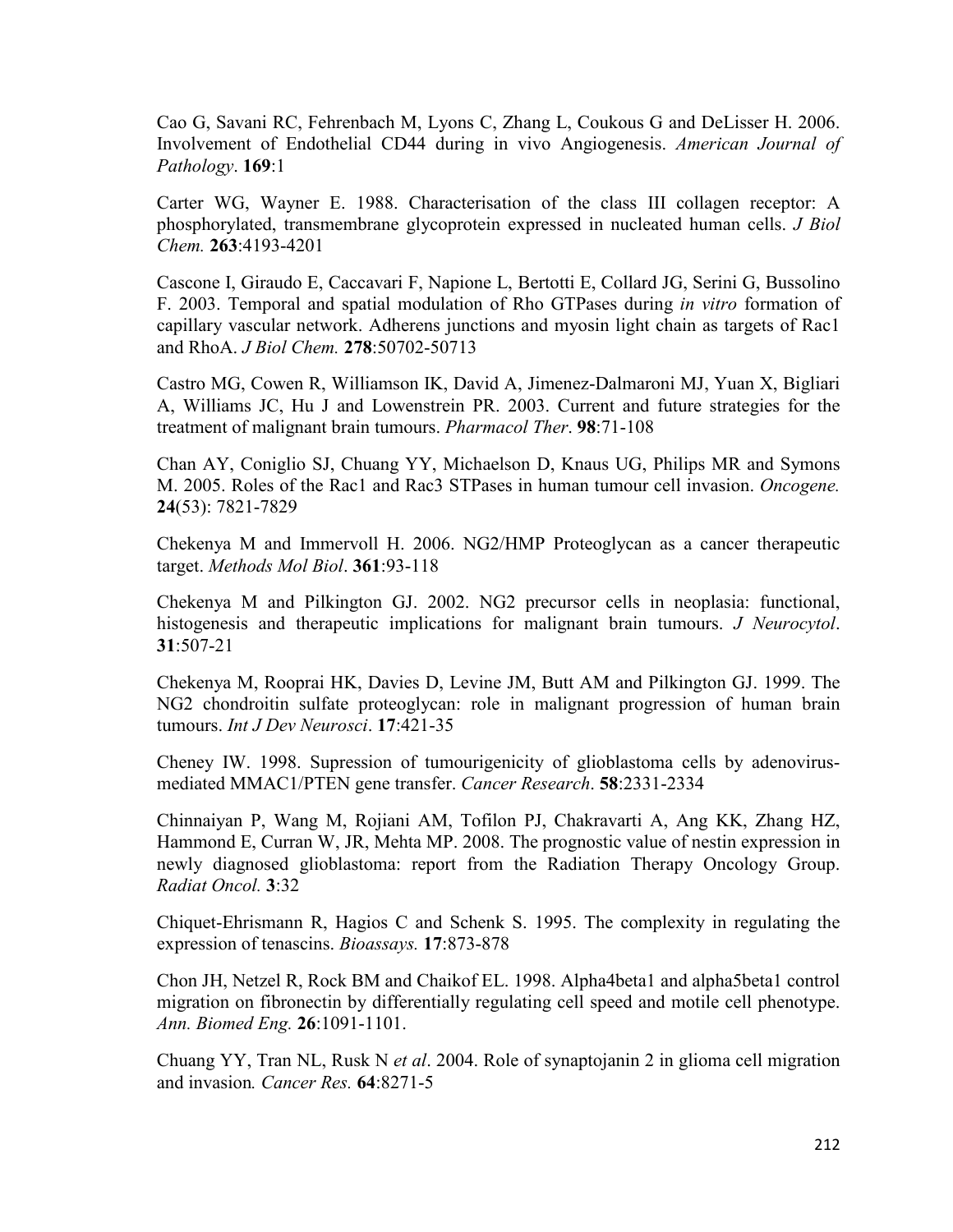Cao G, Savani RC, Fehrenbach M, Lyons C, Zhang L, Coukous G and DeLisser H. 2006. Involvement of Endothelial CD44 during in vivo Angiogenesis. *American Journal of Pathology*. **169**:1

Carter WG, Wayner E. 1988. Characterisation of the class III collagen receptor: A phosphorylated, transmembrane glycoprotein expressed in nucleated human cells. *J Biol Chem.* **263**:4193-4201

Cascone I, Giraudo E, Caccavari F, Napione L, Bertotti E, Collard JG, Serini G, Bussolino F. 2003. Temporal and spatial modulation of Rho GTPases during *in vitro* formation of capillary vascular network. Adherens junctions and myosin light chain as targets of Rac1 and RhoA. *J Biol Chem.* **278**:50702-50713

Castro MG, Cowen R, Williamson IK, David A, Jimenez-Dalmaroni MJ, Yuan X, Bigliari A, Williams JC, Hu J and Lowenstrein PR. 2003. Current and future strategies for the treatment of malignant brain tumours. *Pharmacol Ther*. **98**:71-108

Chan AY, Coniglio SJ, Chuang YY, Michaelson D, Knaus UG, Philips MR and Symons M. 2005. Roles of the Rac1 and Rac3 STPases in human tumour cell invasion. *Oncogene.* **24**(53): 7821-7829

Chekenya M and Immervoll H. 2006. NG2/HMP Proteoglycan as a cancer therapeutic target. *Methods Mol Biol*. **361**:93-118

Chekenya M and Pilkington GJ. 2002. NG2 precursor cells in neoplasia: functional, histogenesis and therapeutic implications for malignant brain tumours. *J Neurocytol*. **31**:507-21

Chekenya M, Rooprai HK, Davies D, Levine JM, Butt AM and Pilkington GJ. 1999. The NG2 chondroitin sulfate proteoglycan: role in malignant progression of human brain tumours. *Int J Dev Neurosci*. **17**:421-35

Cheney IW. 1998. Supression of tumourigenicity of glioblastoma cells by adenovirus-mediated MMAC1/PTEN gene transfer. *Cancer Research*. **58**:2331-2334

Chinnaiyan P, Wang M, Rojiani AM, Tofilon PJ, Chakravarti A, Ang KK, Zhang HZ, Hammond E, Curran W, JR, Mehta MP. 2008. The prognostic value of nestin expression in newly diagnosed glioblastoma: report from the Radiation Therapy Oncology Group. *Radiat Oncol.* **3**:32

Chiquet-Ehrismann R, Hagios C and Schenk S. 1995. The complexity in regulating the expression of tenascins. *Bioassays.* **17**:873-878

Chon JH, Netzel R, Rock BM and Chaikof EL. 1998. Alpha4beta1 and alpha5beta1 control migration on fibronectin by differentially regulating cell speed and motile cell phenotype. *Ann. Biomed Eng.* **26**:1091-1101.

Chuang YY, Tran NL, Rusk N *et al*. 2004. Role of synaptojanin 2 in glioma cell migration and invasion*. Cancer Res.* **64**:8271-5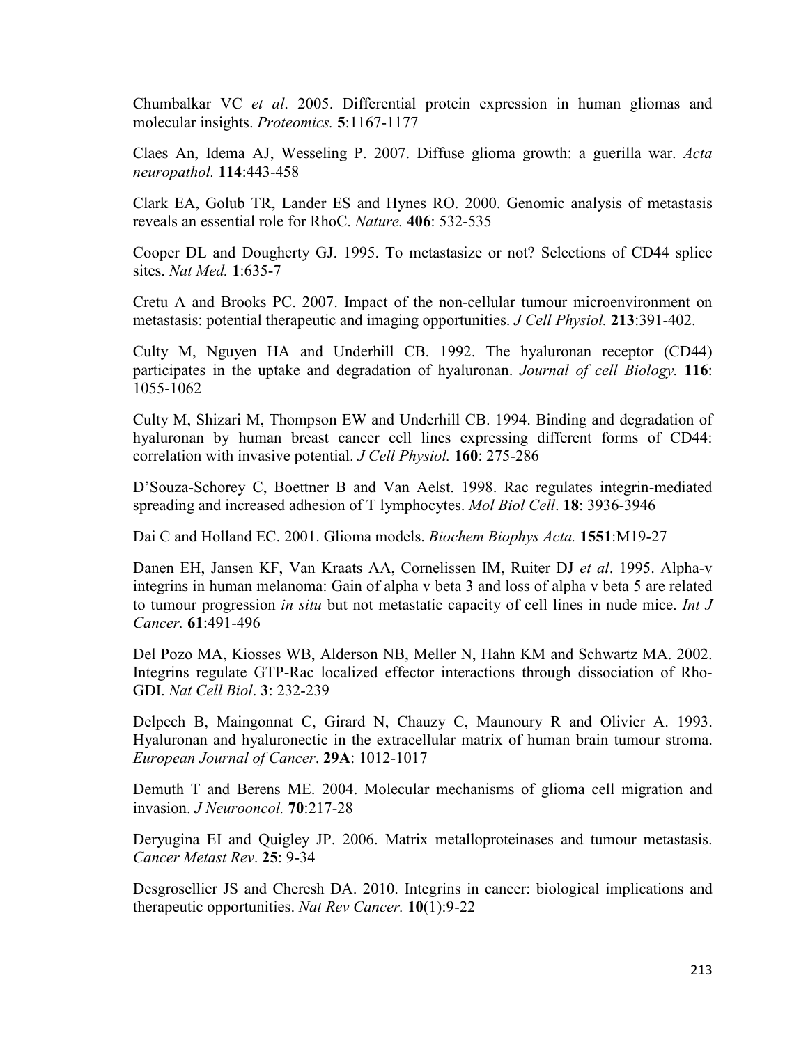Chumbalkar VC *et al*. 2005. Differential protein expression in human gliomas and molecular insights. *Proteomics.* **5**:1167-1177

Claes An, Idema AJ, Wesseling P. 2007. Diffuse glioma growth: a guerilla war. *Acta neuropathol.* **114**:443-458

Clark EA, Golub TR, Lander ES and Hynes RO. 2000. Genomic analysis of metastasis reveals an essential role for RhoC. *Nature.* **406**: 532-535

Cooper DL and Dougherty GJ. 1995. To metastasize or not? Selections of CD44 splice sites. *Nat Med.* **1**:635-7

Cretu A and Brooks PC. 2007. Impact of the non-cellular tumour microenvironment on metastasis: potential therapeutic and imaging opportunities. *J Cell Physiol.* **213**:391-402.

Culty M, Nguyen HA and Underhill CB. 1992. The hyaluronan receptor (CD44) participates in the uptake and degradation of hyaluronan. *Journal of cell Biology.* **116**: 1055-1062

Culty M, Shizari M, Thompson EW and Underhill CB. 1994. Binding and degradation of hyaluronan by human breast cancer cell lines expressing different forms of CD44: correlation with invasive potential. *J Cell Physiol.* **160**: 275-286

D'Souza-Schorey C, Boettner B and Van Aelst. 1998. Rac regulates integrin-mediated spreading and increased adhesion of T lymphocytes. *Mol Biol Cell*. **18**: 3936-3946

Dai C and Holland EC. 2001. Glioma models. *Biochem Biophys Acta.* **1551**:M19-27

Danen EH, Jansen KF, Van Kraats AA, Cornelissen IM, Ruiter DJ *et al*. 1995. Alpha-v integrins in human melanoma: Gain of alpha v beta 3 and loss of alpha v beta 5 are related to tumour progression *in situ* but not metastatic capacity of cell lines in nude mice. *Int J Cancer.* **61**:491-496

Del Pozo MA, Kiosses WB, Alderson NB, Meller N, Hahn KM and Schwartz MA. 2002. Integrins regulate GTP-Rac localized effector interactions through dissociation of Rho-GDI. *Nat Cell Biol*. **3**: 232-239

Delpech B, Maingonnat C, Girard N, Chauzy C, Maunoury R and Olivier A. 1993. Hyaluronan and hyaluronectic in the extracellular matrix of human brain tumour stroma. *European Journal of Cancer*. **29A**: 1012-1017

Demuth T and Berens ME. 2004. Molecular mechanisms of glioma cell migration and invasion. *J Neurooncol.* **70**:217-28

Deryugina EI and Quigley JP. 2006. Matrix metalloproteinases and tumour metastasis. *Cancer Metast Rev*. **25**: 9-34

Desgrosellier JS and Cheresh DA. 2010. Integrins in cancer: biological implications and therapeutic opportunities. *Nat Rev Cancer.* **10**(1):9-22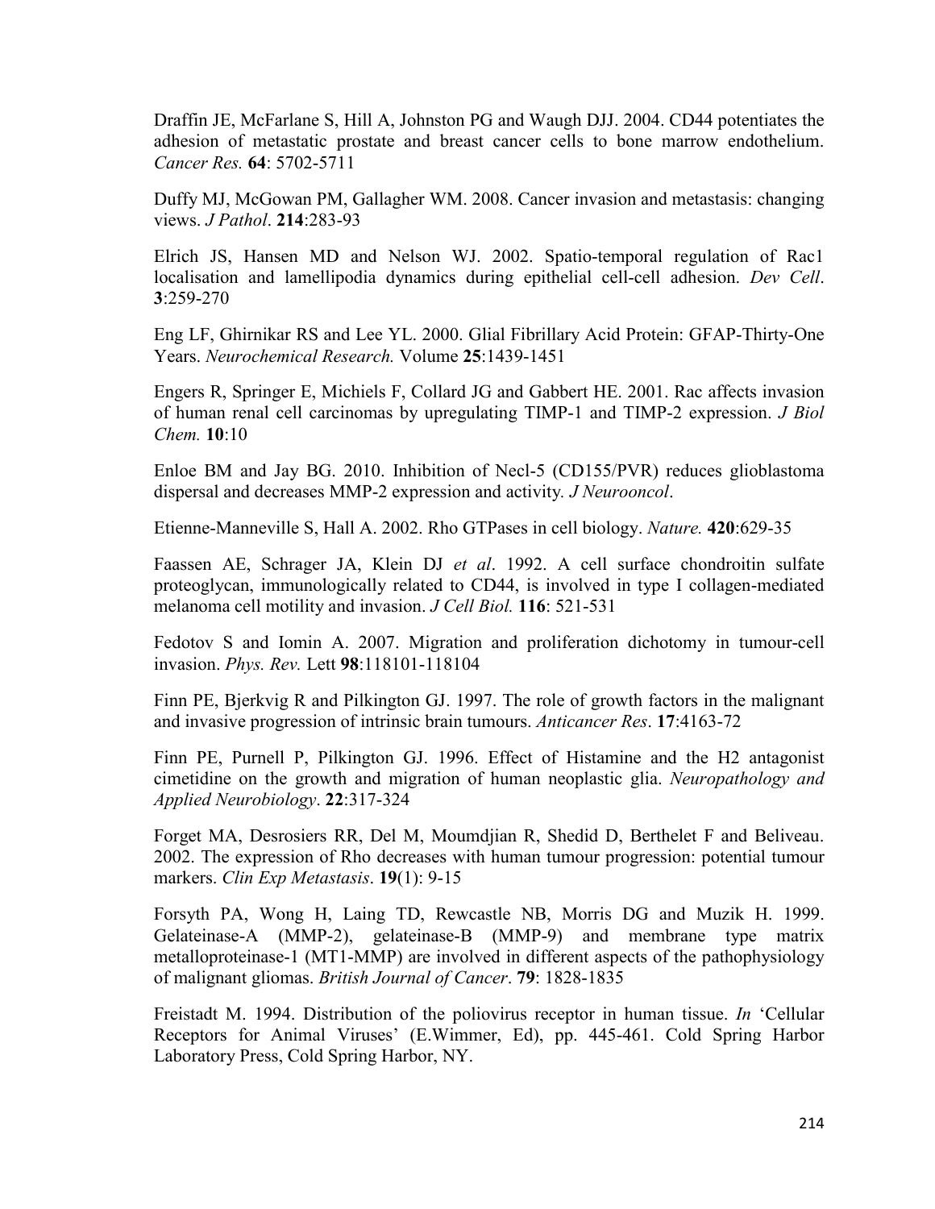Draffin JE, McFarlane S, Hill A, Johnston PG and Waugh DJJ. 2004. CD44 potentiates the adhesion of metastatic prostate and breast cancer cells to bone marrow endothelium. *Cancer Res.* **64**: 5702-5711

Duffy MJ, McGowan PM, Gallagher WM. 2008. Cancer invasion and metastasis: changing views. *J Pathol*. **214**:283-93

Elrich JS, Hansen MD and Nelson WJ. 2002. Spatio-temporal regulation of Rac1 localisation and lamellipodia dynamics during epithelial cell-cell adhesion. *Dev Cell*. **3**:259-270

Eng LF, Ghirnikar RS and Lee YL. 2000. Glial Fibrillary Acid Protein: GFAP-Thirty-One Years. *Neurochemical Research.* Volume **25**:1439-1451

Engers R, Springer E, Michiels F, Collard JG and Gabbert HE. 2001. Rac affects invasion of human renal cell carcinomas by upregulating TIMP-1 and TIMP-2 expression. *J Biol Chem.* **10**:10

Enloe BM and Jay BG. 2010. Inhibition of Necl-5 (CD155/PVR) reduces glioblastoma dispersal and decreases MMP-2 expression and activity. *J Neurooncol*.

Etienne-Manneville S, Hall A. 2002. Rho GTPases in cell biology. *Nature.* **420**:629-35

Faassen AE, Schrager JA, Klein DJ *et al*. 1992. A cell surface chondroitin sulfate proteoglycan, immunologically related to CD44, is involved in type I collagen-mediated melanoma cell motility and invasion. *J Cell Biol.* **116**: 521-531

Fedotov S and Iomin A. 2007. Migration and proliferation dichotomy in tumour-cell invasion. *Phys. Rev.* Lett **98**:118101-118104

Finn PE, Bjerkvig R and Pilkington GJ. 1997. The role of growth factors in the malignant and invasive progression of intrinsic brain tumours. *Anticancer Res*. **17**:4163-72

Finn PE, Purnell P, Pilkington GJ. 1996. Effect of Histamine and the H2 antagonist cimetidine on the growth and migration of human neoplastic glia. *Neuropathology and Applied Neurobiology*. **22**:317-324

Forget MA, Desrosiers RR, Del M, Moumdjian R, Shedid D, Berthelet F and Beliveau. 2002. The expression of Rho decreases with human tumour progression: potential tumour markers. *Clin Exp Metastasis*. **19**(1): 9-15

Forsyth PA, Wong H, Laing TD, Rewcastle NB, Morris DG and Muzik H. 1999. Gelateinase-A (MMP-2), gelateinase-B (MMP-9) and membrane type matrix metalloproteinase-1 (MT1-MMP) are involved in different aspects of the pathophysiology of malignant gliomas. *British Journal of Cancer*. **79**: 1828-1835

Freistadt M. 1994. Distribution of the poliovirus receptor in human tissue. *In* 'Cellular Receptors for Animal Viruses' (E.Wimmer, Ed), pp. 445-461. Cold Spring Harbor Laboratory Press, Cold Spring Harbor, NY.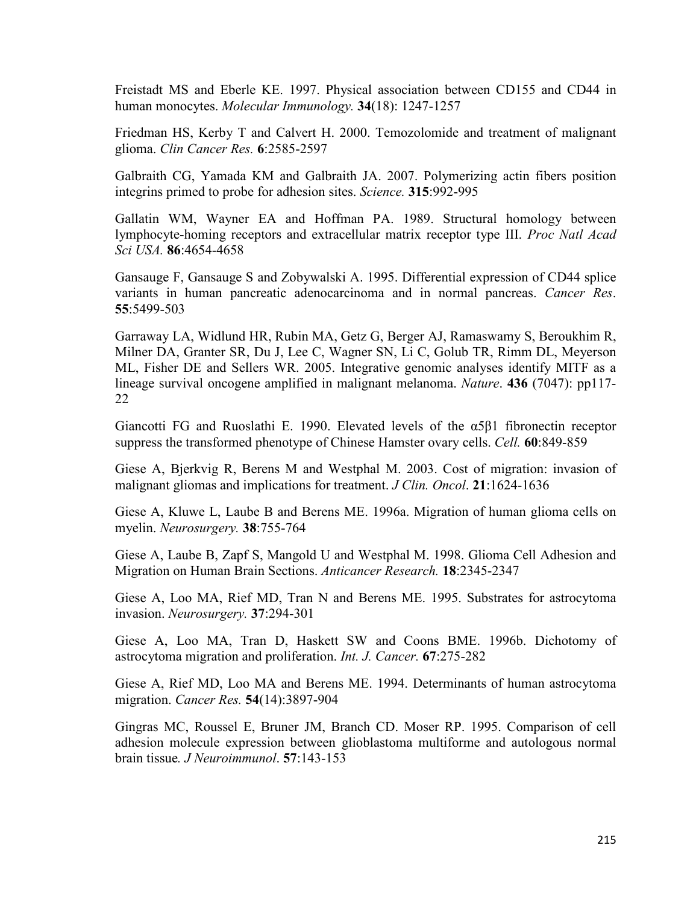Freistadt MS and Eberle KE. 1997. Physical association between CD155 and CD44 in human monocytes. *Molecular Immunology.* **34**(18): 1247-1257

Friedman HS, Kerby T and Calvert H. 2000. Temozolomide and treatment of malignant glioma. *Clin Cancer Res.* **6**:2585-2597

Galbraith CG, Yamada KM and Galbraith JA. 2007. Polymerizing actin fibers position integrins primed to probe for adhesion sites. *Science.* **315**:992-995

Gallatin WM, Wayner EA and Hoffman PA. 1989. Structural homology between lymphocyte-homing receptors and extracellular matrix receptor type III. *Proc Natl Acad Sci USA.* **86**:4654-4658

Gansauge F, Gansauge S and Zobywalski A. 1995. Differential expression of CD44 splice variants in human pancreatic adenocarcinoma and in normal pancreas. *Cancer Res*. **55**:5499-503

Garraway LA, Widlund HR, Rubin MA, Getz G, Berger AJ, Ramaswamy S, Beroukhim R, Milner DA, Granter SR, Du J, Lee C, Wagner SN, Li C, Golub TR, Rimm DL, Meyerson ML, Fisher DE and Sellers WR. 2005. Integrative genomic analyses identify MITF as a lineage survival oncogene amplified in malignant melanoma. *Nature*. **436** (7047): pp117-22

Giancotti FG and Ruoslathi E. 1990. Elevated levels of the α5β1 fibronectin receptor suppress the transformed phenotype of Chinese Hamster ovary cells. *Cell.* **60**:849-859

Giese A, Bjerkvig R, Berens M and Westphal M. 2003. Cost of migration: invasion of malignant gliomas and implications for treatment. *J Clin. Oncol*. **21**:1624-1636

Giese A, Kluwe L, Laube B and Berens ME. 1996a. Migration of human glioma cells on myelin. *Neurosurgery.* **38**:755-764

Giese A, Laube B, Zapf S, Mangold U and Westphal M. 1998. Glioma Cell Adhesion and Migration on Human Brain Sections. *Anticancer Research.* **18**:2345-2347

Giese A, Loo MA, Rief MD, Tran N and Berens ME. 1995. Substrates for astrocytoma invasion. *Neurosurgery.* **37**:294-301

Giese A, Loo MA, Tran D, Haskett SW and Coons BME. 1996b. Dichotomy of astrocytoma migration and proliferation. *Int. J. Cancer.* **67**:275-282

Giese A, Rief MD, Loo MA and Berens ME. 1994. Determinants of human astrocytoma migration. *Cancer Res.* **54**(14):3897-904

Gingras MC, Roussel E, Bruner JM, Branch CD. Moser RP. 1995. Comparison of cell adhesion molecule expression between glioblastoma multiforme and autologous normal brain tissue. *J Neuroimmunol*. **57**:143-153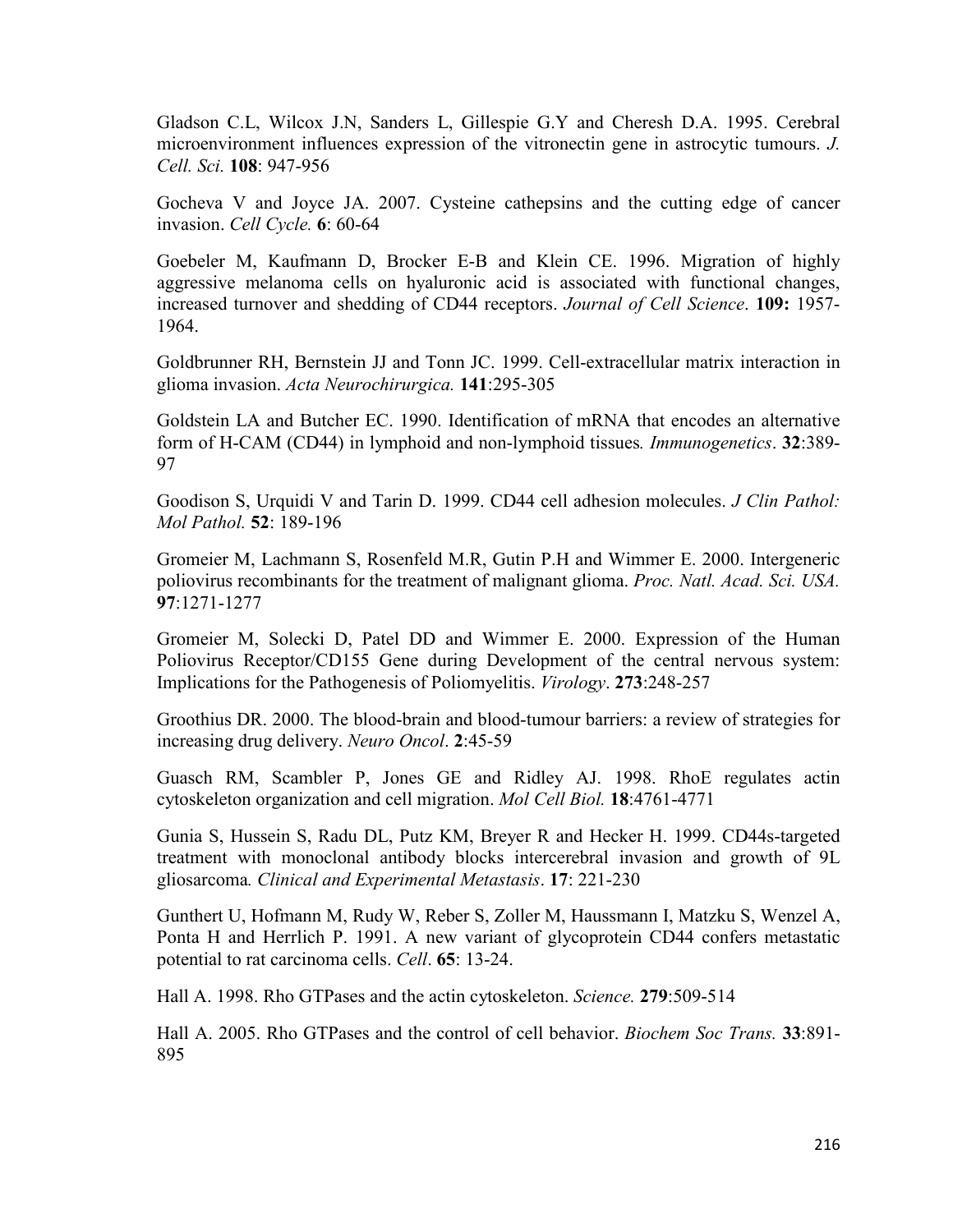Gladson C.L, Wilcox J.N, Sanders L, Gillespie G.Y and Cheresh D.A. 1995. Cerebral microenvironment influences expression of the vitronectin gene in astrocytic tumours. *J. Cell. Sci.* **108**: 947-956

Gocheva V and Joyce JA. 2007. Cysteine cathepsins and the cutting edge of cancer invasion. *Cell Cycle.* **6**: 60-64

Goebeler M, Kaufmann D, Brocker E-B and Klein CE. 1996. Migration of highly aggressive melanoma cells on hyaluronic acid is associated with functional changes, increased turnover and shedding of CD44 receptors. *Journal of Cell Science*. **109:** 1957-1964.

Goldbrunner RH, Bernstein JJ and Tonn JC. 1999. Cell-extracellular matrix interaction in glioma invasion. *Acta Neurochirurgica.* **141**:295-305

Goldstein LA and Butcher EC. 1990. Identification of mRNA that encodes an alternative form of H-CAM (CD44) in lymphoid and non-lymphoid tissues*. Immunogenetics*. **32**:389-97

Goodison S, Urquidi V and Tarin D. 1999. CD44 cell adhesion molecules. *J Clin Pathol: Mol Pathol.* **52**: 189-196

Gromeier M, Lachmann S, Rosenfeld M.R, Gutin P.H and Wimmer E. 2000. Intergeneric poliovirus recombinants for the treatment of malignant glioma. *Proc. Natl. Acad. Sci. USA.* **97**:1271-1277

Gromeier M, Solecki D, Patel DD and Wimmer E. 2000. Expression of the Human Poliovirus Receptor/CD155 Gene during Development of the central nervous system: Implications for the Pathogenesis of Poliomyelitis. *Virology*. **273**:248-257

Groothius DR. 2000. The blood-brain and blood-tumour barriers: a review of strategies for increasing drug delivery. *Neuro Oncol*. **2**:45-59

Guasch RM, Scambler P, Jones GE and Ridley AJ. 1998. RhoE regulates actin cytoskeleton organization and cell migration. *Mol Cell Biol.* **18**:4761-4771

Gunia S, Hussein S, Radu DL, Putz KM, Breyer R and Hecker H. 1999. CD44s-targeted treatment with monoclonal antibody blocks intercerebral invasion and growth of 9L gliosarcoma*. Clinical and Experimental Metastasis*. **17**: 221-230

Gunthert U, Hofmann M, Rudy W, Reber S, Zoller M, Haussmann I, Matzku S, Wenzel A, Ponta H and Herrlich P. 1991. A new variant of glycoprotein CD44 confers metastatic potential to rat carcinoma cells. *Cell*. **65**: 13-24.

Hall A. 1998. Rho GTPases and the actin cytoskeleton. *Science.* **279**:509-514

Hall A. 2005. Rho GTPases and the control of cell behavior. *Biochem Soc Trans.* **33**:891-895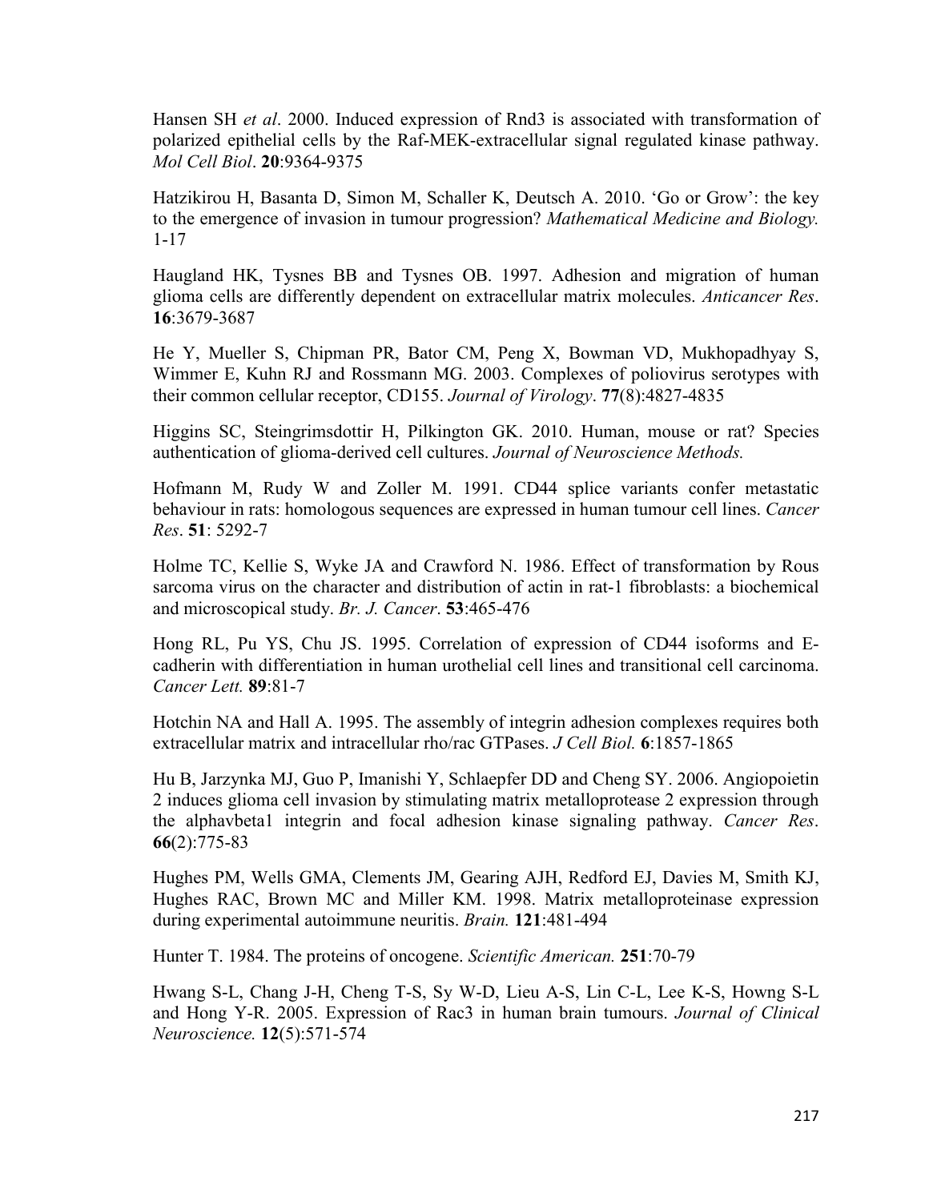Hansen SH *et al*. 2000. Induced expression of Rnd3 is associated with transformation of polarized epithelial cells by the Raf-MEK-extracellular signal regulated kinase pathway. *Mol Cell Biol*. **20**:9364-9375

Hatzikirou H, Basanta D, Simon M, Schaller K, Deutsch A. 2010. 'Go or Grow': the key to the emergence of invasion in tumour progression? *Mathematical Medicine and Biology.* 1-17

Haugland HK, Tysnes BB and Tysnes OB. 1997. Adhesion and migration of human glioma cells are differently dependent on extracellular matrix molecules. *Anticancer Res*. **16**:3679-3687

He Y, Mueller S, Chipman PR, Bator CM, Peng X, Bowman VD, Mukhopadhyay S, Wimmer E, Kuhn RJ and Rossmann MG. 2003. Complexes of poliovirus serotypes with their common cellular receptor, CD155. *Journal of Virology*. **77**(8):4827-4835

Higgins SC, Steingrimsdottir H, Pilkington GK. 2010. Human, mouse or rat? Species authentication of glioma-derived cell cultures. *Journal of Neuroscience Methods.*

Hofmann M, Rudy W and Zoller M. 1991. CD44 splice variants confer metastatic behaviour in rats: homologous sequences are expressed in human tumour cell lines. *Cancer Res*. **51**: 5292-7

Holme TC, Kellie S, Wyke JA and Crawford N. 1986. Effect of transformation by Rous sarcoma virus on the character and distribution of actin in rat-1 fibroblasts: a biochemical and microscopical study. *Br. J. Cancer*. **53**:465-476

Hong RL, Pu YS, Chu JS. 1995. Correlation of expression of CD44 isoforms and E-cadherin with differentiation in human urothelial cell lines and transitional cell carcinoma. *Cancer Lett.* **89**:81-7

Hotchin NA and Hall A. 1995. The assembly of integrin adhesion complexes requires both extracellular matrix and intracellular rho/rac GTPases. *J Cell Biol.* **6**:1857-1865

Hu B, Jarzynka MJ, Guo P, Imanishi Y, Schlaepfer DD and Cheng SY. 2006. Angiopoietin 2 induces glioma cell invasion by stimulating matrix metalloprotease 2 expression through the alphavbeta1 integrin and focal adhesion kinase signaling pathway. *Cancer Res*. **66**(2):775-83

Hughes PM, Wells GMA, Clements JM, Gearing AJH, Redford EJ, Davies M, Smith KJ, Hughes RAC, Brown MC and Miller KM. 1998. Matrix metalloproteinase expression during experimental autoimmune neuritis. *Brain.* **121**:481-494

Hunter T. 1984. The proteins of oncogene. *Scientific American.* **251**:70-79

Hwang S-L, Chang J-H, Cheng T-S, Sy W-D, Lieu A-S, Lin C-L, Lee K-S, Howng S-L and Hong Y-R. 2005. Expression of Rac3 in human brain tumours. *Journal of Clinical Neuroscience.* **12**(5):571-574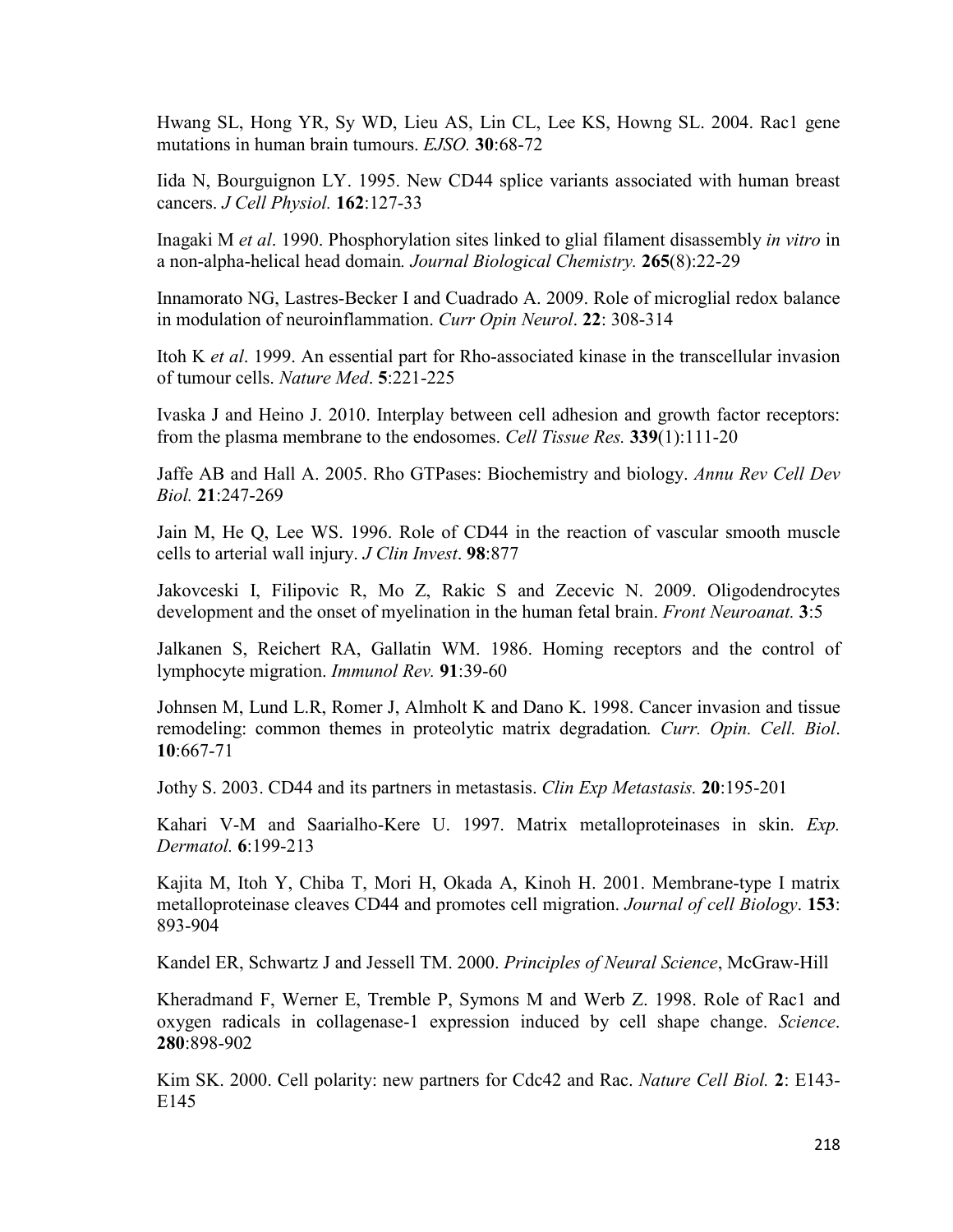Hwang SL, Hong YR, Sy WD, Lieu AS, Lin CL, Lee KS, Howng SL. 2004. Rac1 gene mutations in human brain tumours. *EJSO.* **30**:68-72

Iida N, Bourguignon LY. 1995. New CD44 splice variants associated with human breast cancers. *J Cell Physiol.* **162**:127-33

Inagaki M *et al*. 1990. Phosphorylation sites linked to glial filament disassembly *in vitro* in a non-alpha-helical head domain*. Journal Biological Chemistry.* **265**(8):22-29

Innamorato NG, Lastres-Becker I and Cuadrado A. 2009. Role of microglial redox balance in modulation of neuroinflammation. *Curr Opin Neurol*. **22**: 308-314

Itoh K *et al*. 1999. An essential part for Rho-associated kinase in the transcellular invasion of tumour cells. *Nature Med*. **5**:221-225

Ivaska J and Heino J. 2010. Interplay between cell adhesion and growth factor receptors: from the plasma membrane to the endosomes. *Cell Tissue Res.* **339**(1):111-20

Jaffe AB and Hall A. 2005. Rho GTPases: Biochemistry and biology. *Annu Rev Cell Dev Biol.* **21**:247-269

Jain M, He Q, Lee WS. 1996. Role of CD44 in the reaction of vascular smooth muscle cells to arterial wall injury. *J Clin Invest*. **98**:877

Jakovceski I, Filipovic R, Mo Z, Rakic S and Zecevic N. 2009. Oligodendrocytes development and the onset of myelination in the human fetal brain. *Front Neuroanat.* **3**:5

Jalkanen S, Reichert RA, Gallatin WM. 1986. Homing receptors and the control of lymphocyte migration. *Immunol Rev.* **91**:39-60

Johnsen M, Lund L.R, Romer J, Almholt K and Dano K. 1998. Cancer invasion and tissue remodeling: common themes in proteolytic matrix degradation*. Curr. Opin. Cell. Biol*. **10**:667-71

Jothy S. 2003. CD44 and its partners in metastasis. *Clin Exp Metastasis.* **20**:195-201

Kahari V-M and Saarialho-Kere U. 1997. Matrix metalloproteinases in skin. *Exp. Dermatol.* **6**:199-213

Kajita M, Itoh Y, Chiba T, Mori H, Okada A, Kinoh H. 2001. Membrane-type I matrix metalloproteinase cleaves CD44 and promotes cell migration. *Journal of cell Biology*. **153**: 893-904

Kandel ER, Schwartz J and Jessell TM. 2000. *Principles of Neural Science*, McGraw-Hill

Kheradmand F, Werner E, Tremble P, Symons M and Werb Z. 1998. Role of Rac1 and oxygen radicals in collagenase-1 expression induced by cell shape change. *Science*. **280**:898-902

Kim SK. 2000. Cell polarity: new partners for Cdc42 and Rac. *Nature Cell Biol.* **2**: E143-E145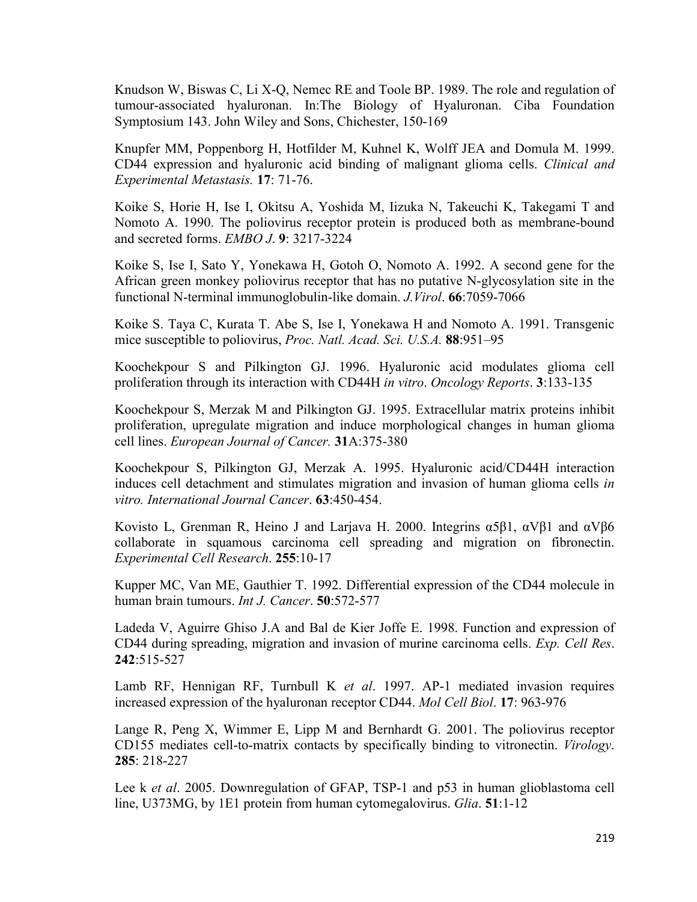Knudson W, Biswas C, Li X-Q, Nemec RE and Toole BP. 1989. The role and regulation of tumour-associated hyaluronan. In:The Biology of Hyaluronan. Ciba Foundation Symptosium 143. John Wiley and Sons, Chichester, 150-169

Knupfer MM, Poppenborg H, Hotfilder M, Kuhnel K, Wolff JEA and Domula M. 1999. CD44 expression and hyaluronic acid binding of malignant glioma cells. *Clinical and Experimental Metastasis.* **17**: 71-76.

Koike S, Horie H, Ise I, Okitsu A, Yoshida M, Iizuka N, Takeuchi K, Takegami T and Nomoto A. 1990. The poliovirus receptor protein is produced both as membrane-bound and secreted forms. *EMBO J*. **9**: 3217-3224

Koike S, Ise I, Sato Y, Yonekawa H, Gotoh O, Nomoto A. 1992. A second gene for the African green monkey poliovirus receptor that has no putative N-glycosylation site in the functional N-terminal immunoglobulin-like domain. *J.Virol*. **66**:7059-7066

Koike S. Taya C, Kurata T. Abe S, Ise I, Yonekawa H and Nomoto A. 1991. Transgenic mice susceptible to poliovirus, *Proc. Natl. Acad. Sci. U.S.A.* **88**:951–95

Koochekpour S and Pilkington GJ. 1996. Hyaluronic acid modulates glioma cell proliferation through its interaction with CD44H *in vitro*. *Oncology Reports*. **3**:133-135

Koochekpour S, Merzak M and Pilkington GJ. 1995. Extracellular matrix proteins inhibit proliferation, upregulate migration and induce morphological changes in human glioma cell lines. *European Journal of Cancer.* **31**A:375-380

Koochekpour S, Pilkington GJ, Merzak A. 1995. Hyaluronic acid/CD44H interaction induces cell detachment and stimulates migration and invasion of human glioma cells *in vitro. International Journal Cancer*. **63**:450-454.

Kovisto L, Grenman R, Heino J and Larjava H. 2000. Integrins α5β1, αVβ1 and αVβ6 collaborate in squamous carcinoma cell spreading and migration on fibronectin. *Experimental Cell Research*. **255**:10-17

Kupper MC, Van ME, Gauthier T. 1992. Differential expression of the CD44 molecule in human brain tumours. *Int J. Cancer*. **50**:572-577

Ladeda V, Aguirre Ghiso J.A and Bal de Kier Joffe E. 1998. Function and expression of CD44 during spreading, migration and invasion of murine carcinoma cells. *Exp. Cell Res*. **242**:515-527

Lamb RF, Hennigan RF, Turnbull K *et al*. 1997. AP-1 mediated invasion requires increased expression of the hyaluronan receptor CD44. *Mol Cell Biol*. **17**: 963-976

Lange R, Peng X, Wimmer E, Lipp M and Bernhardt G. 2001. The poliovirus receptor CD155 mediates cell-to-matrix contacts by specifically binding to vitronectin. *Virology*. **285**: 218-227

Lee k *et al*. 2005. Downregulation of GFAP, TSP-1 and p53 in human glioblastoma cell line, U373MG, by 1E1 protein from human cytomegalovirus. *Glia*. **51**:1-12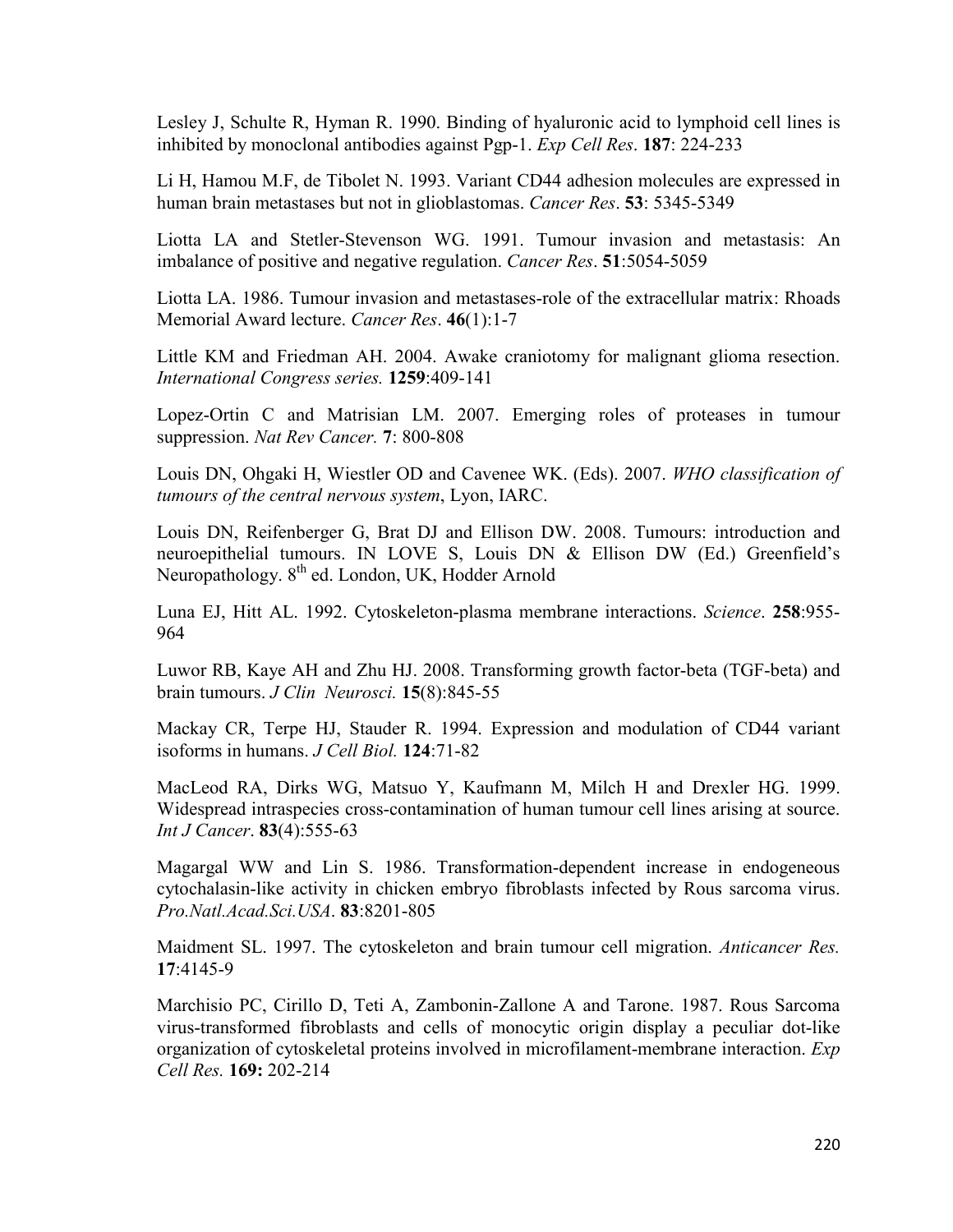Lesley J, Schulte R, Hyman R. 1990. Binding of hyaluronic acid to lymphoid cell lines is inhibited by monoclonal antibodies against Pgp-1. *Exp Cell Res*. **187**: 224-233

Li H, Hamou M.F, de Tibolet N. 1993. Variant CD44 adhesion molecules are expressed in human brain metastases but not in glioblastomas. *Cancer Res*. **53**: 5345-5349

Liotta LA and Stetler-Stevenson WG. 1991. Tumour invasion and metastasis: An imbalance of positive and negative regulation. *Cancer Res*. **51**:5054-5059

Liotta LA. 1986. Tumour invasion and metastases-role of the extracellular matrix: Rhoads Memorial Award lecture. *Cancer Res*. **46**(1):1-7

Little KM and Friedman AH. 2004. Awake craniotomy for malignant glioma resection. *International Congress series.* **1259**:409-141

Lopez-Ortin C and Matrisian LM. 2007. Emerging roles of proteases in tumour suppression. *Nat Rev Cancer.* **7**: 800-808

Louis DN, Ohgaki H, Wiestler OD and Cavenee WK. (Eds). 2007. *WHO classification of tumours of the central nervous system*, Lyon, IARC.

Louis DN, Reifenberger G, Brat DJ and Ellison DW. 2008. Tumours: introduction and neuroepithelial tumours. IN LOVE S, Louis DN & Ellison DW (Ed.) Greenfield's Neuropathology. 8th ed. London, UK, Hodder Arnold

Luna EJ, Hitt AL. 1992. Cytoskeleton-plasma membrane interactions. *Science*. **258**:955-964

Luwor RB, Kaye AH and Zhu HJ. 2008. Transforming growth factor-beta (TGF-beta) and brain tumours. *J Clin Neurosci.* **15**(8):845-55

Mackay CR, Terpe HJ, Stauder R. 1994. Expression and modulation of CD44 variant isoforms in humans. *J Cell Biol.* **124**:71-82

MacLeod RA, Dirks WG, Matsuo Y, Kaufmann M, Milch H and Drexler HG. 1999. Widespread intraspecies cross-contamination of human tumour cell lines arising at source. *Int J Cancer*. **83**(4):555-63

Magargal WW and Lin S. 1986. Transformation-dependent increase in endogeneous cytochalasin-like activity in chicken embryo fibroblasts infected by Rous sarcoma virus. *Pro.Natl.Acad.Sci.USA*. **83**:8201-805

Maidment SL. 1997. The cytoskeleton and brain tumour cell migration. *Anticancer Res.* **17**:4145-9

Marchisio PC, Cirillo D, Teti A, Zambonin-Zallone A and Tarone. 1987. Rous Sarcoma virus-transformed fibroblasts and cells of monocytic origin display a peculiar dot-like organization of cytoskeletal proteins involved in microfilament-membrane interaction. *Exp Cell Res.* **169:** 202-214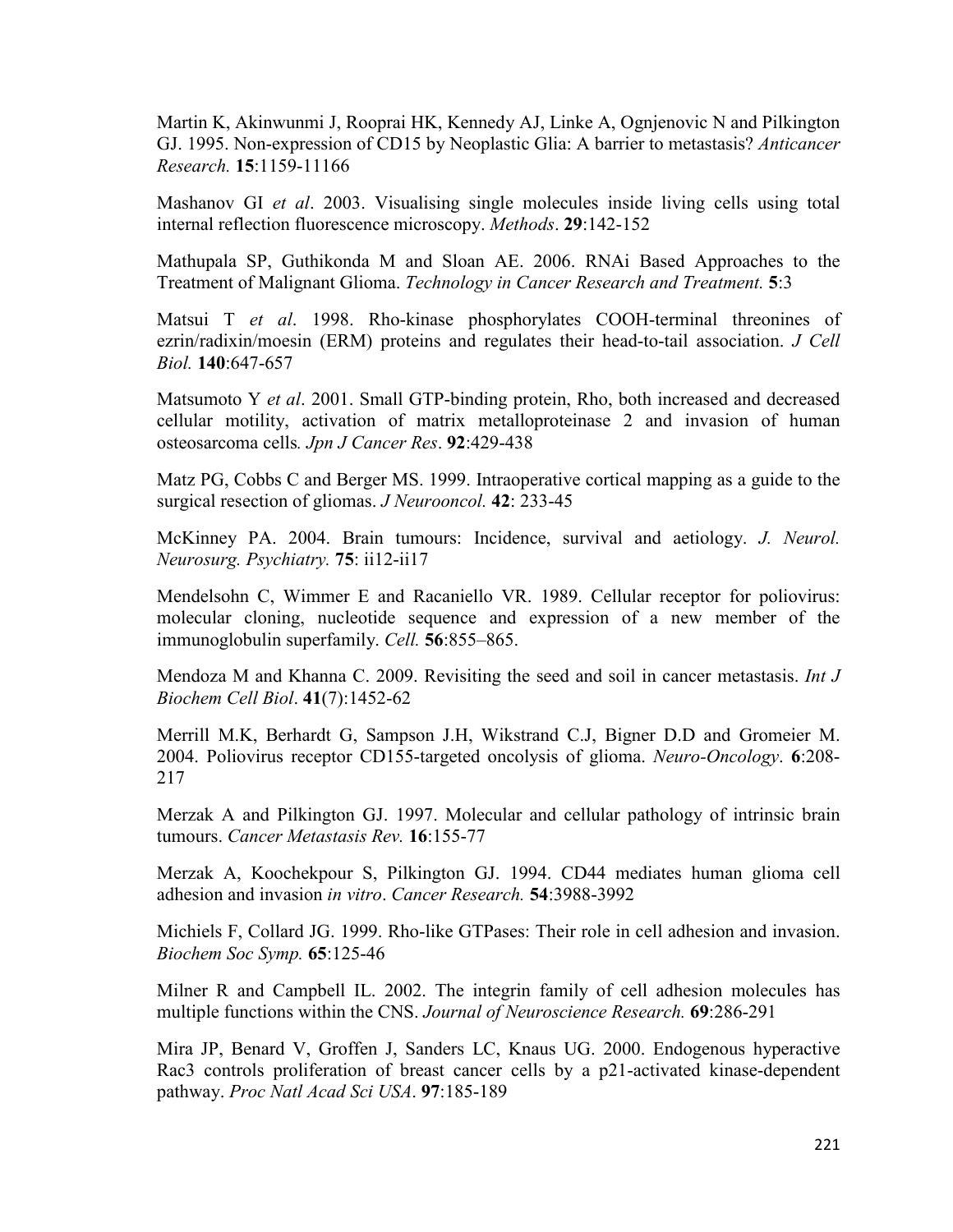Martin K, Akinwunmi J, Rooprai HK, Kennedy AJ, Linke A, Ognjenovic N and Pilkington GJ. 1995. Non-expression of CD15 by Neoplastic Glia: A barrier to metastasis? *Anticancer Research.* **15**:1159-11166

Mashanov GI *et al*. 2003. Visualising single molecules inside living cells using total internal reflection fluorescence microscopy. *Methods*. **29**:142-152

Mathupala SP, Guthikonda M and Sloan AE. 2006. RNAi Based Approaches to the Treatment of Malignant Glioma. *Technology in Cancer Research and Treatment.* **5**:3

Matsui T *et al*. 1998. Rho-kinase phosphorylates COOH-terminal threonines of ezrin/radixin/moesin (ERM) proteins and regulates their head-to-tail association. *J Cell Biol.* **140**:647-657

Matsumoto Y *et al*. 2001. Small GTP-binding protein, Rho, both increased and decreased cellular motility, activation of matrix metalloproteinase 2 and invasion of human osteosarcoma cells*. Jpn J Cancer Res*. **92**:429-438

Matz PG, Cobbs C and Berger MS. 1999. Intraoperative cortical mapping as a guide to the surgical resection of gliomas. *J Neurooncol.* **42**: 233-45

McKinney PA. 2004. Brain tumours: Incidence, survival and aetiology. *J. Neurol. Neurosurg. Psychiatry.* **75**: ii12-ii17

Mendelsohn C, Wimmer E and Racaniello VR. 1989. Cellular receptor for poliovirus: molecular cloning, nucleotide sequence and expression of a new member of the immunoglobulin superfamily. *Cell.* **56**:855–865.

Mendoza M and Khanna C. 2009. Revisiting the seed and soil in cancer metastasis. *Int J Biochem Cell Biol*. **41**(7):1452-62

Merrill M.K, Berhardt G, Sampson J.H, Wikstrand C.J, Bigner D.D and Gromeier M. 2004. Poliovirus receptor CD155-targeted oncolysis of glioma. *Neuro-Oncology*. **6**:208-217

Merzak A and Pilkington GJ. 1997. Molecular and cellular pathology of intrinsic brain tumours. *Cancer Metastasis Rev.* **16**:155-77

Merzak A, Koochekpour S, Pilkington GJ. 1994. CD44 mediates human glioma cell adhesion and invasion *in vitro*. *Cancer Research.* **54**:3988-3992

Michiels F, Collard JG. 1999. Rho-like GTPases: Their role in cell adhesion and invasion. *Biochem Soc Symp.* **65**:125-46

Milner R and Campbell IL. 2002. The integrin family of cell adhesion molecules has multiple functions within the CNS. *Journal of Neuroscience Research.* **69**:286-291

Mira JP, Benard V, Groffen J, Sanders LC, Knaus UG. 2000. Endogenous hyperactive Rac3 controls proliferation of breast cancer cells by a p21-activated kinase-dependent pathway. *Proc Natl Acad Sci USA*. **97**:185-189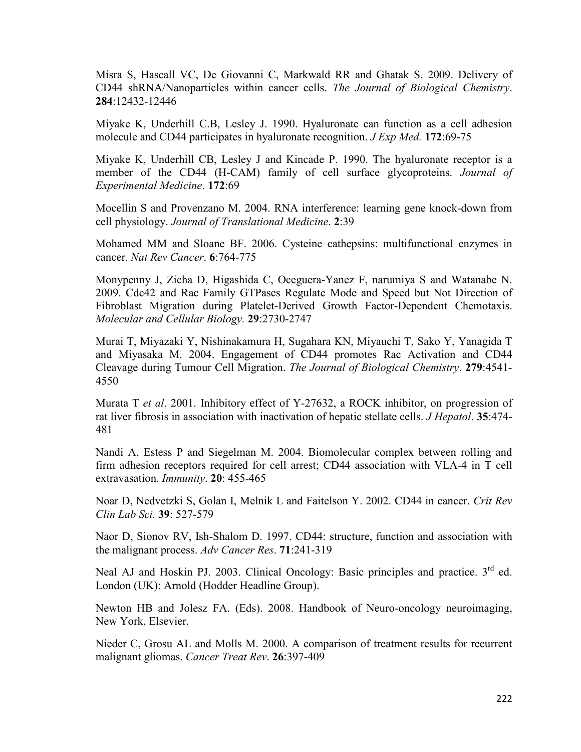Misra S, Hascall VC, De Giovanni C, Markwald RR and Ghatak S. 2009. Delivery of CD44 shRNA/Nanoparticles within cancer cells. *The Journal of Biological Chemistry*. **284**:12432-12446

Miyake K, Underhill C.B, Lesley J. 1990. Hyaluronate can function as a cell adhesion molecule and CD44 participates in hyaluronate recognition. *J Exp Med.* **172**:69-75

Miyake K, Underhill CB, Lesley J and Kincade P. 1990. The hyaluronate receptor is a member of the CD44 (H-CAM) family of cell surface glycoproteins. *Journal of Experimental Medicine*. **172**:69

Mocellin S and Provenzano M. 2004. RNA interference: learning gene knock-down from cell physiology. *Journal of Translational Medicine*. **2**:39

Mohamed MM and Sloane BF. 2006. Cysteine cathepsins: multifunctional enzymes in cancer. *Nat Rev Cancer*. **6**:764-775

Monypenny J, Zicha D, Higashida C, Oceguera-Yanez F, narumiya S and Watanabe N. 2009. Cdc42 and Rac Family GTPases Regulate Mode and Speed but Not Direction of Fibroblast Migration during Platelet-Derived Growth Factor-Dependent Chemotaxis. *Molecular and Cellular Biology.* **29**:2730-2747

Murai T, Miyazaki Y, Nishinakamura H, Sugahara KN, Miyauchi T, Sako Y, Yanagida T and Miyasaka M. 2004. Engagement of CD44 promotes Rac Activation and CD44 Cleavage during Tumour Cell Migration. *The Journal of Biological Chemistry*. **279**:4541-4550

Murata T *et al*. 2001. Inhibitory effect of Y-27632, a ROCK inhibitor, on progression of rat liver fibrosis in association with inactivation of hepatic stellate cells. *J Hepatol*. **35**:474-481

Nandi A, Estess P and Siegelman M. 2004. Biomolecular complex between rolling and firm adhesion receptors required for cell arrest; CD44 association with VLA-4 in T cell extravasation. *Immunity*. **20**: 455-465

Noar D, Nedvetzki S, Golan I, Melnik L and Faitelson Y. 2002. CD44 in cancer. *Crit Rev Clin Lab Sci.* **39**: 527-579

Naor D, Sionov RV, Ish-Shalom D. 1997. CD44: structure, function and association with the malignant process. *Adv Cancer Res*. **71**:241-319

Neal AJ and Hoskin PJ. 2003. Clinical Oncology: Basic principles and practice. 3rd ed. London (UK): Arnold (Hodder Headline Group).

Newton HB and Jolesz FA. (Eds). 2008. Handbook of Neuro-oncology neuroimaging, New York, Elsevier.

Nieder C, Grosu AL and Molls M. 2000. A comparison of treatment results for recurrent malignant gliomas. *Cancer Treat Rev*. **26**:397-409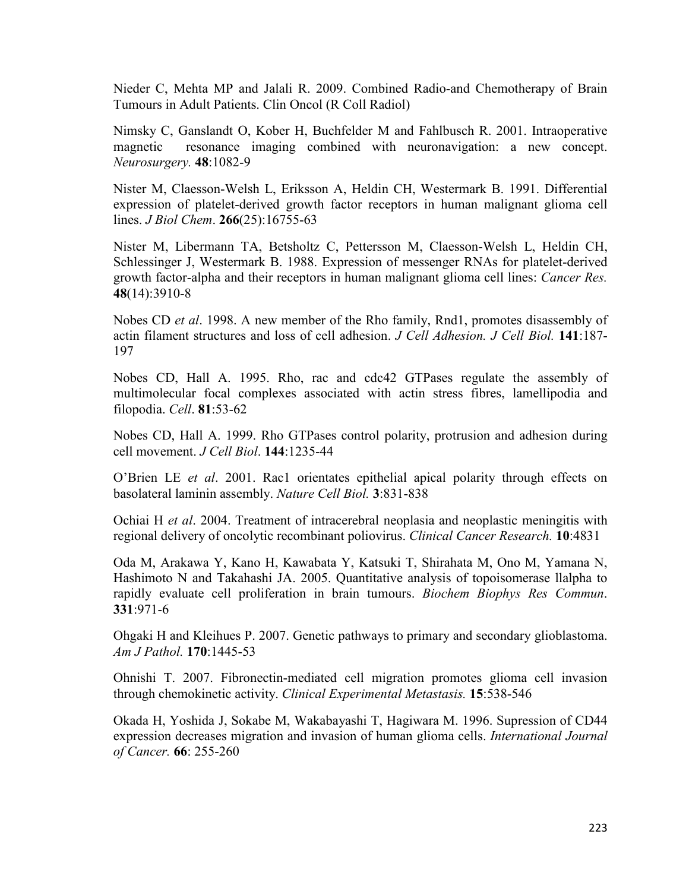Nieder C, Mehta MP and Jalali R. 2009. Combined Radio-and Chemotherapy of Brain Tumours in Adult Patients. Clin Oncol (R Coll Radiol)

Nimsky C, Ganslandt O, Kober H, Buchfelder M and Fahlbusch R. 2001. Intraoperative magnetic resonance imaging combined with neuronavigation: a new concept. *Neurosurgery.* **48**:1082-9

Nister M, Claesson-Welsh L, Eriksson A, Heldin CH, Westermark B. 1991. Differential expression of platelet-derived growth factor receptors in human malignant glioma cell lines. *J Biol Chem*. **266**(25):16755-63

Nister M, Libermann TA, Betsholtz C, Pettersson M, Claesson-Welsh L, Heldin CH, Schlessinger J, Westermark B. 1988. Expression of messenger RNAs for platelet-derived growth factor-alpha and their receptors in human malignant glioma cell lines: *Cancer Res.* **48**(14):3910-8

Nobes CD *et al*. 1998. A new member of the Rho family, Rnd1, promotes disassembly of actin filament structures and loss of cell adhesion. *J Cell Adhesion. J Cell Biol.* **141**:187-197

Nobes CD, Hall A. 1995. Rho, rac and cdc42 GTPases regulate the assembly of multimolecular focal complexes associated with actin stress fibres, lamellipodia and filopodia. *Cell*. **81**:53-62

Nobes CD, Hall A. 1999. Rho GTPases control polarity, protrusion and adhesion during cell movement. *J Cell Biol*. **144**:1235-44

O'Brien LE *et al*. 2001. Rac1 orientates epithelial apical polarity through effects on basolateral laminin assembly. *Nature Cell Biol.* **3**:831-838

Ochiai H *et al*. 2004. Treatment of intracerebral neoplasia and neoplastic meningitis with regional delivery of oncolytic recombinant poliovirus. *Clinical Cancer Research.* **10**:4831

Oda M, Arakawa Y, Kano H, Kawabata Y, Katsuki T, Shirahata M, Ono M, Yamana N, Hashimoto N and Takahashi JA. 2005. Quantitative analysis of topoisomerase llalpha to rapidly evaluate cell proliferation in brain tumours. *Biochem Biophys Res Commun*. **331**:971-6

Ohgaki H and Kleihues P. 2007. Genetic pathways to primary and secondary glioblastoma. *Am J Pathol.* **170**:1445-53

Ohnishi T. 2007. Fibronectin-mediated cell migration promotes glioma cell invasion through chemokinetic activity. *Clinical Experimental Metastasis.* **15**:538-546

Okada H, Yoshida J, Sokabe M, Wakabayashi T, Hagiwara M. 1996. Supression of CD44 expression decreases migration and invasion of human glioma cells. *International Journal of Cancer.* **66**: 255-260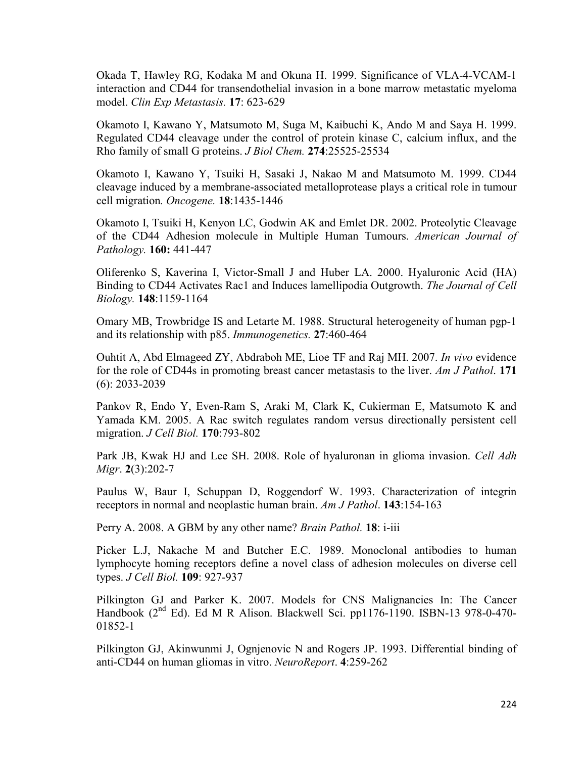Okada T, Hawley RG, Kodaka M and Okuna H. 1999. Significance of VLA-4-VCAM-1 interaction and CD44 for transendothelial invasion in a bone marrow metastatic myeloma model. *Clin Exp Metastasis.* **17**: 623-629

Okamoto I, Kawano Y, Matsumoto M, Suga M, Kaibuchi K, Ando M and Saya H. 1999. Regulated CD44 cleavage under the control of protein kinase C, calcium influx, and the Rho family of small G proteins. *J Biol Chem.* **274**:25525-25534

Okamoto I, Kawano Y, Tsuiki H, Sasaki J, Nakao M and Matsumoto M. 1999. CD44 cleavage induced by a membrane-associated metalloprotease plays a critical role in tumour cell migration*. Oncogene.* **18**:1435-1446

Okamoto I, Tsuiki H, Kenyon LC, Godwin AK and Emlet DR. 2002. Proteolytic Cleavage of the CD44 Adhesion molecule in Multiple Human Tumours. *American Journal of Pathology.* **160:** 441-447

Oliferenko S, Kaverina I, Victor-Small J and Huber LA. 2000. Hyaluronic Acid (HA) Binding to CD44 Activates Rac1 and Induces lamellipodia Outgrowth. *The Journal of Cell Biology.* **148**:1159-1164

Omary MB, Trowbridge IS and Letarte M. 1988. Structural heterogeneity of human pgp-1 and its relationship with p85. *Immunogenetics.* **27**:460-464

Ouhtit A, Abd Elmageed ZY, Abdraboh ME, Lioe TF and Raj MH. 2007. *In vivo* evidence for the role of CD44s in promoting breast cancer metastasis to the liver. *Am J Pathol*. **171** (6): 2033-2039

Pankov R, Endo Y, Even-Ram S, Araki M, Clark K, Cukierman E, Matsumoto K and Yamada KM. 2005. A Rac switch regulates random versus directionally persistent cell migration. *J Cell Biol.* **170**:793-802

Park JB, Kwak HJ and Lee SH. 2008. Role of hyaluronan in glioma invasion. *Cell Adh Migr*. **2**(3):202-7

Paulus W, Baur I, Schuppan D, Roggendorf W. 1993. Characterization of integrin receptors in normal and neoplastic human brain. *Am J Pathol*. **143**:154-163

Perry A. 2008. A GBM by any other name? *Brain Pathol.* **18**: i-iii

Picker L.J, Nakache M and Butcher E.C. 1989. Monoclonal antibodies to human lymphocyte homing receptors define a novel class of adhesion molecules on diverse cell types. *J Cell Biol.* **109**: 927-937

Pilkington GJ and Parker K. 2007. Models for CNS Malignancies In: The Cancer Handbook (2nd Ed). Ed M R Alison. Blackwell Sci. pp1176-1190. ISBN-13 978-0-470-01852-1

Pilkington GJ, Akinwunmi J, Ognjenovic N and Rogers JP. 1993. Differential binding of anti-CD44 on human gliomas in vitro. *NeuroReport*. **4**:259-262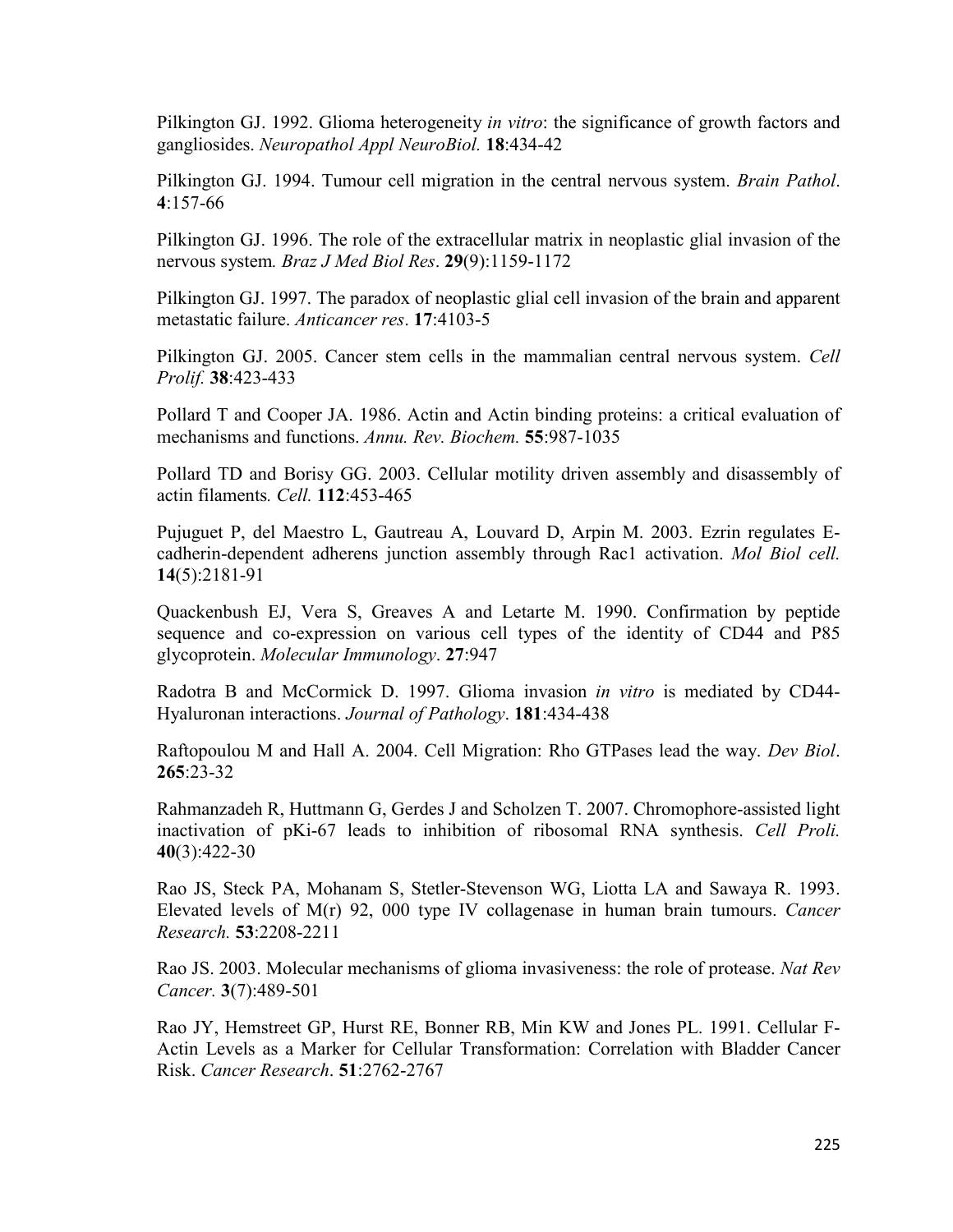Pilkington GJ. 1992. Glioma heterogeneity *in vitro*: the significance of growth factors and gangliosides. *Neuropathol Appl NeuroBiol.* **18**:434-42

Pilkington GJ. 1994. Tumour cell migration in the central nervous system. *Brain Pathol*. **4**:157-66

Pilkington GJ. 1996. The role of the extracellular matrix in neoplastic glial invasion of the nervous system*. Braz J Med Biol Res*. **29**(9):1159-1172

Pilkington GJ. 1997. The paradox of neoplastic glial cell invasion of the brain and apparent metastatic failure. *Anticancer res*. **17**:4103-5

Pilkington GJ. 2005. Cancer stem cells in the mammalian central nervous system. *Cell Prolif.* **38**:423-433

Pollard T and Cooper JA. 1986. Actin and Actin binding proteins: a critical evaluation of mechanisms and functions. *Annu. Rev. Biochem.* **55**:987-1035

Pollard TD and Borisy GG. 2003. Cellular motility driven assembly and disassembly of actin filaments*. Cell.* **112**:453-465

Pujuguet P, del Maestro L, Gautreau A, Louvard D, Arpin M. 2003. Ezrin regulates E-cadherin-dependent adherens junction assembly through Rac1 activation. *Mol Biol cell.* **14**(5):2181-91

Quackenbush EJ, Vera S, Greaves A and Letarte M. 1990. Confirmation by peptide sequence and co-expression on various cell types of the identity of CD44 and P85 glycoprotein. *Molecular Immunology*. **27**:947

Radotra B and McCormick D. 1997. Glioma invasion *in vitro* is mediated by CD44-Hyaluronan interactions. *Journal of Pathology*. **181**:434-438

Raftopoulou M and Hall A. 2004. Cell Migration: Rho GTPases lead the way. *Dev Biol*. **265**:23-32

Rahmanzadeh R, Huttmann G, Gerdes J and Scholzen T. 2007. Chromophore-assisted light inactivation of pKi-67 leads to inhibition of ribosomal RNA synthesis. *Cell Proli.* **40**(3):422-30

Rao JS, Steck PA, Mohanam S, Stetler-Stevenson WG, Liotta LA and Sawaya R. 1993. Elevated levels of M(r) 92, 000 type IV collagenase in human brain tumours. *Cancer Research.* **53**:2208-2211

Rao JS. 2003. Molecular mechanisms of glioma invasiveness: the role of protease. *Nat Rev Cancer.* **3**(7):489-501

Rao JY, Hemstreet GP, Hurst RE, Bonner RB, Min KW and Jones PL. 1991. Cellular F-Actin Levels as a Marker for Cellular Transformation: Correlation with Bladder Cancer Risk. *Cancer Research*. **51**:2762-2767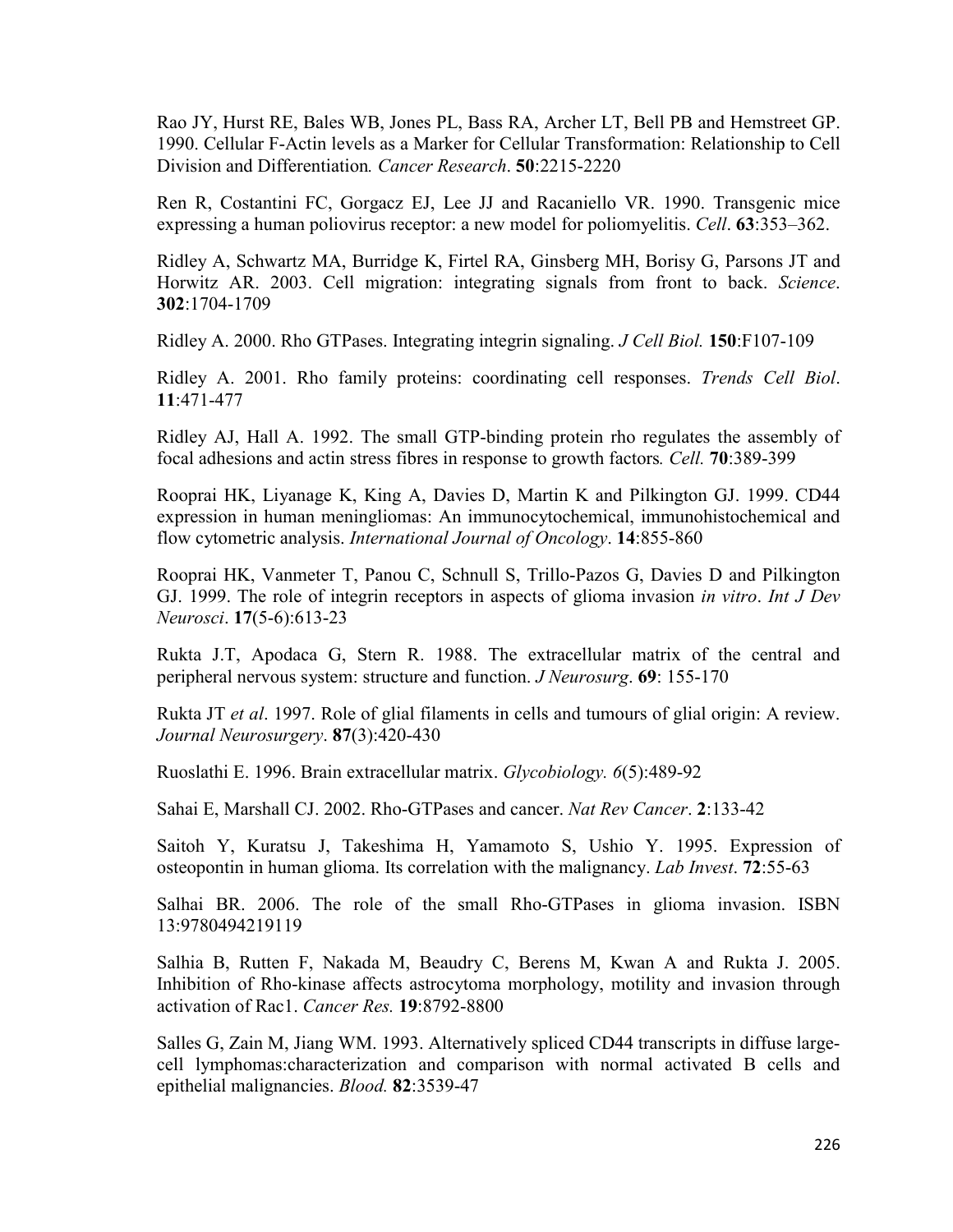Rao JY, Hurst RE, Bales WB, Jones PL, Bass RA, Archer LT, Bell PB and Hemstreet GP. 1990. Cellular F-Actin levels as a Marker for Cellular Transformation: Relationship to Cell Division and Differentiation*. Cancer Research*. **50**:2215-2220

Ren R, Costantini FC, Gorgacz EJ, Lee JJ and Racaniello VR. 1990. Transgenic mice expressing a human poliovirus receptor: a new model for poliomyelitis. *Cell*. **63**:353–362.

Ridley A, Schwartz MA, Burridge K, Firtel RA, Ginsberg MH, Borisy G, Parsons JT and Horwitz AR. 2003. Cell migration: integrating signals from front to back. *Science*. **302**:1704-1709

Ridley A. 2000. Rho GTPases. Integrating integrin signaling. *J Cell Biol.* **150**:F107-109

Ridley A. 2001. Rho family proteins: coordinating cell responses. *Trends Cell Biol*. **11**:471-477

Ridley AJ, Hall A. 1992. The small GTP-binding protein rho regulates the assembly of focal adhesions and actin stress fibres in response to growth factors*. Cell.* **70**:389-399

Rooprai HK, Liyanage K, King A, Davies D, Martin K and Pilkington GJ. 1999. CD44 expression in human meningliomas: An immunocytochemical, immunohistochemical and flow cytometric analysis. *International Journal of Oncology*. **14**:855-860

Rooprai HK, Vanmeter T, Panou C, Schnull S, Trillo-Pazos G, Davies D and Pilkington GJ. 1999. The role of integrin receptors in aspects of glioma invasion *in vitro*. *Int J Dev Neurosci*. **17**(5-6):613-23

Rukta J.T, Apodaca G, Stern R. 1988. The extracellular matrix of the central and peripheral nervous system: structure and function. *J Neurosurg*. **69**: 155-170

Rukta JT *et al*. 1997. Role of glial filaments in cells and tumours of glial origin: A review. *Journal Neurosurgery*. **87**(3):420-430

Ruoslathi E. 1996. Brain extracellular matrix. *Glycobiology. 6*(5):489-92

Sahai E, Marshall CJ. 2002. Rho-GTPases and cancer. *Nat Rev Cancer*. **2**:133-42

Saitoh Y, Kuratsu J, Takeshima H, Yamamoto S, Ushio Y. 1995. Expression of osteopontin in human glioma. Its correlation with the malignancy. *Lab Invest*. **72**:55-63

Salhai BR. 2006. The role of the small Rho-GTPases in glioma invasion. ISBN 13:9780494219119

Salhia B, Rutten F, Nakada M, Beaudry C, Berens M, Kwan A and Rukta J. 2005. Inhibition of Rho-kinase affects astrocytoma morphology, motility and invasion through activation of Rac1. *Cancer Res.* **19**:8792-8800

Salles G, Zain M, Jiang WM. 1993. Alternatively spliced CD44 transcripts in diffuse large-cell lymphomas:characterization and comparison with normal activated B cells and epithelial malignancies. *Blood.* **82**:3539-47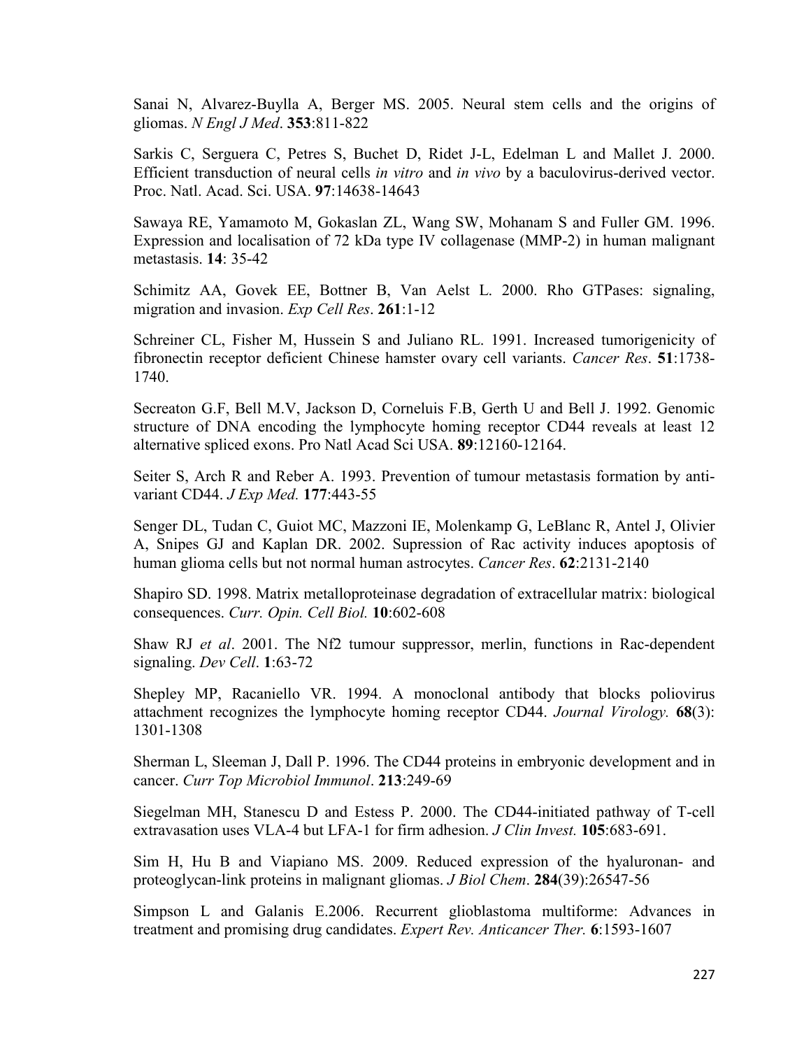Sanai N, Alvarez-Buylla A, Berger MS. 2005. Neural stem cells and the origins of gliomas. *N Engl J Med*. **353**:811-822

Sarkis C, Serguera C, Petres S, Buchet D, Ridet J-L, Edelman L and Mallet J. 2000. Efficient transduction of neural cells *in vitro* and *in vivo* by a baculovirus-derived vector. Proc. Natl. Acad. Sci. USA. **97**:14638-14643

Sawaya RE, Yamamoto M, Gokaslan ZL, Wang SW, Mohanam S and Fuller GM. 1996. Expression and localisation of 72 kDa type IV collagenase (MMP-2) in human malignant metastasis. **14**: 35-42

Schimitz AA, Govek EE, Bottner B, Van Aelst L. 2000. Rho GTPases: signaling, migration and invasion. *Exp Cell Res*. **261**:1-12

Schreiner CL, Fisher M, Hussein S and Juliano RL. 1991. Increased tumorigenicity of fibronectin receptor deficient Chinese hamster ovary cell variants. *Cancer Res*. **51**:1738-1740.

Secreaton G.F, Bell M.V, Jackson D, Corneluis F.B, Gerth U and Bell J. 1992. Genomic structure of DNA encoding the lymphocyte homing receptor CD44 reveals at least 12 alternative spliced exons. Pro Natl Acad Sci USA. **89**:12160-12164.

Seiter S, Arch R and Reber A. 1993. Prevention of tumour metastasis formation by anti-variant CD44. *J Exp Med.* **177**:443-55

Senger DL, Tudan C, Guiot MC, Mazzoni IE, Molenkamp G, LeBlanc R, Antel J, Olivier A, Snipes GJ and Kaplan DR. 2002. Supression of Rac activity induces apoptosis of human glioma cells but not normal human astrocytes. *Cancer Res*. **62**:2131-2140

Shapiro SD. 1998. Matrix metalloproteinase degradation of extracellular matrix: biological consequences. *Curr. Opin. Cell Biol.* **10**:602-608

Shaw RJ *et al*. 2001. The Nf2 tumour suppressor, merlin, functions in Rac-dependent signaling. *Dev Cell*. **1**:63-72

Shepley MP, Racaniello VR. 1994. A monoclonal antibody that blocks poliovirus attachment recognizes the lymphocyte homing receptor CD44. *Journal Virology.* **68**(3): 1301-1308

Sherman L, Sleeman J, Dall P. 1996. The CD44 proteins in embryonic development and in cancer. *Curr Top Microbiol Immunol*. **213**:249-69

Siegelman MH, Stanescu D and Estess P. 2000. The CD44-initiated pathway of T-cell extravasation uses VLA-4 but LFA-1 for firm adhesion. *J Clin Invest.* **105**:683-691.

Sim H, Hu B and Viapiano MS. 2009. Reduced expression of the hyaluronan- and proteoglycan-link proteins in malignant gliomas. *J Biol Chem*. **284**(39):26547-56

Simpson L and Galanis E.2006. Recurrent glioblastoma multiforme: Advances in treatment and promising drug candidates. *Expert Rev. Anticancer Ther.* **6**:1593-1607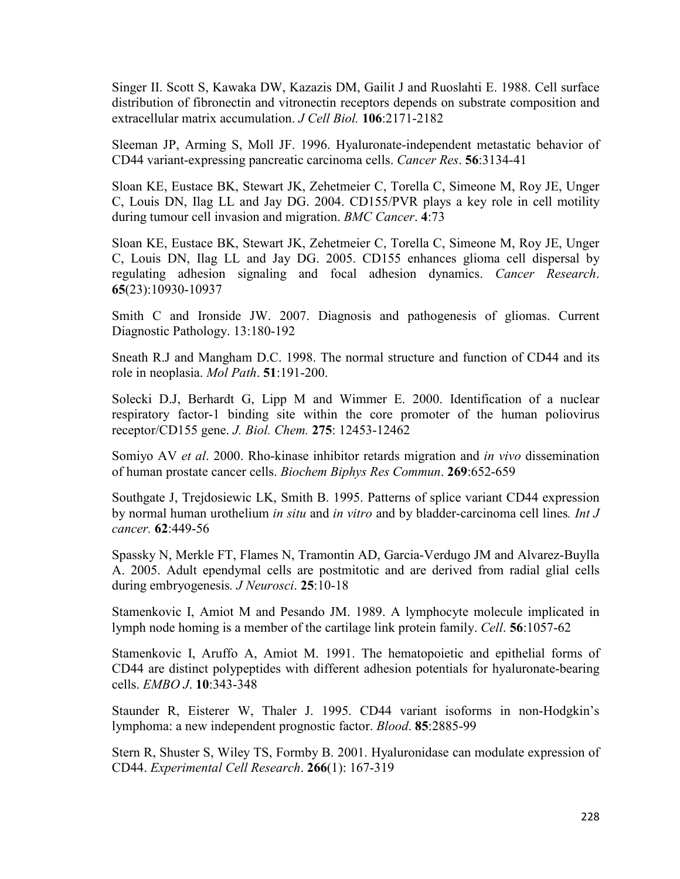Singer II. Scott S, Kawaka DW, Kazazis DM, Gailit J and Ruoslahti E. 1988. Cell surface distribution of fibronectin and vitronectin receptors depends on substrate composition and extracellular matrix accumulation. *J Cell Biol.* **106**:2171-2182

Sleeman JP, Arming S, Moll JF. 1996. Hyaluronate-independent metastatic behavior of CD44 variant-expressing pancreatic carcinoma cells. *Cancer Res*. **56**:3134-41

Sloan KE, Eustace BK, Stewart JK, Zehetmeier C, Torella C, Simeone M, Roy JE, Unger C, Louis DN, Ilag LL and Jay DG. 2004. CD155/PVR plays a key role in cell motility during tumour cell invasion and migration. *BMC Cancer*. **4**:73

Sloan KE, Eustace BK, Stewart JK, Zehetmeier C, Torella C, Simeone M, Roy JE, Unger C, Louis DN, Ilag LL and Jay DG. 2005. CD155 enhances glioma cell dispersal by regulating adhesion signaling and focal adhesion dynamics. *Cancer Research*. **65**(23):10930-10937

Smith C and Ironside JW. 2007. Diagnosis and pathogenesis of gliomas. Current Diagnostic Pathology. 13:180-192

Sneath R.J and Mangham D.C. 1998. The normal structure and function of CD44 and its role in neoplasia. *Mol Path*. **51**:191-200.

Solecki D.J, Berhardt G, Lipp M and Wimmer E. 2000. Identification of a nuclear respiratory factor-1 binding site within the core promoter of the human poliovirus receptor/CD155 gene. *J. Biol. Chem.* **275**: 12453-12462

Somiyo AV *et al*. 2000. Rho-kinase inhibitor retards migration and *in vivo* dissemination of human prostate cancer cells. *Biochem Biphys Res Commun*. **269**:652-659

Southgate J, Trejdosiewic LK, Smith B. 1995. Patterns of splice variant CD44 expression by normal human urothelium *in situ* and *in vitro* and by bladder-carcinoma cell lines*. Int J cancer.* **62**:449-56

Spassky N, Merkle FT, Flames N, Tramontin AD, Garcia-Verdugo JM and Alvarez-Buylla A. 2005. Adult ependymal cells are postmitotic and are derived from radial glial cells during embryogenesis*. J Neurosci*. **25**:10-18

Stamenkovic I, Amiot M and Pesando JM. 1989. A lymphocyte molecule implicated in lymph node homing is a member of the cartilage link protein family. *Cell*. **56**:1057-62

Stamenkovic I, Aruffo A, Amiot M. 1991. The hematopoietic and epithelial forms of CD44 are distinct polypeptides with different adhesion potentials for hyaluronate-bearing cells. *EMBO J*. **10**:343-348

Staunder R, Eisterer W, Thaler J. 1995. CD44 variant isoforms in non-Hodgkin's lymphoma: a new independent prognostic factor. *Blood*. **85**:2885-99

Stern R, Shuster S, Wiley TS, Formby B. 2001. Hyaluronidase can modulate expression of CD44. *Experimental Cell Research*. **266**(1): 167-319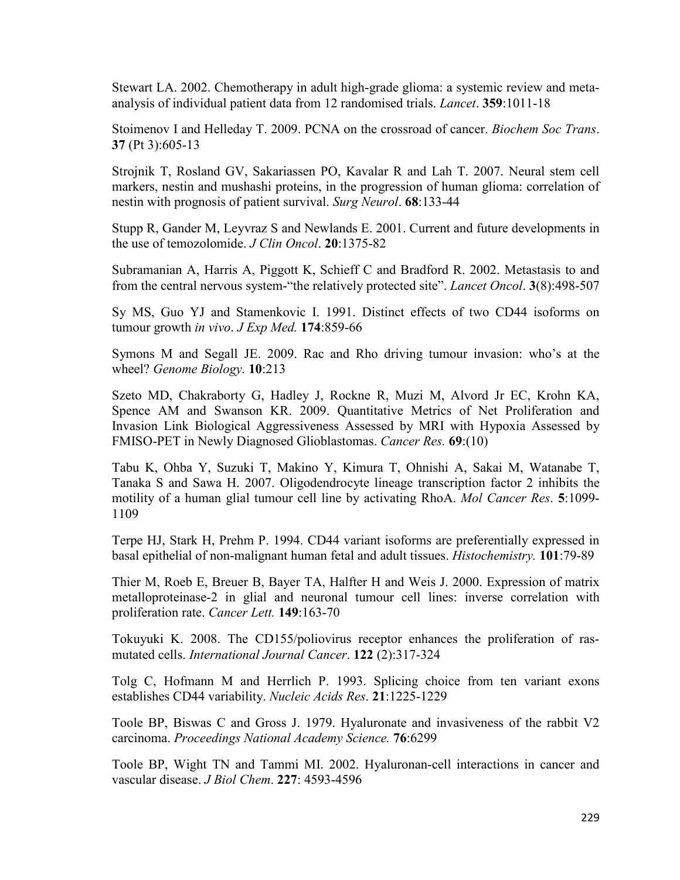Stewart LA. 2002. Chemotherapy in adult high-grade glioma: a systemic review and meta-analysis of individual patient data from 12 randomised trials. *Lancet*. **359**:1011-18

Stoimenov I and Helleday T. 2009. PCNA on the crossroad of cancer. *Biochem Soc Trans*. **37** (Pt 3):605-13

Strojnik T, Rosland GV, Sakariassen PO, Kavalar R and Lah T. 2007. Neural stem cell markers, nestin and mushashi proteins, in the progression of human glioma: correlation of nestin with prognosis of patient survival. *Surg Neurol*. **68**:133-44

Stupp R, Gander M, Leyvraz S and Newlands E. 2001. Current and future developments in the use of temozolomide. *J Clin Oncol*. **20**:1375-82

Subramanian A, Harris A, Piggott K, Schieff C and Bradford R. 2002. Metastasis to and from the central nervous system-"the relatively protected site". *Lancet Oncol*. **3**(8):498-507

Sy MS, Guo YJ and Stamenkovic I. 1991. Distinct effects of two CD44 isoforms on tumour growth *in vivo*. *J Exp Med.* **174**:859-66

Symons M and Segall JE. 2009. Rac and Rho driving tumour invasion: who's at the wheel? *Genome Biology.* **10**:213

Szeto MD, Chakraborty G, Hadley J, Rockne R, Muzi M, Alvord Jr EC, Krohn KA, Spence AM and Swanson KR. 2009. Quantitative Metrics of Net Proliferation and Invasion Link Biological Aggressiveness Assessed by MRI with Hypoxia Assessed by FMISO-PET in Newly Diagnosed Glioblastomas. *Cancer Res.* **69**:(10)

Tabu K, Ohba Y, Suzuki T, Makino Y, Kimura T, Ohnishi A, Sakai M, Watanabe T, Tanaka S and Sawa H. 2007. Oligodendrocyte lineage transcription factor 2 inhibits the motility of a human glial tumour cell line by activating RhoA. *Mol Cancer Res*. **5**:1099-1109

Terpe HJ, Stark H, Prehm P. 1994. CD44 variant isoforms are preferentially expressed in basal epithelial of non-malignant human fetal and adult tissues. *Histochemistry.* **101**:79-89

Thier M, Roeb E, Breuer B, Bayer TA, Halfter H and Weis J. 2000. Expression of matrix metalloproteinase-2 in glial and neuronal tumour cell lines: inverse correlation with proliferation rate. *Cancer Lett.* **149**:163-70

Tokuyuki K. 2008. The CD155/poliovirus receptor enhances the proliferation of ras-mutated cells. *International Journal Cancer*. **122** (2):317-324

Tolg C, Hofmann M and Herrlich P. 1993. Splicing choice from ten variant exons establishes CD44 variability. *Nucleic Acids Res*. **21**:1225-1229

Toole BP, Biswas C and Gross J. 1979. Hyaluronate and invasiveness of the rabbit V2 carcinoma. *Proceedings National Academy Science.* **76**:6299

Toole BP, Wight TN and Tammi MI. 2002. Hyaluronan-cell interactions in cancer and vascular disease. *J Biol Chem*. **227**: 4593-4596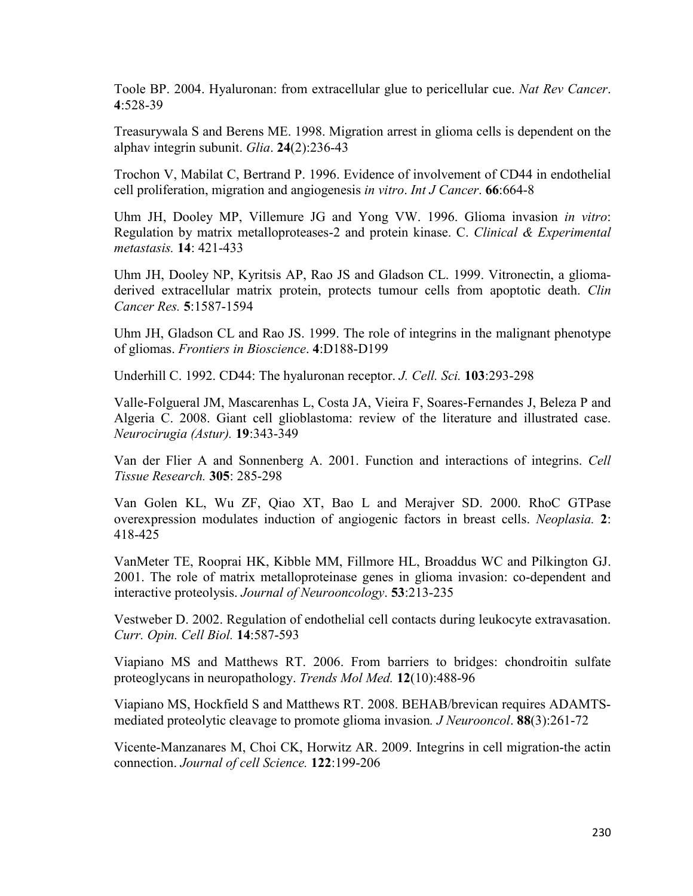Toole BP. 2004. Hyaluronan: from extracellular glue to pericellular cue. *Nat Rev Cancer*. **4**:528-39

Treasurywala S and Berens ME. 1998. Migration arrest in glioma cells is dependent on the alphav integrin subunit. *Glia*. **24(**2):236-43

Trochon V, Mabilat C, Bertrand P. 1996. Evidence of involvement of CD44 in endothelial cell proliferation, migration and angiogenesis *in vitro*. *Int J Cancer*. **66**:664-8

Uhm JH, Dooley MP, Villemure JG and Yong VW. 1996. Glioma invasion *in vitro*: Regulation by matrix metalloproteases-2 and protein kinase. C. *Clinical & Experimental metastasis.* **14**: 421-433

Uhm JH, Dooley NP, Kyritsis AP, Rao JS and Gladson CL. 1999. Vitronectin, a glioma-derived extracellular matrix protein, protects tumour cells from apoptotic death. *Clin Cancer Res.* **5**:1587-1594

Uhm JH, Gladson CL and Rao JS. 1999. The role of integrins in the malignant phenotype of gliomas. *Frontiers in Bioscience*. **4**:D188-D199

Underhill C. 1992. CD44: The hyaluronan receptor. *J. Cell. Sci.* **103**:293-298

Valle-Folgueral JM, Mascarenhas L, Costa JA, Vieira F, Soares-Fernandes J, Beleza P and Algeria C. 2008. Giant cell glioblastoma: review of the literature and illustrated case. *Neurocirugia (Astur).* **19**:343-349

Van der Flier A and Sonnenberg A. 2001. Function and interactions of integrins. *Cell Tissue Research.* **305**: 285-298

Van Golen KL, Wu ZF, Qiao XT, Bao L and Merajver SD. 2000. RhoC GTPase overexpression modulates induction of angiogenic factors in breast cells. *Neoplasia.* **2**: 418-425

VanMeter TE, Rooprai HK, Kibble MM, Fillmore HL, Broaddus WC and Pilkington GJ. 2001. The role of matrix metalloproteinase genes in glioma invasion: co-dependent and interactive proteolysis. *Journal of Neurooncology*. **53**:213-235

Vestweber D. 2002. Regulation of endothelial cell contacts during leukocyte extravasation. *Curr. Opin. Cell Biol.* **14**:587-593

Viapiano MS and Matthews RT. 2006. From barriers to bridges: chondroitin sulfate proteoglycans in neuropathology. *Trends Mol Med.* **12**(10):488-96

Viapiano MS, Hockfield S and Matthews RT. 2008. BEHAB/brevican requires ADAMTS-mediated proteolytic cleavage to promote glioma invasion*. J Neurooncol*. **88**(3):261-72

Vicente-Manzanares M, Choi CK, Horwitz AR. 2009. Integrins in cell migration-the actin connection. *Journal of cell Science.* **122**:199-206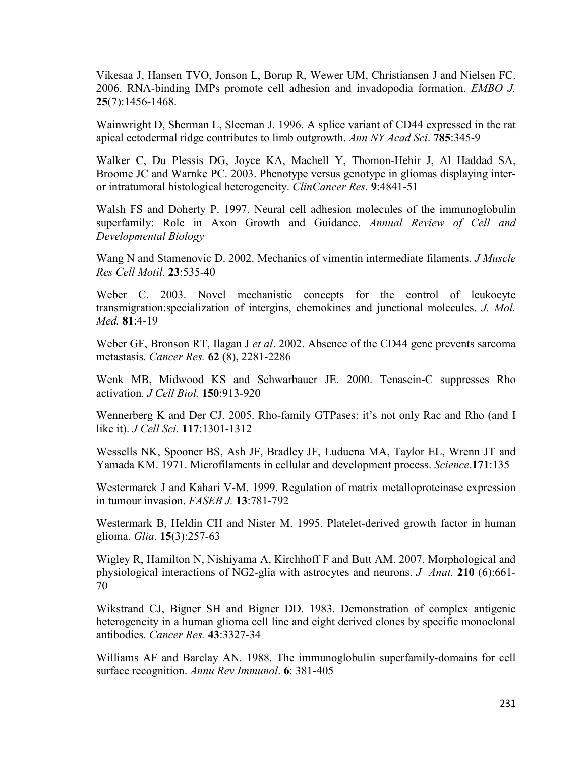Vikesaa J, Hansen TVO, Jonson L, Borup R, Wewer UM, Christiansen J and Nielsen FC. 2006. RNA-binding IMPs promote cell adhesion and invadopodia formation. *EMBO J.* **25**(7):1456-1468.

Wainwright D, Sherman L, Sleeman J. 1996. A splice variant of CD44 expressed in the rat apical ectodermal ridge contributes to limb outgrowth. *Ann NY Acad Sci*. **785**:345-9

Walker C, Du Plessis DG, Joyce KA, Machell Y, Thomon-Hehir J, Al Haddad SA, Broome JC and Warnke PC. 2003. Phenotype versus genotype in gliomas displaying inter- or intratumoral histological heterogeneity. *ClinCancer Res.* **9**:4841-51

Walsh FS and Doherty P. 1997. Neural cell adhesion molecules of the immunoglobulin superfamily: Role in Axon Growth and Guidance. *Annual Review of Cell and Developmental Biology*

Wang N and Stamenovic D. 2002. Mechanics of vimentin intermediate filaments. *J Muscle Res Cell Motil*. **23**:535-40

Weber C. 2003. Novel mechanistic concepts for the control of leukocyte transmigration:specialization of intergins, chemokines and junctional molecules. *J. Mol. Med.* **81**:4-19

Weber GF, Bronson RT, Ilagan J *et al*. 2002. Absence of the CD44 gene prevents sarcoma metastasis*. Cancer Res.* **62** (8), 2281-2286

Wenk MB, Midwood KS and Schwarbauer JE. 2000. Tenascin-C suppresses Rho activation*. J Cell Biol.* **150**:913-920

Wennerberg K and Der CJ. 2005. Rho-family GTPases: it's not only Rac and Rho (and I like it). *J Cell Sci.* **117**:1301-1312

Wessells NK, Spooner BS, Ash JF, Bradley JF, Luduena MA, Taylor EL, Wrenn JT and Yamada KM. 1971. Microfilaments in cellular and development process. *Science*.**171**:135

Westermarck J and Kahari V-M. 1999. Regulation of matrix metalloproteinase expression in tumour invasion. *FASEB J.* **13**:781-792

Westermark B, Heldin CH and Nister M. 1995. Platelet-derived growth factor in human glioma. *Glia*. **15**(3):257-63

Wigley R, Hamilton N, Nishiyama A, Kirchhoff F and Butt AM. 2007. Morphological and physiological interactions of NG2-glia with astrocytes and neurons. *J Anat.* **210** (6):661-70

Wikstrand CJ, Bigner SH and Bigner DD. 1983. Demonstration of complex antigenic heterogeneity in a human glioma cell line and eight derived clones by specific monoclonal antibodies. *Cancer Res.* **43**:3327-34

Williams AF and Barclay AN. 1988. The immunoglobulin superfamily-domains for cell surface recognition. *Annu Rev Immunol*. **6**: 381-405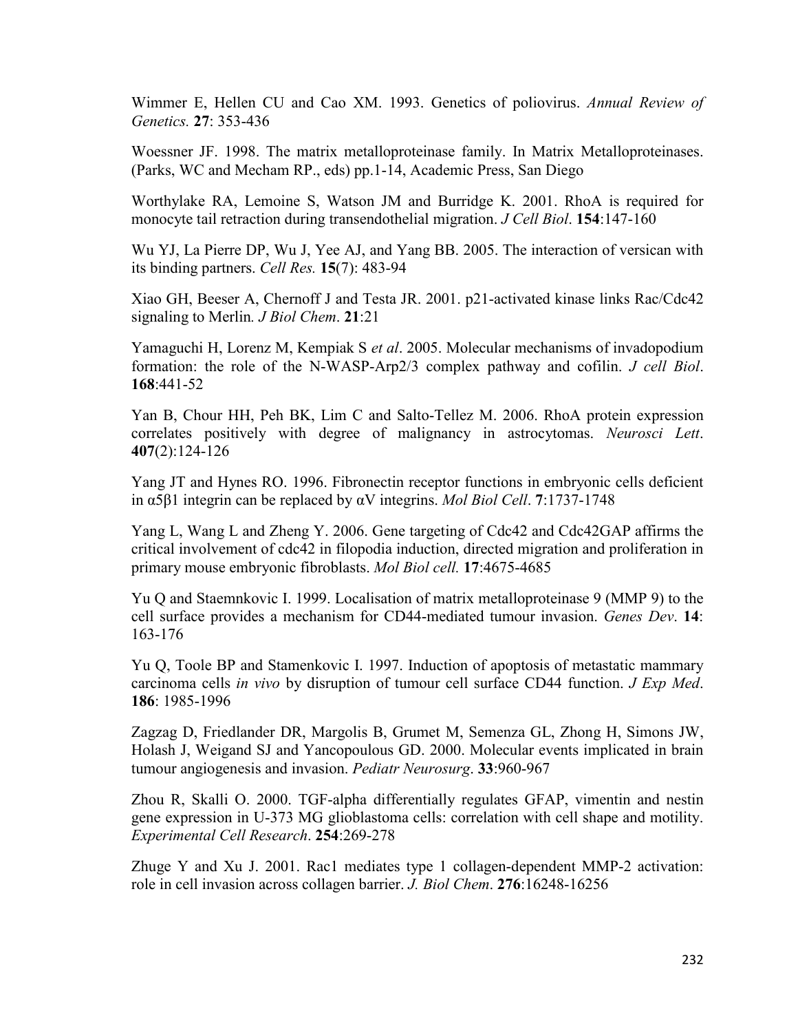Wimmer E, Hellen CU and Cao XM. 1993. Genetics of poliovirus. *Annual Review of Genetics.* **27**: 353-436

Woessner JF. 1998. The matrix metalloproteinase family. In Matrix Metalloproteinases. (Parks, WC and Mecham RP., eds) pp.1-14, Academic Press, San Diego

Worthylake RA, Lemoine S, Watson JM and Burridge K. 2001. RhoA is required for monocyte tail retraction during transendothelial migration. *J Cell Biol*. **154**:147-160

Wu YJ, La Pierre DP, Wu J, Yee AJ, and Yang BB. 2005. The interaction of versican with its binding partners. *Cell Res.* **15**(7): 483-94

Xiao GH, Beeser A, Chernoff J and Testa JR. 2001. p21-activated kinase links Rac/Cdc42 signaling to Merlin. *J Biol Chem*. **21**:21

Yamaguchi H, Lorenz M, Kempiak S *et al*. 2005. Molecular mechanisms of invadopodium formation: the role of the N-WASP-Arp2/3 complex pathway and cofilin. *J cell Biol*. **168**:441-52

Yan B, Chour HH, Peh BK, Lim C and Salto-Tellez M. 2006. RhoA protein expression correlates positively with degree of malignancy in astrocytomas. *Neurosci Lett*. **407**(2):124-126

Yang JT and Hynes RO. 1996. Fibronectin receptor functions in embryonic cells deficient in α5β1 integrin can be replaced by αV integrins. *Mol Biol Cell*. **7**:1737-1748

Yang L, Wang L and Zheng Y. 2006. Gene targeting of Cdc42 and Cdc42GAP affirms the critical involvement of cdc42 in filopodia induction, directed migration and proliferation in primary mouse embryonic fibroblasts. *Mol Biol cell.* **17**:4675-4685

Yu Q and Staemnkovic I. 1999. Localisation of matrix metalloproteinase 9 (MMP 9) to the cell surface provides a mechanism for CD44-mediated tumour invasion. *Genes Dev*. **14**: 163-176

Yu Q, Toole BP and Stamenkovic I. 1997. Induction of apoptosis of metastatic mammary carcinoma cells *in vivo* by disruption of tumour cell surface CD44 function. *J Exp Med*. **186**: 1985-1996

Zagzag D, Friedlander DR, Margolis B, Grumet M, Semenza GL, Zhong H, Simons JW, Holash J, Weigand SJ and Yancopoulous GD. 2000. Molecular events implicated in brain tumour angiogenesis and invasion. *Pediatr Neurosurg*. **33**:960-967

Zhou R, Skalli O. 2000. TGF-alpha differentially regulates GFAP, vimentin and nestin gene expression in U-373 MG glioblastoma cells: correlation with cell shape and motility. *Experimental Cell Research*. **254**:269-278

Zhuge Y and Xu J. 2001. Rac1 mediates type 1 collagen-dependent MMP-2 activation: role in cell invasion across collagen barrier. *J. Biol Chem*. **276**:16248-16256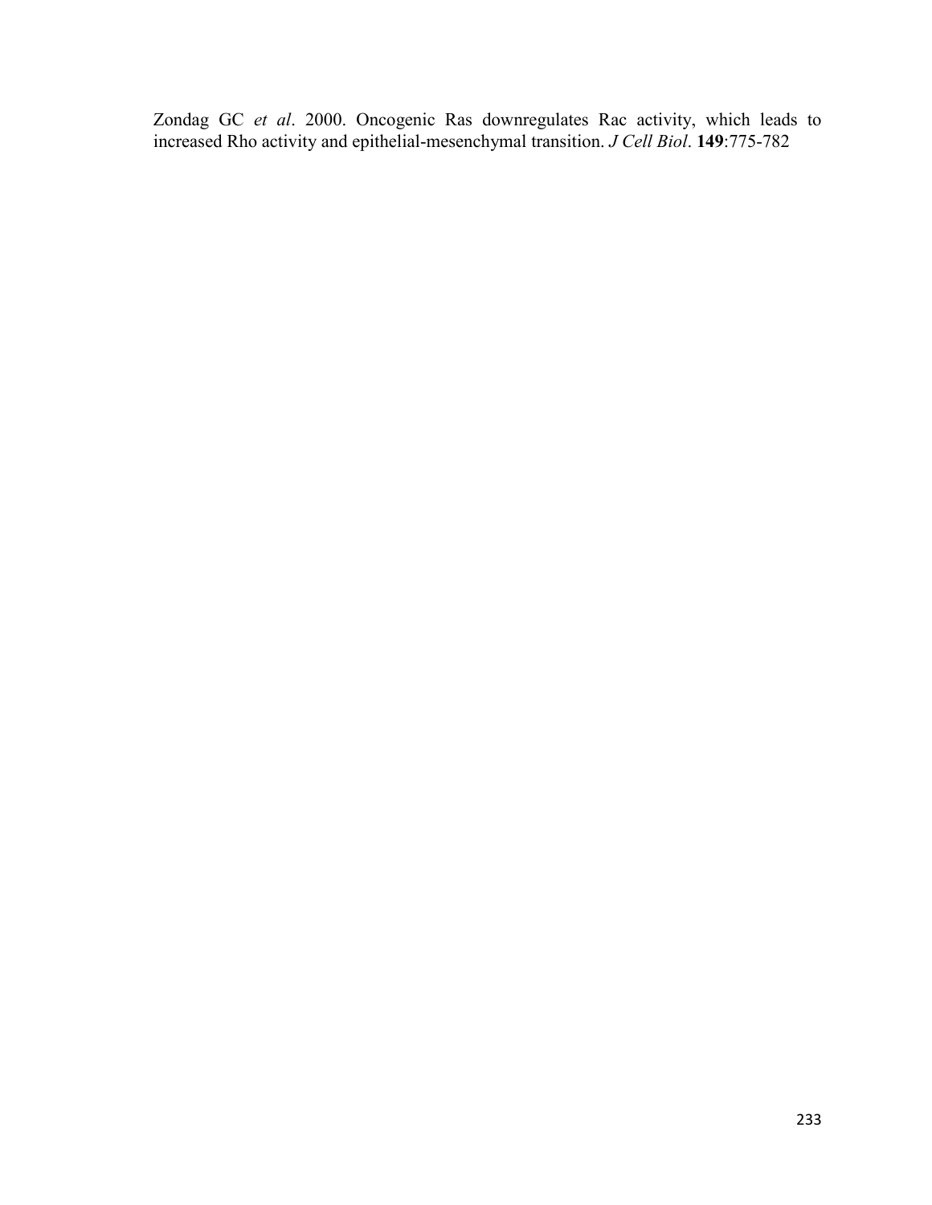Zondag GC *et al*. 2000. Oncogenic Ras downregulates Rac activity, which leads to increased Rho activity and epithelial-mesenchymal transition. *J Cell Biol*. **149**:775-782